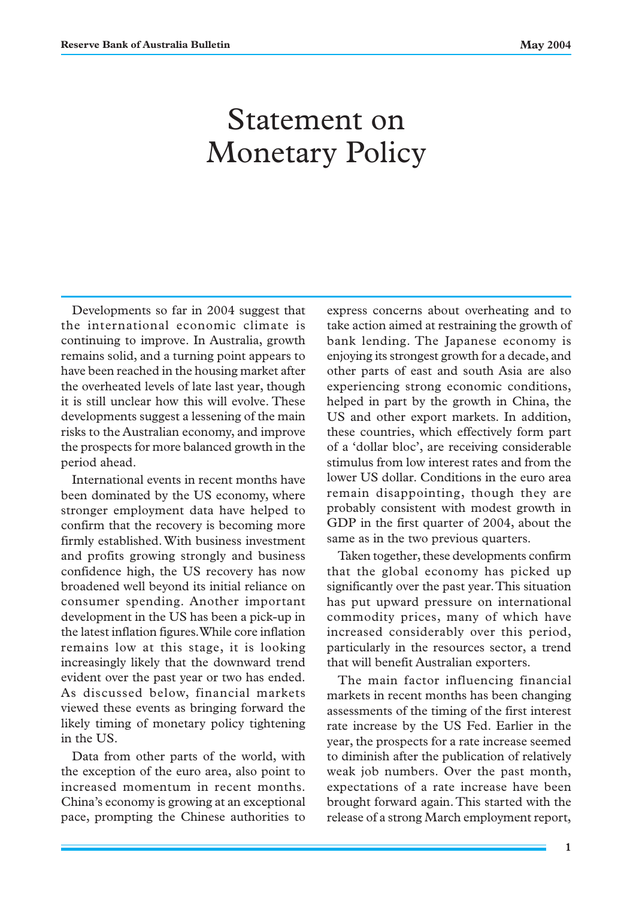# Statement on Monetary Policy

Developments so far in 2004 suggest that the international economic climate is continuing to improve. In Australia, growth remains solid, and a turning point appears to have been reached in the housing market after the overheated levels of late last year, though it is still unclear how this will evolve. These developments suggest a lessening of the main risks to the Australian economy, and improve the prospects for more balanced growth in the period ahead.

International events in recent months have been dominated by the US economy, where stronger employment data have helped to confirm that the recovery is becoming more firmly established. With business investment and profits growing strongly and business confidence high, the US recovery has now broadened well beyond its initial reliance on consumer spending. Another important development in the US has been a pick-up in the latest inflation figures. While core inflation remains low at this stage, it is looking increasingly likely that the downward trend evident over the past year or two has ended. As discussed below, financial markets viewed these events as bringing forward the likely timing of monetary policy tightening in the US.

Data from other parts of the world, with the exception of the euro area, also point to increased momentum in recent months. China's economy is growing at an exceptional pace, prompting the Chinese authorities to express concerns about overheating and to take action aimed at restraining the growth of bank lending. The Japanese economy is enjoying its strongest growth for a decade, and other parts of east and south Asia are also experiencing strong economic conditions, helped in part by the growth in China, the US and other export markets. In addition, these countries, which effectively form part of a 'dollar bloc', are receiving considerable stimulus from low interest rates and from the lower US dollar. Conditions in the euro area remain disappointing, though they are probably consistent with modest growth in GDP in the first quarter of 2004, about the same as in the two previous quarters.

Taken together, these developments confirm that the global economy has picked up significantly over the past year. This situation has put upward pressure on international commodity prices, many of which have increased considerably over this period, particularly in the resources sector, a trend that will benefit Australian exporters.

The main factor influencing financial markets in recent months has been changing assessments of the timing of the first interest rate increase by the US Fed. Earlier in the year, the prospects for a rate increase seemed to diminish after the publication of relatively weak job numbers. Over the past month, expectations of a rate increase have been brought forward again. This started with the release of a strong March employment report,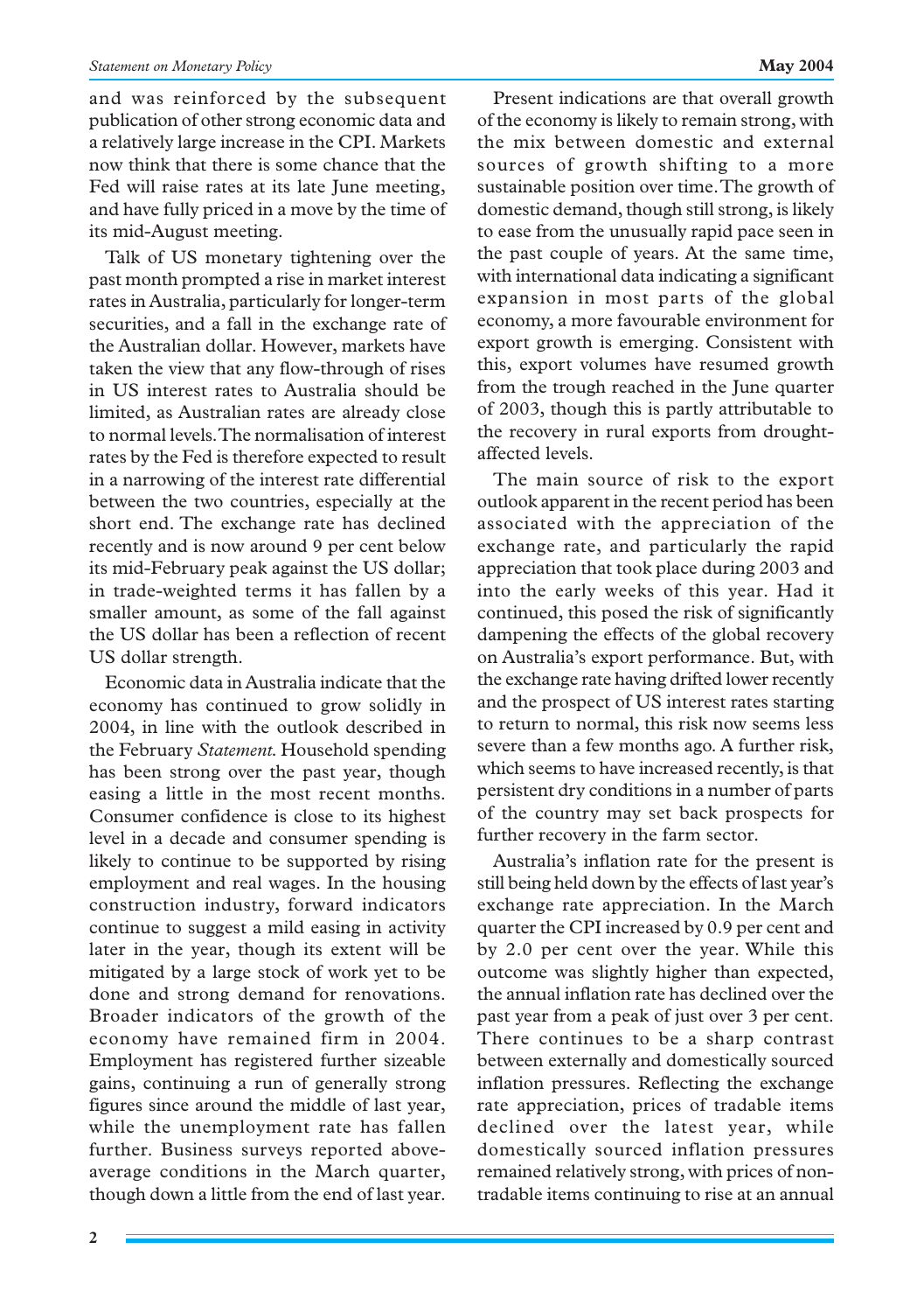and was reinforced by the subsequent publication of other strong economic data and a relatively large increase in the CPI. Markets now think that there is some chance that the Fed will raise rates at its late June meeting, and have fully priced in a move by the time of its mid-August meeting.

Talk of US monetary tightening over the past month prompted a rise in market interest rates in Australia, particularly for longer-term securities, and a fall in the exchange rate of the Australian dollar. However, markets have taken the view that any flow-through of rises in US interest rates to Australia should be limited, as Australian rates are already close to normal levels. The normalisation of interest rates by the Fed is therefore expected to result in a narrowing of the interest rate differential between the two countries, especially at the short end. The exchange rate has declined recently and is now around 9 per cent below its mid-February peak against the US dollar; in trade-weighted terms it has fallen by a smaller amount, as some of the fall against the US dollar has been a reflection of recent US dollar strength.

Economic data in Australia indicate that the economy has continued to grow solidly in 2004, in line with the outlook described in the February *Statement*. Household spending has been strong over the past year, though easing a little in the most recent months. Consumer confidence is close to its highest level in a decade and consumer spending is likely to continue to be supported by rising employment and real wages. In the housing construction industry, forward indicators continue to suggest a mild easing in activity later in the year, though its extent will be mitigated by a large stock of work yet to be done and strong demand for renovations. Broader indicators of the growth of the economy have remained firm in 2004. Employment has registered further sizeable gains, continuing a run of generally strong figures since around the middle of last year, while the unemployment rate has fallen further. Business surveys reported above-average conditions in the March quarter, though down a little from the end of last year.

Present indications are that overall growth of the economy is likely to remain strong, with the mix between domestic and external sources of growth shifting to a more sustainable position over time. The growth of domestic demand, though still strong, is likely to ease from the unusually rapid pace seen in the past couple of years. At the same time, with international data indicating a significant expansion in most parts of the global economy, a more favourable environment for export growth is emerging. Consistent with this, export volumes have resumed growth from the trough reached in the June quarter of 2003, though this is partly attributable to the recovery in rural exports from drought-affected levels.

The main source of risk to the export outlook apparent in the recent period has been associated with the appreciation of the exchange rate, and particularly the rapid appreciation that took place during 2003 and into the early weeks of this year. Had it continued, this posed the risk of significantly dampening the effects of the global recovery on Australia's export performance. But, with the exchange rate having drifted lower recently and the prospect of US interest rates starting to return to normal, this risk now seems less severe than a few months ago. A further risk, which seems to have increased recently, is that persistent dry conditions in a number of parts of the country may set back prospects for further recovery in the farm sector.

Australia's inflation rate for the present is still being held down by the effects of last year's exchange rate appreciation. In the March quarter the CPI increased by 0.9 per cent and by 2.0 per cent over the year. While this outcome was slightly higher than expected, the annual inflation rate has declined over the past year from a peak of just over 3 per cent. There continues to be a sharp contrast between externally and domestically sourced inflation pressures. Reflecting the exchange rate appreciation, prices of tradable items declined over the latest year, while domestically sourced inflation pressures remained relatively strong, with prices of non-tradable items continuing to rise at an annual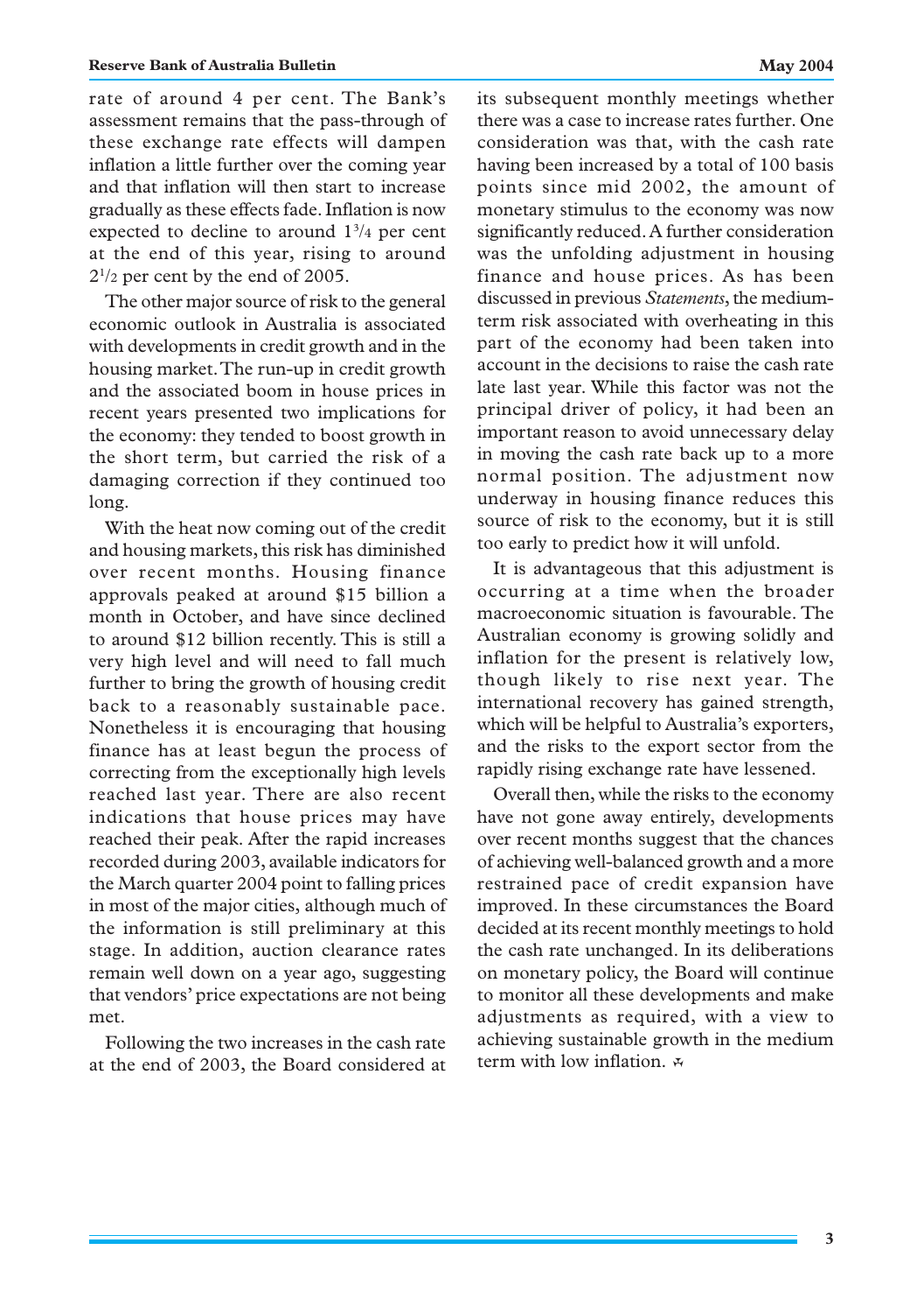rate of around 4 per cent. The Bank's assessment remains that the pass-through of these exchange rate effects will dampen inflation a little further over the coming year and that inflation will then start to increase gradually as these effects fade. Inflation is now expected to decline to around $1^3/_4$ per cent at the end of this year, rising to around $2^1/_2$ per cent by the end of 2005.

The other major source of risk to the general economic outlook in Australia is associated with developments in credit growth and in the housing market. The run-up in credit growth and the associated boom in house prices in recent years presented two implications for the economy: they tended to boost growth in the short term, but carried the risk of a damaging correction if they continued too long.

With the heat now coming out of the credit and housing markets, this risk has diminished over recent months. Housing finance approvals peaked at around $15 billion a month in October, and have since declined to around $12 billion recently. This is still a very high level and will need to fall much further to bring the growth of housing credit back to a reasonably sustainable pace. Nonetheless it is encouraging that housing finance has at least begun the process of correcting from the exceptionally high levels reached last year. There are also recent indications that house prices may have reached their peak. After the rapid increases recorded during 2003, available indicators for the March quarter 2004 point to falling prices in most of the major cities, although much of the information is still preliminary at this stage. In addition, auction clearance rates remain well down on a year ago, suggesting that vendors' price expectations are not being met.

Following the two increases in the cash rate at the end of 2003, the Board considered at its subsequent monthly meetings whether there was a case to increase rates further. One consideration was that, with the cash rate having been increased by a total of 100 basis points since mid 2002, the amount of monetary stimulus to the economy was now significantly reduced. A further consideration was the unfolding adjustment in housing finance and house prices. As has been discussed in previous *Statements*, the medium-term risk associated with overheating in this part of the economy had been taken into account in the decisions to raise the cash rate late last year. While this factor was not the principal driver of policy, it had been an important reason to avoid unnecessary delay in moving the cash rate back up to a more normal position. The adjustment now underway in housing finance reduces this source of risk to the economy, but it is still too early to predict how it will unfold.

It is advantageous that this adjustment is occurring at a time when the broader macroeconomic situation is favourable. The Australian economy is growing solidly and inflation for the present is relatively low, though likely to rise next year. The international recovery has gained strength, which will be helpful to Australia's exporters, and the risks to the export sector from the rapidly rising exchange rate have lessened.

Overall then, while the risks to the economy have not gone away entirely, developments over recent months suggest that the chances of achieving well-balanced growth and a more restrained pace of credit expansion have improved. In these circumstances the Board decided at its recent monthly meetings to hold the cash rate unchanged. In its deliberations on monetary policy, the Board will continue to monitor all these developments and make adjustments as required, with a view to achieving sustainable growth in the medium term with low inflation.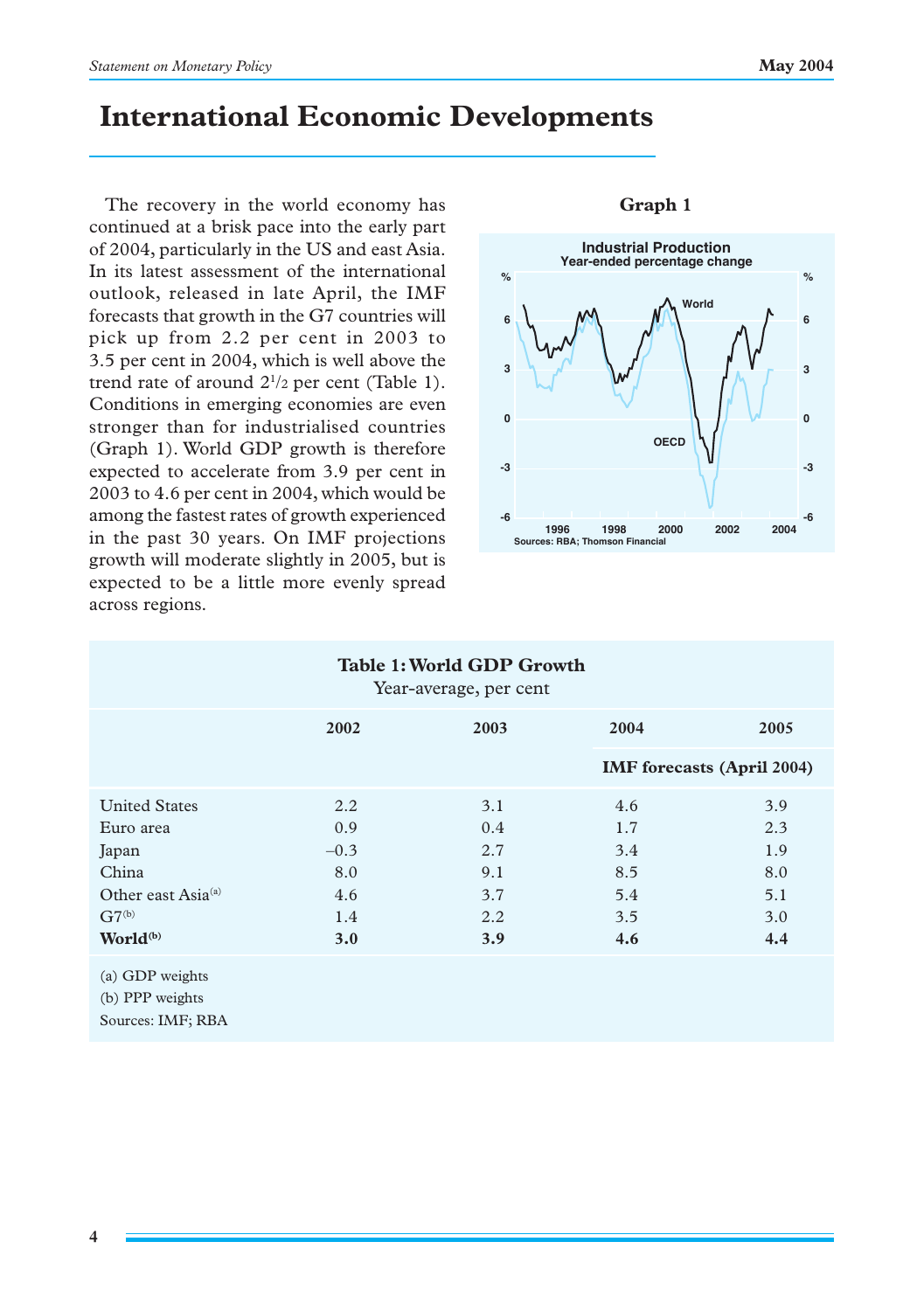# International Economic Developments

The recovery in the world economy has continued at a brisk pace into the early part of 2004, particularly in the US and east Asia. In its latest assessment of the international outlook, released in late April, the IMF forecasts that growth in the G7 countries will pick up from 2.2 per cent in 2003 to 3.5 per cent in 2004, which is well above the trend rate of around 2½ per cent (Table 1). Conditions in emerging economies are even stronger than for industrialised countries (Graph 1). World GDP growth is therefore expected to accelerate from 3.9 per cent in 2003 to 4.6 per cent in 2004, which would be among the fastest rates of growth experienced in the past 30 years. On IMF projections growth will moderate slightly in 2005, but is expected to be a little more evenly spread across regions.

**Graph 1**

Industrial Production
Year-ended percentage change

%
6
3
0
-3
-6

World
OECD

1996 1998 2000 2002 2004

Sources: RBA; Thomson Financial

**Table 1: World GDP Growth**
Year-average, per cent

| | 2002 | 2003 | 2004 | 2005 |
|---|---|---|---|---|
| | | | IMF forecasts (April 2004) | |
| United States | 2.2 | 3.1 | 4.6 | 3.9 |
| Euro area | 0.9 | 0.4 | 1.7 | 2.3 |
| Japan | –0.3 | 2.7 | 3.4 | 1.9 |
| China | 8.0 | 9.1 | 8.5 | 8.0 |
| Other east Asia[(a)] | 4.6 | 3.7 | 5.4 | 5.1 |
| G7[(b)] | 1.4 | 2.2 | 3.5 | 3.0 |
| **World[(b)]** | **3.0** | **3.9** | **4.6** | **4.4** |

(a) GDP weights
(b) PPP weights
Sources: IMF; RBA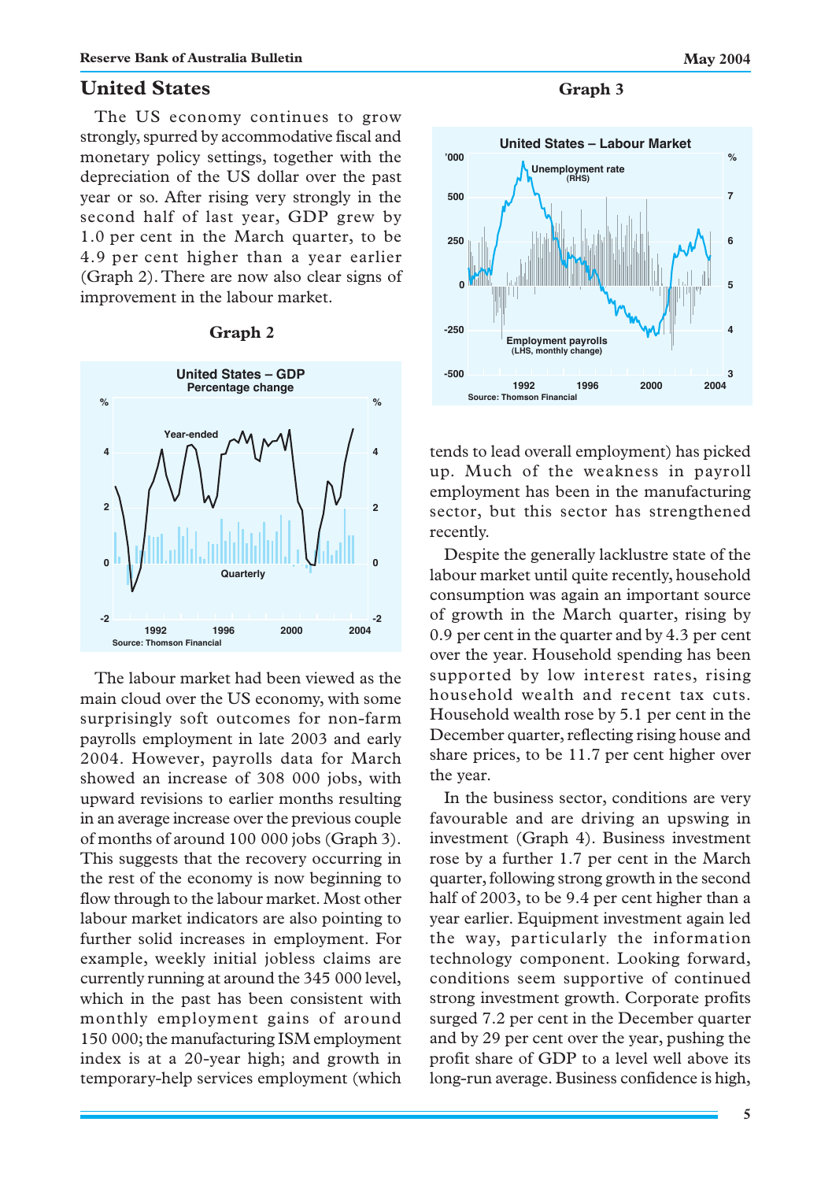## United States

The US economy continues to grow strongly, spurred by accommodative fiscal and monetary policy settings, together with the depreciation of the US dollar over the past year or so. After rising very strongly in the second half of last year, GDP grew by 1.0 per cent in the March quarter, to be 4.9 per cent higher than a year earlier (Graph 2). There are now also clear signs of improvement in the labour market.

**Graph 2**

United States – GDP
Percentage change

%
4
2
0
-2

Year-ended

Quarterly

1992
1996
2000
2004

Source: Thomson Financial

The labour market had been viewed as the main cloud over the US economy, with some surprisingly soft outcomes for non-farm payrolls employment in late 2003 and early 2004. However, payrolls data for March showed an increase of 308 000 jobs, with upward revisions to earlier months resulting in an average increase over the previous couple of months of around 100 000 jobs (Graph 3). This suggests that the recovery occurring in the rest of the economy is now beginning to flow through to the labour market. Most other labour market indicators are also pointing to further solid increases in employment. For example, weekly initial jobless claims are currently running at around the 345 000 level, which in the past has been consistent with monthly employment gains of around 150 000; the manufacturing ISM employment index is at a 20-year high; and growth in temporary-help services employment (which tends to lead overall employment) has picked up. Much of the weakness in payroll employment has been in the manufacturing sector, but this sector has strengthened recently.

**Graph 3**

United States – Labour Market

'000
500
250
0
-250
-500

%
7
6
5
4
3

Unemployment rate
(RHS)

Employment payrolls
(LHS, monthly change)

1992
1996
2000
2004

Source: Thomson Financial

Despite the generally lacklustre state of the labour market until quite recently, household consumption was again an important source of growth in the March quarter, rising by 0.9 per cent in the quarter and by 4.3 per cent over the year. Household spending has been supported by low interest rates, rising household wealth and recent tax cuts. Household wealth rose by 5.1 per cent in the December quarter, reflecting rising house and share prices, to be 11.7 per cent higher over the year.

In the business sector, conditions are very favourable and are driving an upswing in investment (Graph 4). Business investment rose by a further 1.7 per cent in the March quarter, following strong growth in the second half of 2003, to be 9.4 per cent higher than a year earlier. Equipment investment again led the way, particularly the information technology component. Looking forward, conditions seem supportive of continued strong investment growth. Corporate profits surged 7.2 per cent in the December quarter and by 29 per cent over the year, pushing the profit share of GDP to a level well above its long-run average. Business confidence is high,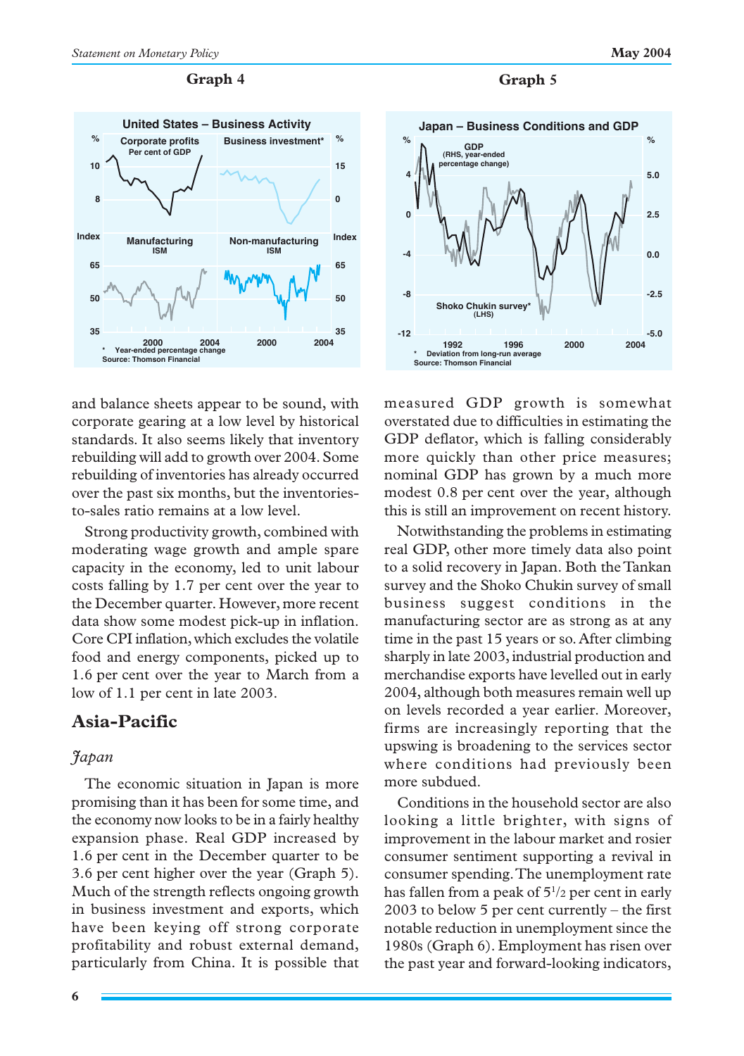**Graph 4**

United States – Business Activity

Corporate profits
Per cent of GDP

Business investment*

%
10
8

%
15
0

Index
65
50
35

Manufacturing
ISM

Non-manufacturing
ISM

Index
65
50
35

2000
2004
2000
2004

\* Year-ended percentage change
Source: Thomson Financial

**Graph 5**

Japan – Business Conditions and GDP

GDP
(RHS, year-ended percentage change)

Shoko Chukin survey*
(LHS)

%
4
0
-4
-8
-12

%
5.0
2.5
0.0
-2.5
-5.0

1992
1996
2000
2004

\* Deviation from long-run average
Source: Thomson Financial

and balance sheets appear to be sound, with corporate gearing at a low level by historical standards. It also seems likely that inventory rebuilding will add to growth over 2004. Some rebuilding of inventories has already occurred over the past six months, but the inventories-to-sales ratio remains at a low level.

Strong productivity growth, combined with moderating wage growth and ample spare capacity in the economy, led to unit labour costs falling by 1.7 per cent over the year to the December quarter. However, more recent data show some modest pick-up in inflation. Core CPI inflation, which excludes the volatile food and energy components, picked up to 1.6 per cent over the year to March from a low of 1.1 per cent in late 2003.

## Asia-Pacific

### *Japan*

The economic situation in Japan is more promising than it has been for some time, and the economy now looks to be in a fairly healthy expansion phase. Real GDP increased by 1.6 per cent in the December quarter to be 3.6 per cent higher over the year (Graph 5). Much of the strength reflects ongoing growth in business investment and exports, which have been keying off strong corporate profitability and robust external demand, particularly from China. It is possible that measured GDP growth is somewhat overstated due to difficulties in estimating the GDP deflator, which is falling considerably more quickly than other price measures; nominal GDP has grown by a much more modest 0.8 per cent over the year, although this is still an improvement on recent history.

Notwithstanding the problems in estimating real GDP, other more timely data also point to a solid recovery in Japan. Both the Tankan survey and the Shoko Chukin survey of small business suggest conditions in the manufacturing sector are as strong as at any time in the past 15 years or so. After climbing sharply in late 2003, industrial production and merchandise exports have levelled out in early 2004, although both measures remain well up on levels recorded a year earlier. Moreover, firms are increasingly reporting that the upswing is broadening to the services sector where conditions had previously been more subdued.

Conditions in the household sector are also looking a little brighter, with signs of improvement in the labour market and rosier consumer sentiment supporting a revival in consumer spending. The unemployment rate has fallen from a peak of 5½ per cent in early 2003 to below 5 per cent currently – the first notable reduction in unemployment since the 1980s (Graph 6). Employment has risen over the past year and forward-looking indicators,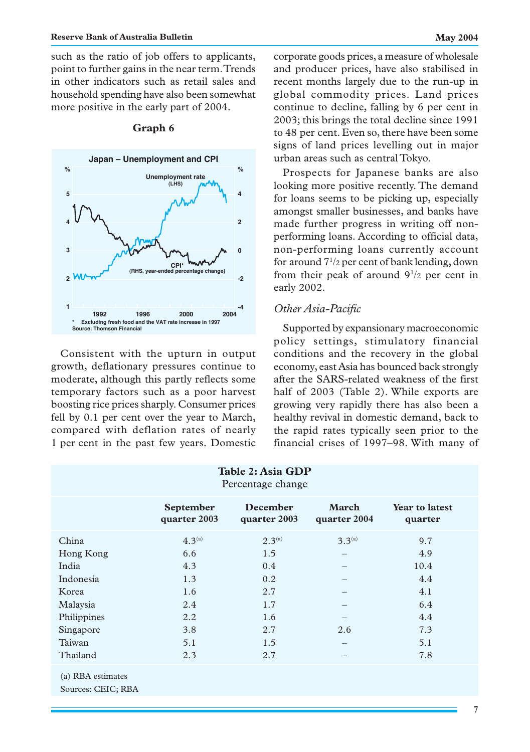such as the ratio of job offers to applicants, point to further gains in the near term. Trends in other indicators such as retail sales and household spending have also been somewhat more positive in the early part of 2004.

**Graph 6**

Japan – Unemployment and CPI

%

%

Unemployment rate (LHS)

CPI* (RHS, year-ended percentage change)

5 4 3 2 1

4 2 0 -2 -4

1992 1996 2000 2004

\* Excluding fresh food and the VAT rate increase in 1997

Source: Thomson Financial

Consistent with the upturn in output growth, deflationary pressures continue to moderate, although this partly reflects some temporary factors such as a poor harvest boosting rice prices sharply. Consumer prices fell by 0.1 per cent over the year to March, compared with deflation rates of nearly 1 per cent in the past few years. Domestic corporate goods prices, a measure of wholesale and producer prices, have also stabilised in recent months largely due to the run-up in global commodity prices. Land prices continue to decline, falling by 6 per cent in 2003; this brings the total decline since 1991 to 48 per cent. Even so, there have been some signs of land prices levelling out in major urban areas such as central Tokyo.

Prospects for Japanese banks are also looking more positive recently. The demand for loans seems to be picking up, especially amongst smaller businesses, and banks have made further progress in writing off non-performing loans. According to official data, non-performing loans currently account for around 7½ per cent of bank lending, down from their peak of around 9½ per cent in early 2002.

*Other Asia-Pacific*

Supported by expansionary macroeconomic policy settings, stimulatory financial conditions and the recovery in the global economy, east Asia has bounced back strongly after the SARS-related weakness of the first half of 2003 (Table 2). While exports are growing very rapidly there has also been a healthy revival in domestic demand, back to the rapid rates typically seen prior to the financial crises of 1997–98. With many of

**Table 2: Asia GDP**
Percentage change

| | September quarter 2003 | December quarter 2003 | March quarter 2004 | Year to latest quarter |
|---|---|---|---|---|
| China | 4.3[(a)] | 2.3[(a)] | 3.3[(a)] | 9.7 |
| Hong Kong | 6.6 | 1.5 | – | 4.9 |
| India | 4.3 | 0.4 | – | 10.4 |
| Indonesia | 1.3 | 0.2 | – | 4.4 |
| Korea | 1.6 | 2.7 | – | 4.1 |
| Malaysia | 2.4 | 1.7 | – | 6.4 |
| Philippines | 2.2 | 1.6 | – | 4.4 |
| Singapore | 3.8 | 2.7 | 2.6 | 7.3 |
| Taiwan | 5.1 | 1.5 | – | 5.1 |
| Thailand | 2.3 | 2.7 | – | 7.8 |

(a) RBA estimates

Sources: CEIC; RBA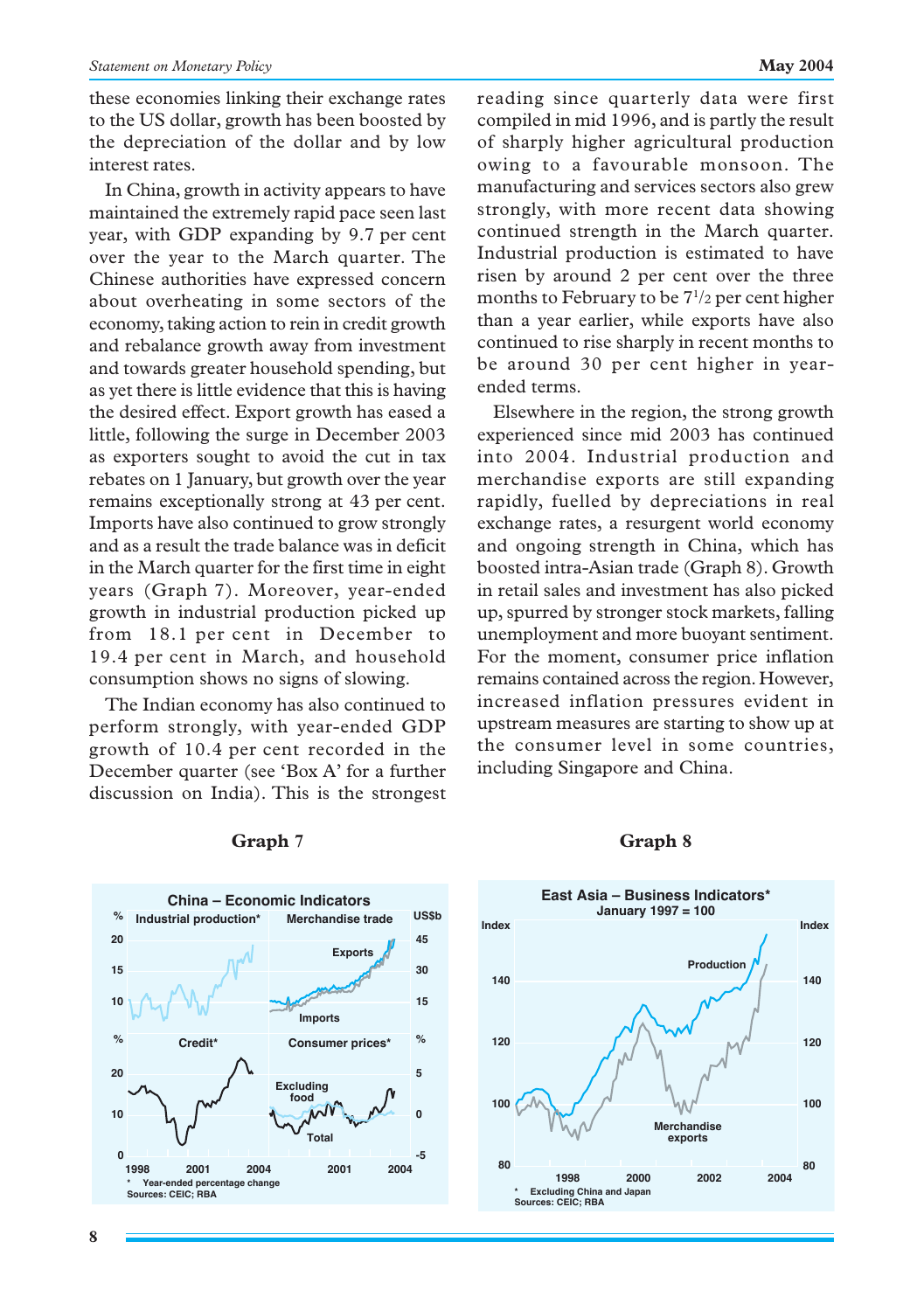these economies linking their exchange rates to the US dollar, growth has been boosted by the depreciation of the dollar and by low interest rates.

In China, growth in activity appears to have maintained the extremely rapid pace seen last year, with GDP expanding by 9.7 per cent over the year to the March quarter. The Chinese authorities have expressed concern about overheating in some sectors of the economy, taking action to rein in credit growth and rebalance growth away from investment and towards greater household spending, but as yet there is little evidence that this is having the desired effect. Export growth has eased a little, following the surge in December 2003 as exporters sought to avoid the cut in tax rebates on 1 January, but growth over the year remains exceptionally strong at 43 per cent. Imports have also continued to grow strongly and as a result the trade balance was in deficit in the March quarter for the first time in eight years (Graph 7). Moreover, year-ended growth in industrial production picked up from 18.1 per cent in December to 19.4 per cent in March, and household consumption shows no signs of slowing.

The Indian economy has also continued to perform strongly, with year-ended GDP growth of 10.4 per cent recorded in the December quarter (see 'Box A' for a further discussion on India). This is the strongest reading since quarterly data were first compiled in mid 1996, and is partly the result of sharply higher agricultural production owing to a favourable monsoon. The manufacturing and services sectors also grew strongly, with more recent data showing continued strength in the March quarter. Industrial production is estimated to have risen by around 2 per cent over the three months to February to be $7^{1}/_{2}$ per cent higher than a year earlier, while exports have also continued to rise sharply in recent months to be around 30 per cent higher in year-ended terms.

Elsewhere in the region, the strong growth experienced since mid 2003 has continued into 2004. Industrial production and merchandise exports are still expanding rapidly, fuelled by depreciations in real exchange rates, a resurgent world economy and ongoing strength in China, which has boosted intra-Asian trade (Graph 8). Growth in retail sales and investment has also picked up, spurred by stronger stock markets, falling unemployment and more buoyant sentiment. For the moment, consumer price inflation remains contained across the region. However, increased inflation pressures evident in upstream measures are starting to show up at the consumer level in some countries, including Singapore and China.

**Graph 7**

China – Economic Indicators

Industrial production* (%) | Merchandise trade (US$b)

20, 15, 10 | 45, 30, 15

Exports

Imports

Credit* (%) | Consumer prices* (%)

20, 10, 0 | 5, 0, -5

Excluding food

Total

1998 2001 2004 | 2001 2004

\* Year-ended percentage change

Sources: CEIC; RBA

**Graph 8**

East Asia – Business Indicators*

January 1997 = 100

Index | Index

140, 120, 100, 80

Production

Merchandise exports

1998 2000 2002 2004

\* Excluding China and Japan

Sources: CEIC; RBA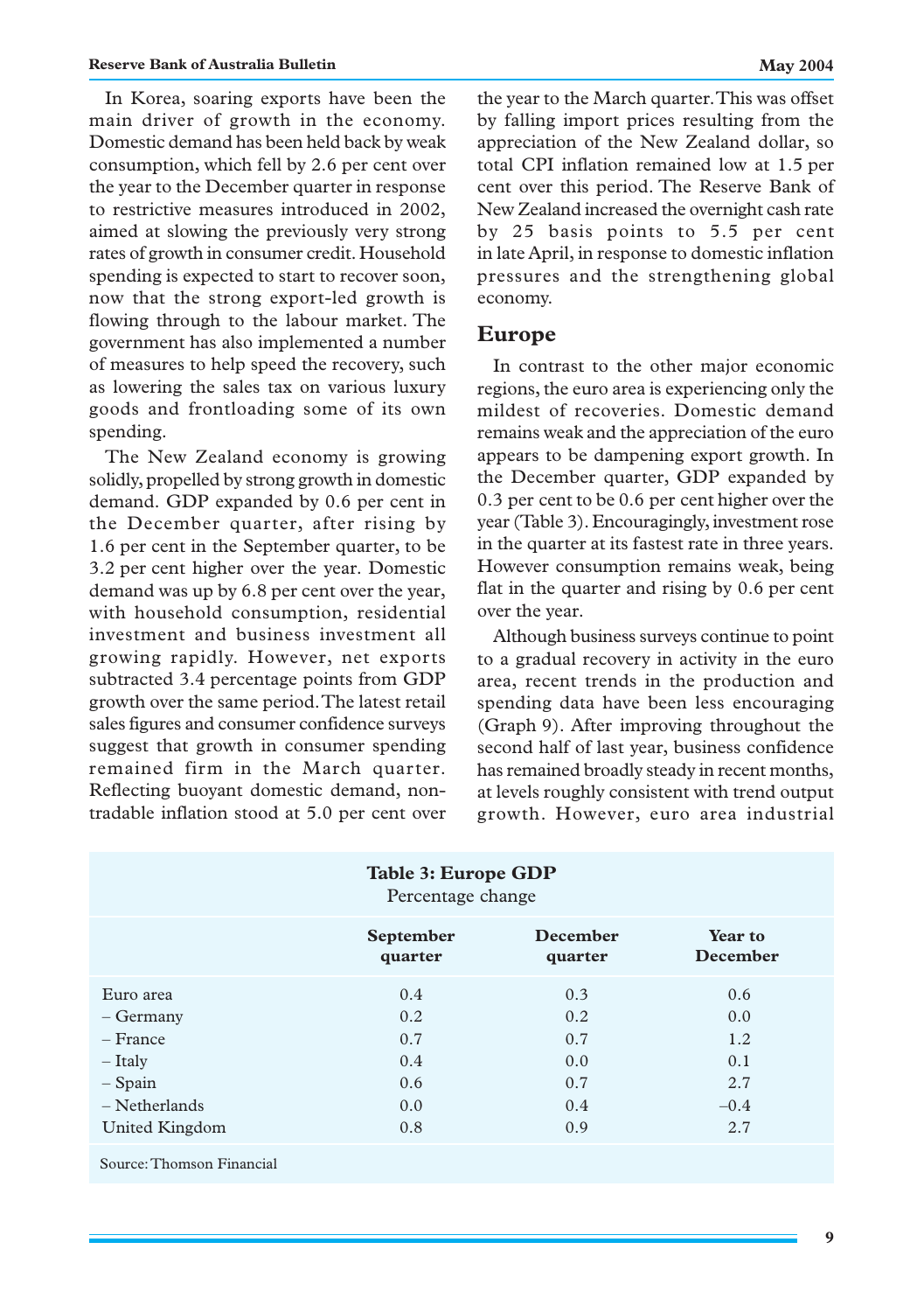In Korea, soaring exports have been the main driver of growth in the economy. Domestic demand has been held back by weak consumption, which fell by 2.6 per cent over the year to the December quarter in response to restrictive measures introduced in 2002, aimed at slowing the previously very strong rates of growth in consumer credit. Household spending is expected to start to recover soon, now that the strong export-led growth is flowing through to the labour market. The government has also implemented a number of measures to help speed the recovery, such as lowering the sales tax on various luxury goods and frontloading some of its own spending.

The New Zealand economy is growing solidly, propelled by strong growth in domestic demand. GDP expanded by 0.6 per cent in the December quarter, after rising by 1.6 per cent in the September quarter, to be 3.2 per cent higher over the year. Domestic demand was up by 6.8 per cent over the year, with household consumption, residential investment and business investment all growing rapidly. However, net exports subtracted 3.4 percentage points from GDP growth over the same period. The latest retail sales figures and consumer confidence surveys suggest that growth in consumer spending remained firm in the March quarter. Reflecting buoyant domestic demand, non-tradable inflation stood at 5.0 per cent over the year to the March quarter. This was offset by falling import prices resulting from the appreciation of the New Zealand dollar, so total CPI inflation remained low at 1.5 per cent over this period. The Reserve Bank of New Zealand increased the overnight cash rate by 25 basis points to 5.5 per cent in late April, in response to domestic inflation pressures and the strengthening global economy.

## Europe

In contrast to the other major economic regions, the euro area is experiencing only the mildest of recoveries. Domestic demand remains weak and the appreciation of the euro appears to be dampening export growth. In the December quarter, GDP expanded by 0.3 per cent to be 0.6 per cent higher over the year (Table 3). Encouragingly, investment rose in the quarter at its fastest rate in three years. However consumption remains weak, being flat in the quarter and rising by 0.6 per cent over the year.

Although business surveys continue to point to a gradual recovery in activity in the euro area, recent trends in the production and spending data have been less encouraging (Graph 9). After improving throughout the second half of last year, business confidence has remained broadly steady in recent months, at levels roughly consistent with trend output growth. However, euro area industrial

**Table 3: Europe GDP**
Percentage change

| | September quarter | December quarter | Year to December |
|---|---|---|---|
| Euro area | 0.4 | 0.3 | 0.6 |
| – Germany | 0.2 | 0.2 | 0.0 |
| – France | 0.7 | 0.7 | 1.2 |
| – Italy | 0.4 | 0.0 | 0.1 |
| – Spain | 0.6 | 0.7 | 2.7 |
| – Netherlands | 0.0 | 0.4 | –0.4 |
| United Kingdom | 0.8 | 0.9 | 2.7 |

Source: Thomson Financial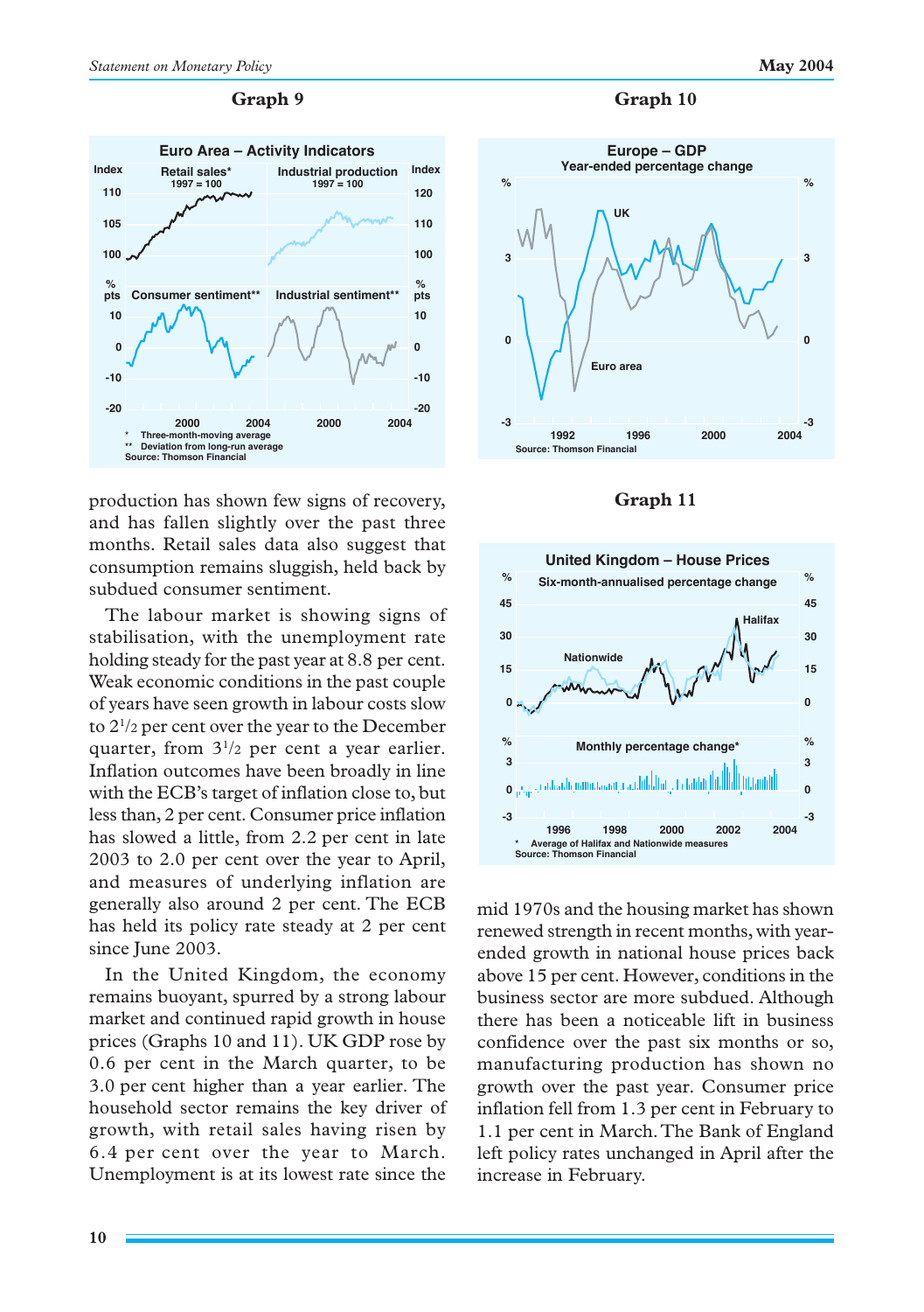**Graph 9**

Euro Area – Activity Indicators

Index
Retail sales*
1997 = 100
Industrial production
1997 = 100
Index
110
105
100
120
110
100
%
pts
Consumer sentiment**
Industrial sentiment**
%
pts
10
0
-10
-20
2000
2004
2000
2004
* Three-month-moving average
** Deviation from long-run average
Source: Thomson Financial

**Graph 10**

Europe – GDP
Year-ended percentage change

%
3
0
-3
UK
Euro area
1992
1996
2000
2004
Source: Thomson Financial

production has shown few signs of recovery, and has fallen slightly over the past three months. Retail sales data also suggest that consumption remains sluggish, held back by subdued consumer sentiment.

The labour market is showing signs of stabilisation, with the unemployment rate holding steady for the past year at 8.8 per cent. Weak economic conditions in the past couple of years have seen growth in labour costs slow to 2½ per cent over the year to the December quarter, from 3½ per cent a year earlier. Inflation outcomes have been broadly in line with the ECB's target of inflation close to, but less than, 2 per cent. Consumer price inflation has slowed a little, from 2.2 per cent in late 2003 to 2.0 per cent over the year to April, and measures of underlying inflation are generally also around 2 per cent. The ECB has held its policy rate steady at 2 per cent since June 2003.

In the United Kingdom, the economy remains buoyant, spurred by a strong labour market and continued rapid growth in house prices (Graphs 10 and 11). UK GDP rose by 0.6 per cent in the March quarter, to be 3.0 per cent higher than a year earlier. The household sector remains the key driver of growth, with retail sales having risen by 6.4 per cent over the year to March. Unemployment is at its lowest rate since the mid 1970s and the housing market has shown renewed strength in recent months, with year-ended growth in national house prices back above 15 per cent. However, conditions in the business sector are more subdued. Although there has been a noticeable lift in business confidence over the past six months or so, manufacturing production has shown no growth over the past year. Consumer price inflation fell from 1.3 per cent in February to 1.1 per cent in March. The Bank of England left policy rates unchanged in April after the increase in February.

**Graph 11**

United Kingdom – House Prices

%
Six-month-annualised percentage change
%
45
30
15
0
Halifax
Nationwide
%
Monthly percentage change*
%
3
0
-3
1996
1998
2000
2002
2004
* Average of Halifax and Nationwide measures
Source: Thomson Financial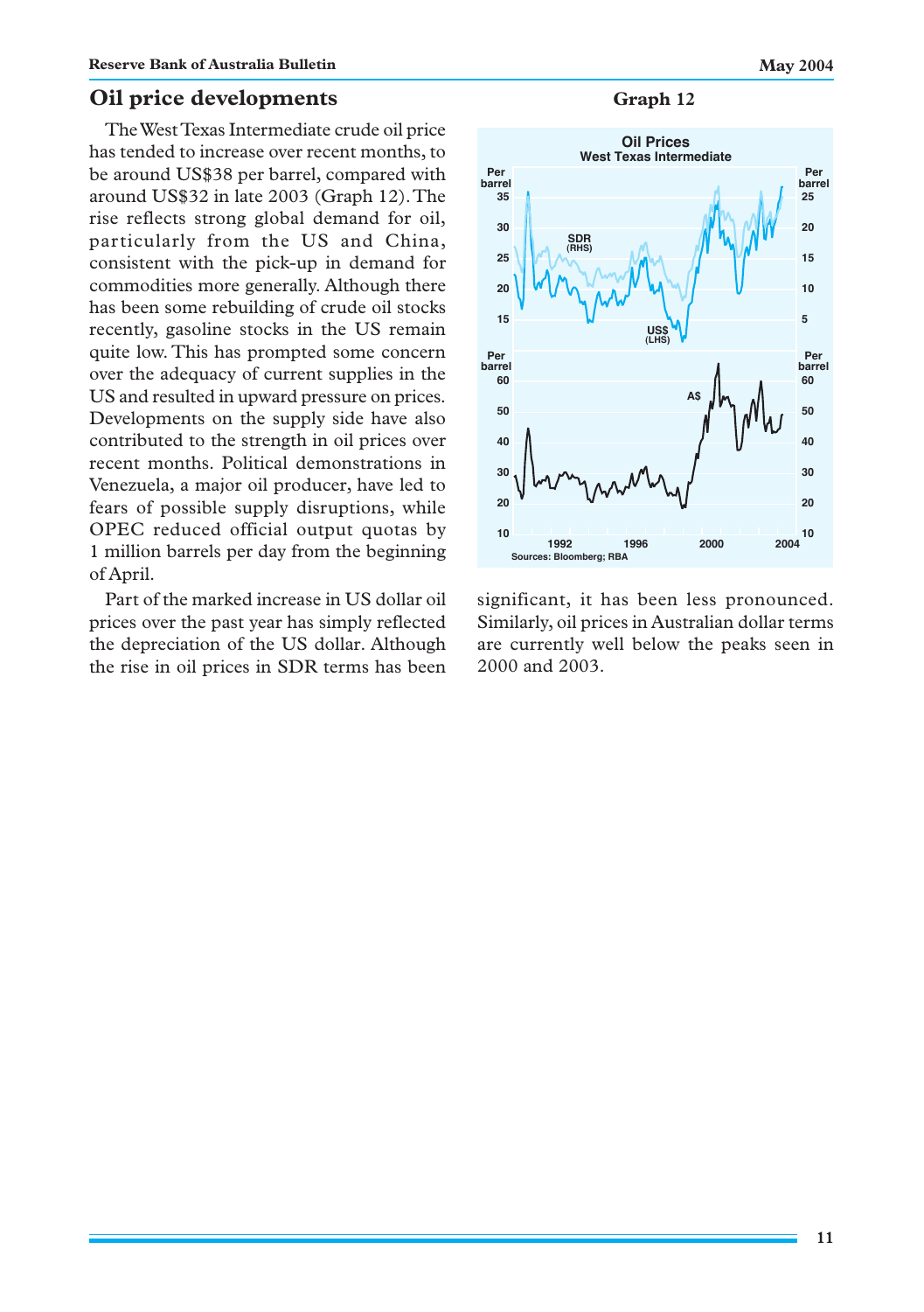## Oil price developments

The West Texas Intermediate crude oil price has tended to increase over recent months, to be around US$38 per barrel, compared with around US$32 in late 2003 (Graph 12). The rise reflects strong global demand for oil, particularly from the US and China, consistent with the pick-up in demand for commodities more generally. Although there has been some rebuilding of crude oil stocks recently, gasoline stocks in the US remain quite low. This has prompted some concern over the adequacy of current supplies in the US and resulted in upward pressure on prices. Developments on the supply side have also contributed to the strength in oil prices over recent months. Political demonstrations in Venezuela, a major oil producer, have led to fears of possible supply disruptions, while OPEC reduced official output quotas by 1 million barrels per day from the beginning of April.

Part of the marked increase in US dollar oil prices over the past year has simply reflected the depreciation of the US dollar. Although the rise in oil prices in SDR terms has been significant, it has been less pronounced. Similarly, oil prices in Australian dollar terms are currently well below the peaks seen in 2000 and 2003.

**Graph 12**

Oil Prices
West Texas Intermediate

Per barrel
35
30
25
20
15

SDR (RHS)
US$ (LHS)

Per barrel
25
20
15
10
5

Per barrel
60
50
40
30
20
10

A$

Per barrel
60
50
40
30
20
10

1992 1996 2000 2004

Sources: Bloomberg; RBA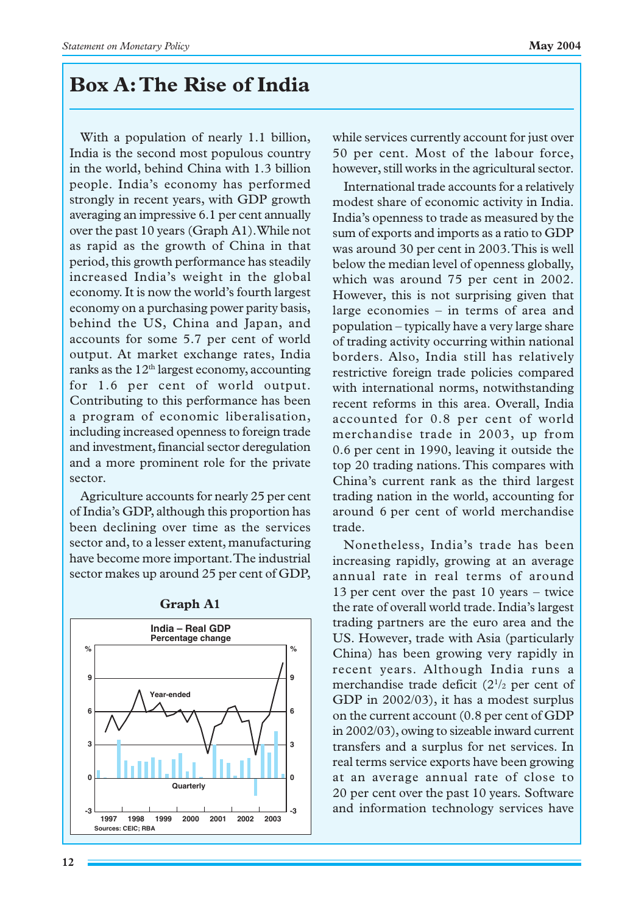# Box A: The Rise of India

With a population of nearly 1.1 billion, India is the second most populous country in the world, behind China with 1.3 billion people. India's economy has performed strongly in recent years, with GDP growth averaging an impressive 6.1 per cent annually over the past 10 years (Graph A1). While not as rapid as the growth of China in that period, this growth performance has steadily increased India's weight in the global economy. It is now the world's fourth largest economy on a purchasing power parity basis, behind the US, China and Japan, and accounts for some 5.7 per cent of world output. At market exchange rates, India ranks as the 12th largest economy, accounting for 1.6 per cent of world output. Contributing to this performance has been a program of economic liberalisation, including increased openness to foreign trade and investment, financial sector deregulation and a more prominent role for the private sector.

Agriculture accounts for nearly 25 per cent of India's GDP, although this proportion has been declining over time as the services sector and, to a lesser extent, manufacturing have become more important. The industrial sector makes up around 25 per cent of GDP, while services currently account for just over 50 per cent. Most of the labour force, however, still works in the agricultural sector.

**Graph A1**

India – Real GDP
Percentage change

%
9
6
3
0
-3

Year-ended
Quarterly

1997 1998 1999 2000 2001 2002 2003

Sources: CEIC; RBA

International trade accounts for a relatively modest share of economic activity in India. India's openness to trade as measured by the sum of exports and imports as a ratio to GDP was around 30 per cent in 2003. This is well below the median level of openness globally, which was around 75 per cent in 2002. However, this is not surprising given that large economies – in terms of area and population – typically have a very large share of trading activity occurring within national borders. Also, India still has relatively restrictive foreign trade policies compared with international norms, notwithstanding recent reforms in this area. Overall, India accounted for 0.8 per cent of world merchandise trade in 2003, up from 0.6 per cent in 1990, leaving it outside the top 20 trading nations. This compares with China's current rank as the third largest trading nation in the world, accounting for around 6 per cent of world merchandise trade.

Nonetheless, India's trade has been increasing rapidly, growing at an average annual rate in real terms of around 13 per cent over the past 10 years – twice the rate of overall world trade. India's largest trading partners are the euro area and the US. However, trade with Asia (particularly China) has been growing very rapidly in recent years. Although India runs a merchandise trade deficit ($2^1/_2$ per cent of GDP in 2002/03), it has a modest surplus on the current account (0.8 per cent of GDP in 2002/03), owing to sizeable inward current transfers and a surplus for net services. In real terms service exports have been growing at an average annual rate of close to 20 per cent over the past 10 years. Software and information technology services have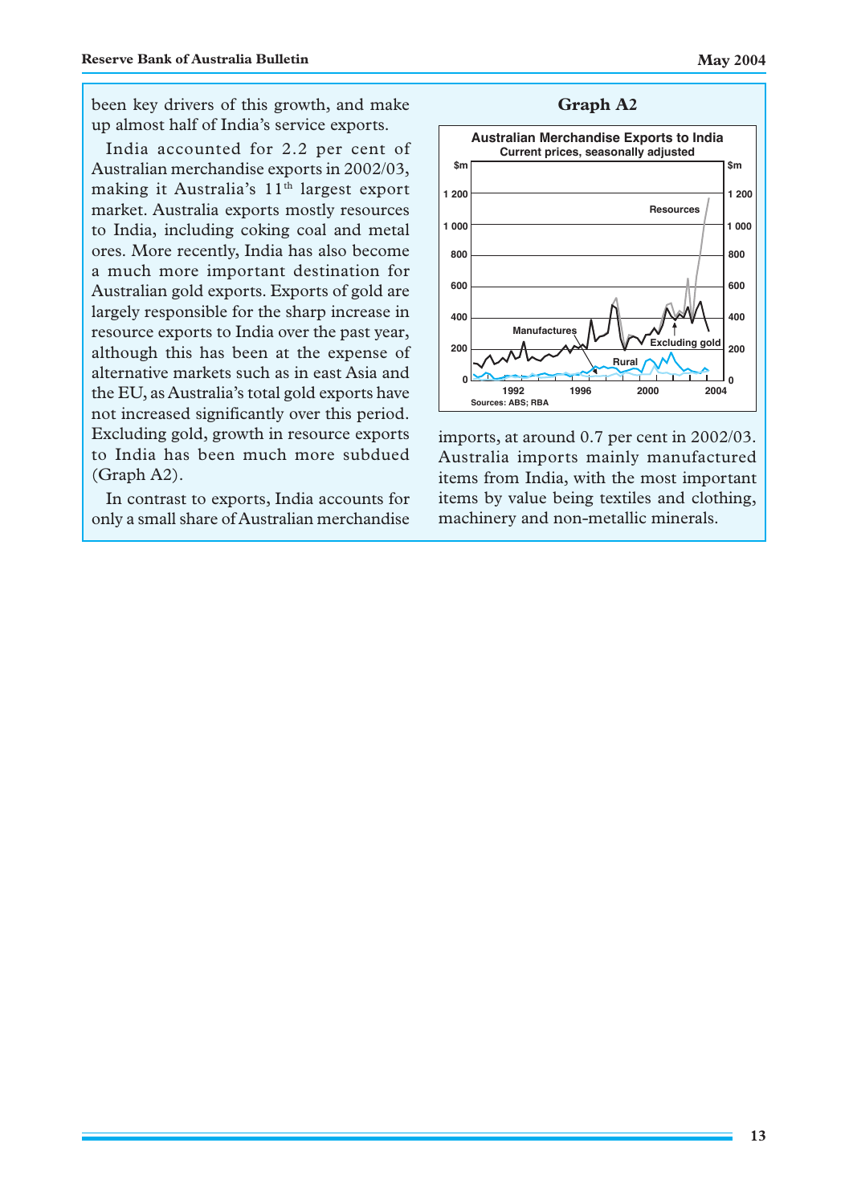been key drivers of this growth, and make up almost half of India's service exports.

India accounted for 2.2 per cent of Australian merchandise exports in 2002/03, making it Australia's 11th largest export market. Australia exports mostly resources to India, including coking coal and metal ores. More recently, India has also become a much more important destination for Australian gold exports. Exports of gold are largely responsible for the sharp increase in resource exports to India over the past year, although this has been at the expense of alternative markets such as in east Asia and the EU, as Australia's total gold exports have not increased significantly over this period. Excluding gold, growth in resource exports to India has been much more subdued (Graph A2).

In contrast to exports, India accounts for only a small share of Australian merchandise imports, at around 0.7 per cent in 2002/03. Australia imports mainly manufactured items from India, with the most important items by value being textiles and clothing, machinery and non-metallic minerals.

**Graph A2**

Australian Merchandise Exports to India
Current prices, seasonally adjusted

$m
1 200
1 000
800
600
400
200
0

Resources
Manufactures
Excluding gold
Rural

1992
1996
2000
2004

Sources: ABS; RBA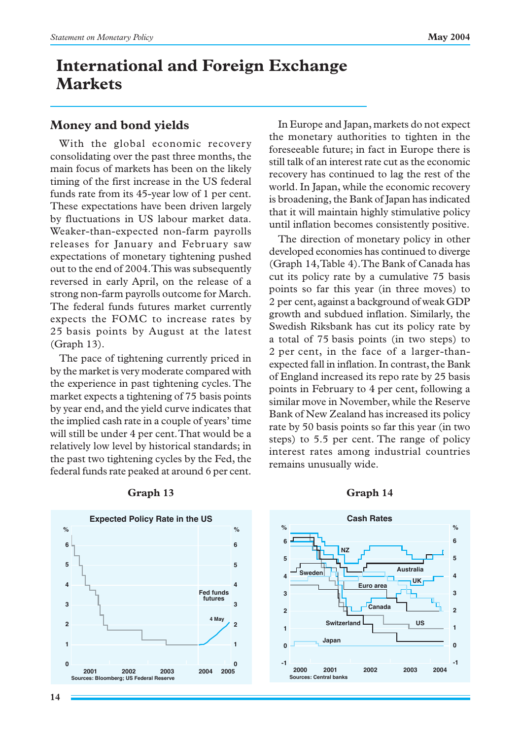# International and Foreign Exchange Markets

## Money and bond yields

With the global economic recovery consolidating over the past three months, the main focus of markets has been on the likely timing of the first increase in the US federal funds rate from its 45-year low of 1 per cent. These expectations have been driven largely by fluctuations in US labour market data. Weaker-than-expected non-farm payrolls releases for January and February saw expectations of monetary tightening pushed out to the end of 2004. This was subsequently reversed in early April, on the release of a strong non-farm payrolls outcome for March. The federal funds futures market currently expects the FOMC to increase rates by 25 basis points by August at the latest (Graph 13).

The pace of tightening currently priced in by the market is very moderate compared with the experience in past tightening cycles. The market expects a tightening of 75 basis points by year end, and the yield curve indicates that the implied cash rate in a couple of years' time will still be under 4 per cent. That would be a relatively low level by historical standards; in the past two tightening cycles by the Fed, the federal funds rate peaked at around 6 per cent.

In Europe and Japan, markets do not expect the monetary authorities to tighten in the foreseeable future; in fact in Europe there is still talk of an interest rate cut as the economic recovery has continued to lag the rest of the world. In Japan, while the economic recovery is broadening, the Bank of Japan has indicated that it will maintain highly stimulative policy until inflation becomes consistently positive.

The direction of monetary policy in other developed economies has continued to diverge (Graph 14, Table 4). The Bank of Canada has cut its policy rate by a cumulative 75 basis points so far this year (in three moves) to 2 per cent, against a background of weak GDP growth and subdued inflation. Similarly, the Swedish Riksbank has cut its policy rate by a total of 75 basis points (in two steps) to 2 per cent, in the face of a larger-than-expected fall in inflation. In contrast, the Bank of England increased its repo rate by 25 basis points in February to 4 per cent, following a similar move in November, while the Reserve Bank of New Zealand has increased its policy rate by 50 basis points so far this year (in two steps) to 5.5 per cent. The range of policy interest rates among industrial countries remains unusually wide.

**Graph 13**

Expected Policy Rate in the US

Sources: Bloomberg; US Federal Reserve

**Graph 14**

Cash Rates

Sources: Central banks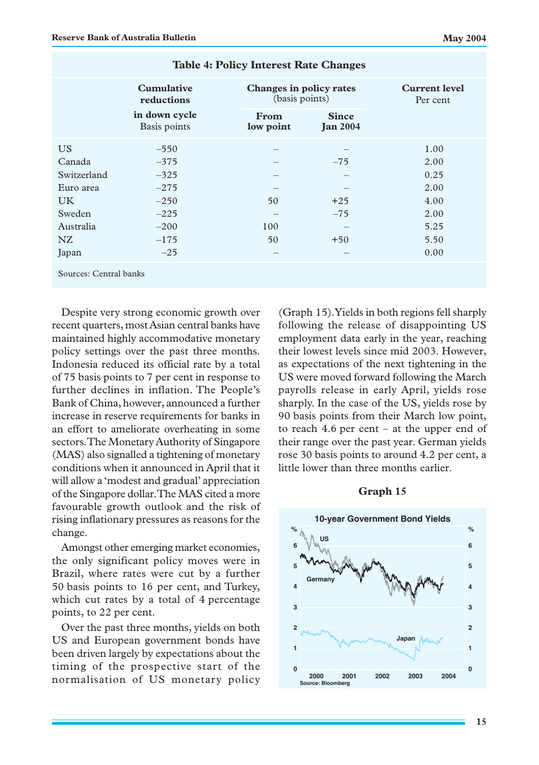**Table 4: Policy Interest Rate Changes**

| | Cumulative reductions in down cycle (Basis points) | Changes in policy rates (basis points) | | Current level (Per cent) |
|---|---|---|---|---|
| | | From low point | Since Jan 2004 | |
| US | –550 | – | – | 1.00 |
| Canada | –375 | – | –75 | 2.00 |
| Switzerland | –325 | – | – | 0.25 |
| Euro area | –275 | – | – | 2.00 |
| UK | –250 | 50 | +25 | 4.00 |
| Sweden | –225 | – | –75 | 2.00 |
| Australia | –200 | 100 | – | 5.25 |
| NZ | –175 | 50 | +50 | 5.50 |
| Japan | –25 | – | – | 0.00 |

Sources: Central banks

Despite very strong economic growth over recent quarters, most Asian central banks have maintained highly accommodative monetary policy settings over the past three months. Indonesia reduced its official rate by a total of 75 basis points to 7 per cent in response to further declines in inflation. The People's Bank of China, however, announced a further increase in reserve requirements for banks in an effort to ameliorate overheating in some sectors. The Monetary Authority of Singapore (MAS) also signalled a tightening of monetary conditions when it announced in April that it will allow a 'modest and gradual' appreciation of the Singapore dollar. The MAS cited a more favourable growth outlook and the risk of rising inflationary pressures as reasons for the change.

Amongst other emerging market economies, the only significant policy moves were in Brazil, where rates were cut by a further 50 basis points to 16 per cent, and Turkey, which cut rates by a total of 4 percentage points, to 22 per cent.

Over the past three months, yields on both US and European government bonds have been driven largely by expectations about the timing of the prospective start of the normalisation of US monetary policy (Graph 15). Yields in both regions fell sharply following the release of disappointing US employment data early in the year, reaching their lowest levels since mid 2003. However, as expectations of the next tightening in the US were moved forward following the March payrolls release in early April, yields rose sharply. In the case of the US, yields rose by 90 basis points from their March low point, to reach 4.6 per cent – at the upper end of their range over the past year. German yields rose 30 basis points to around 4.2 per cent, a little lower than three months earlier.

**Graph 15**

10-year Government Bond Yields

%
US
Germany
Japan
2000 2001 2002 2003 2004
Source: Bloomberg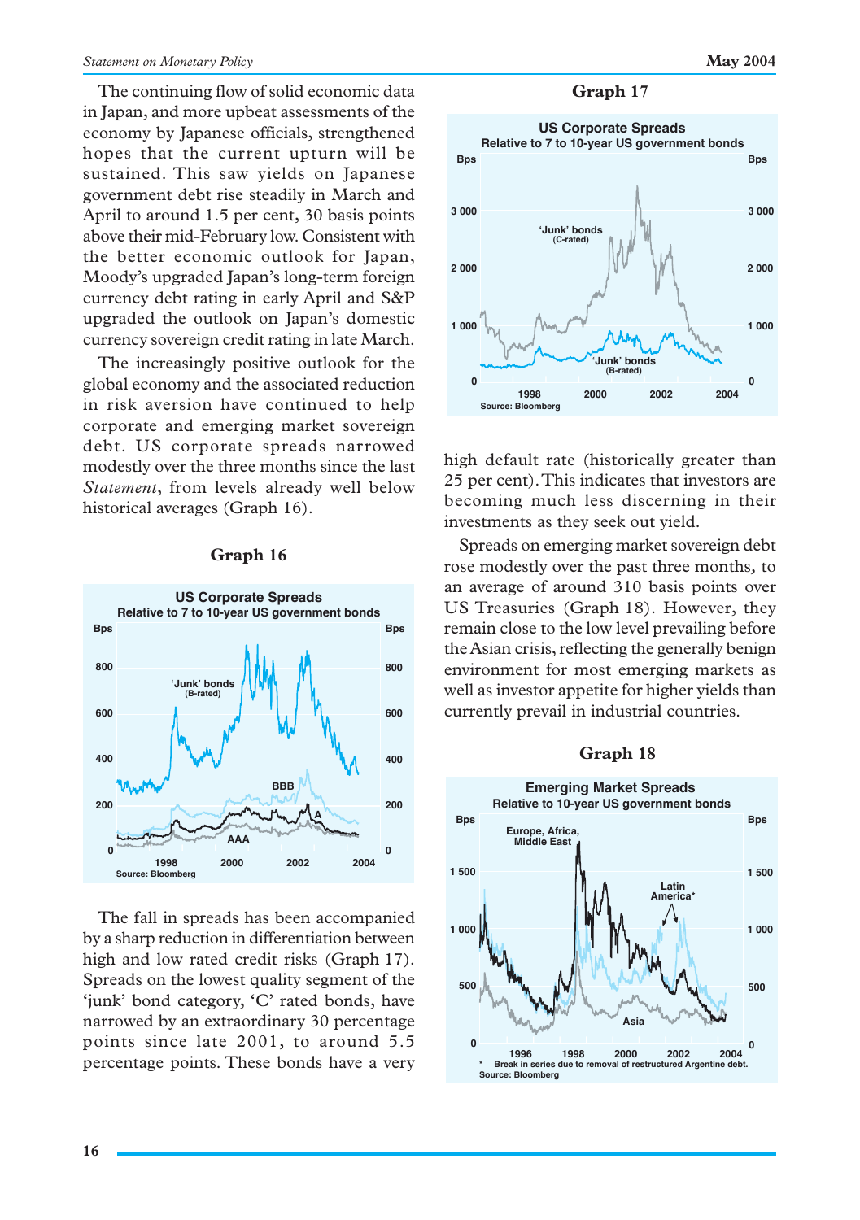The continuing flow of solid economic data in Japan, and more upbeat assessments of the economy by Japanese officials, strengthened hopes that the current upturn will be sustained. This saw yields on Japanese government debt rise steadily in March and April to around 1.5 per cent, 30 basis points above their mid-February low. Consistent with the better economic outlook for Japan, Moody's upgraded Japan's long-term foreign currency debt rating in early April and S&P upgraded the outlook on Japan's domestic currency sovereign credit rating in late March.

The increasingly positive outlook for the global economy and the associated reduction in risk aversion have continued to help corporate and emerging market sovereign debt. US corporate spreads narrowed modestly over the three months since the last *Statement*, from levels already well below historical averages (Graph 16).

**Graph 16**

US Corporate Spreads
Relative to 7 to 10-year US government bonds

Bps
800
600
400
200
0
'Junk' bonds (B-rated)
BBB
A
AAA
1998
2000
2002
2004
Source: Bloomberg

The fall in spreads has been accompanied by a sharp reduction in differentiation between high and low rated credit risks (Graph 17). Spreads on the lowest quality segment of the 'junk' bond category, 'C' rated bonds, have narrowed by an extraordinary 30 percentage points since late 2001, to around 5.5 percentage points. These bonds have a very high default rate (historically greater than 25 per cent). This indicates that investors are becoming much less discerning in their investments as they seek out yield.

**Graph 17**

US Corporate Spreads
Relative to 7 to 10-year US government bonds

Bps
3 000
2 000
1 000
0
'Junk' bonds (C-rated)
'Junk' bonds (B-rated)
1998
2000
2002
2004
Source: Bloomberg

Spreads on emerging market sovereign debt rose modestly over the past three months, to an average of around 310 basis points over US Treasuries (Graph 18). However, they remain close to the low level prevailing before the Asian crisis, reflecting the generally benign environment for most emerging markets as well as investor appetite for higher yields than currently prevail in industrial countries.

**Graph 18**

Emerging Market Spreads
Relative to 10-year US government bonds

Bps
1 500
1 000
500
0
Europe, Africa, Middle East
Latin America*
Asia
1996
1998
2000
2002
2004
\* Break in series due to removal of restructured Argentine debt.
Source: Bloomberg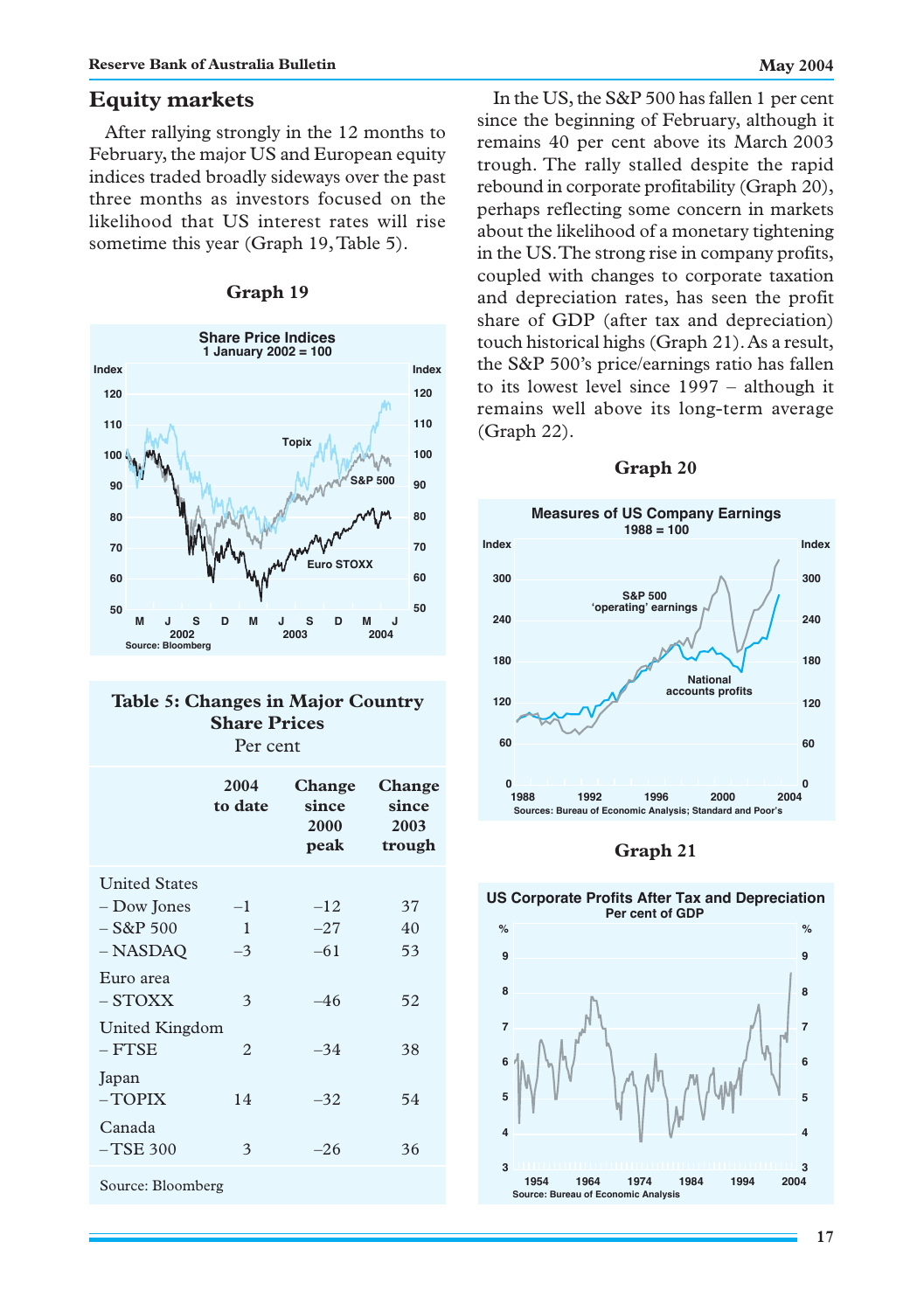## Equity markets

After rallying strongly in the 12 months to February, the major US and European equity indices traded broadly sideways over the past three months as investors focused on the likelihood that US interest rates will rise sometime this year (Graph 19, Table 5).

### Graph 19

Share Price Indices
1 January 2002 = 100

Index
120
110
100
90
80
70
60
50

Topix
S&P 500
Euro STOXX

M J S D M J S D M J
2002 2003 2004

Source: Bloomberg

**Table 5: Changes in Major Country Share Prices**
Per cent

| | 2004 to date | Change since 2000 peak | Change since 2003 trough |
|---|---|---|---|
| United States | | | |
| – Dow Jones | –1 | –12 | 37 |
| – S&P 500 | 1 | –27 | 40 |
| – NASDAQ | –3 | –61 | 53 |
| Euro area | | | |
| – STOXX | 3 | –46 | 52 |
| United Kingdom | | | |
| – FTSE | 2 | –34 | 38 |
| Japan | | | |
| – TOPIX | 14 | –32 | 54 |
| Canada | | | |
| – TSE 300 | 3 | –26 | 36 |

Source: Bloomberg

In the US, the S&P 500 has fallen 1 per cent since the beginning of February, although it remains 40 per cent above its March 2003 trough. The rally stalled despite the rapid rebound in corporate profitability (Graph 20), perhaps reflecting some concern in markets about the likelihood of a monetary tightening in the US. The strong rise in company profits, coupled with changes to corporate taxation and depreciation rates, has seen the profit share of GDP (after tax and depreciation) touch historical highs (Graph 21). As a result, the S&P 500's price/earnings ratio has fallen to its lowest level since 1997 – although it remains well above its long-term average (Graph 22).

### Graph 20

Measures of US Company Earnings
1988 = 100

Index
300
240
180
120
60
0

S&P 500 'operating' earnings
National accounts profits

1988 1992 1996 2000 2004

Sources: Bureau of Economic Analysis; Standard and Poor's

### Graph 21

US Corporate Profits After Tax and Depreciation
Per cent of GDP

%
9
8
7
6
5
4
3

1954 1964 1974 1984 1994 2004

Source: Bureau of Economic Analysis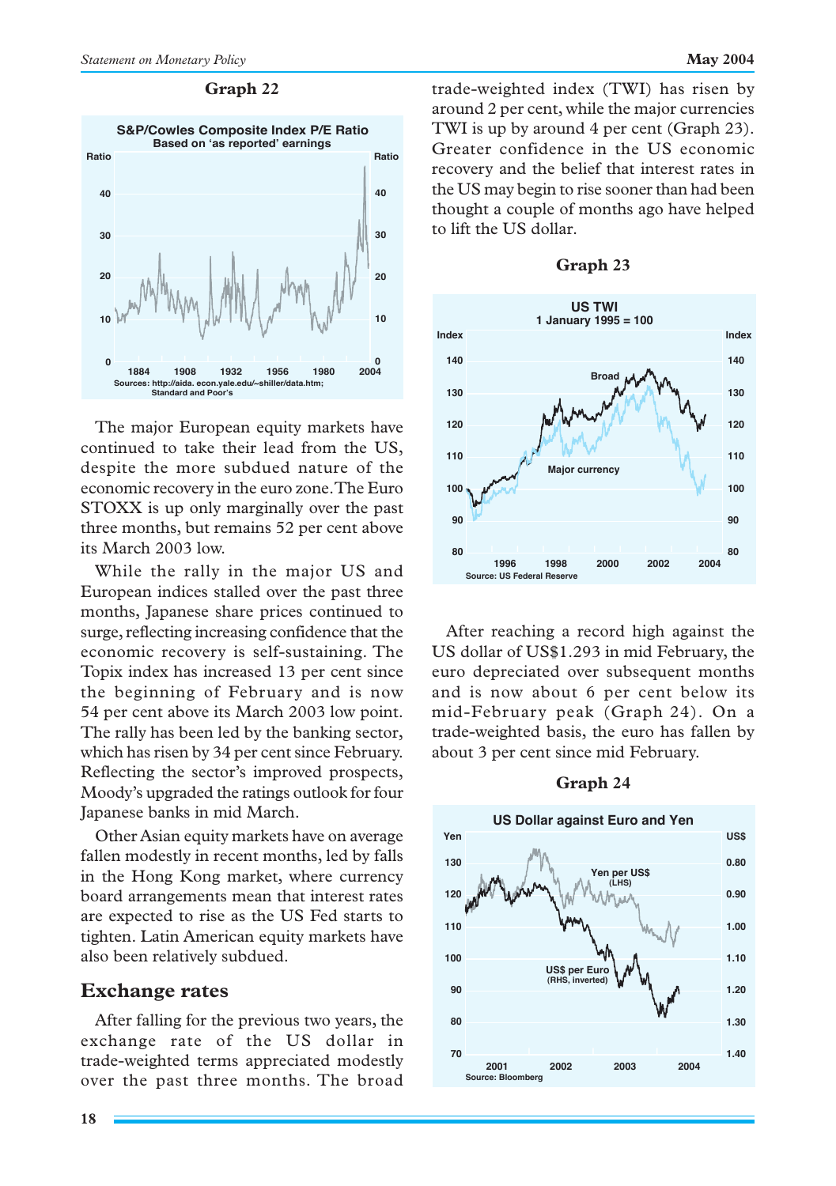**Graph 22**

S&P/Cowles Composite Index P/E Ratio
Based on 'as reported' earnings

Ratio
40
30
20
10
0
1884 1908 1932 1956 1980 2004
Sources: http://aida. econ.yale.edu/~shiller/data.htm; Standard and Poor's

The major European equity markets have continued to take their lead from the US, despite the more subdued nature of the economic recovery in the euro zone. The Euro STOXX is up only marginally over the past three months, but remains 52 per cent above its March 2003 low.

While the rally in the major US and European indices stalled over the past three months, Japanese share prices continued to surge, reflecting increasing confidence that the economic recovery is self-sustaining. The Topix index has increased 13 per cent since the beginning of February and is now 54 per cent above its March 2003 low point. The rally has been led by the banking sector, which has risen by 34 per cent since February. Reflecting the sector's improved prospects, Moody's upgraded the ratings outlook for four Japanese banks in mid March.

Other Asian equity markets have on average fallen modestly in recent months, led by falls in the Hong Kong market, where currency board arrangements mean that interest rates are expected to rise as the US Fed starts to tighten. Latin American equity markets have also been relatively subdued.

## Exchange rates

After falling for the previous two years, the exchange rate of the US dollar in trade-weighted terms appreciated modestly over the past three months. The broad trade-weighted index (TWI) has risen by around 2 per cent, while the major currencies TWI is up by around 4 per cent (Graph 23). Greater confidence in the US economic recovery and the belief that interest rates in the US may begin to rise sooner than had been thought a couple of months ago have helped to lift the US dollar.

**Graph 23**

US TWI
1 January 1995 = 100

Index
140
130
120
110
100
90
80
Broad
Major currency
1996 1998 2000 2002 2004
Source: US Federal Reserve

After reaching a record high against the US dollar of US$1.293 in mid February, the euro depreciated over subsequent months and is now about 6 per cent below its mid-February peak (Graph 24). On a trade-weighted basis, the euro has fallen by about 3 per cent since mid February.

**Graph 24**

US Dollar against Euro and Yen

Yen
130
120
110
100
90
80
70
US$
0.80
0.90
1.00
1.10
1.20
1.30
1.40
Yen per US$ (LHS)
US$ per Euro (RHS, inverted)
2001 2002 2003 2004
Source: Bloomberg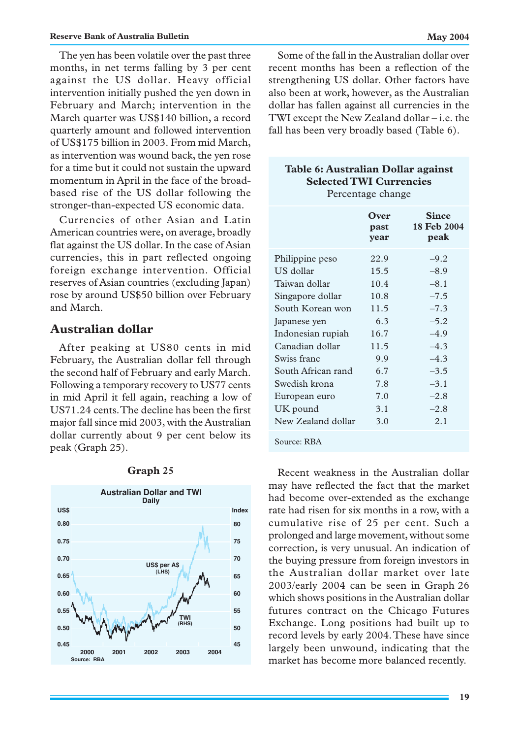The yen has been volatile over the past three months, in net terms falling by 3 per cent against the US dollar. Heavy official intervention initially pushed the yen down in February and March; intervention in the March quarter was US$140 billion, a record quarterly amount and followed intervention of US$175 billion in 2003. From mid March, as intervention was wound back, the yen rose for a time but it could not sustain the upward momentum in April in the face of the broad-based rise of the US dollar following the stronger-than-expected US economic data.

Currencies of other Asian and Latin American countries were, on average, broadly flat against the US dollar. In the case of Asian currencies, this in part reflected ongoing foreign exchange intervention. Official reserves of Asian countries (excluding Japan) rose by around US$50 billion over February and March.

## Australian dollar

After peaking at US80 cents in mid February, the Australian dollar fell through the second half of February and early March. Following a temporary recovery to US77 cents in mid April it fell again, reaching a low of US71.24 cents. The decline has been the first major fall since mid 2003, with the Australian dollar currently about 9 per cent below its peak (Graph 25).

**Graph 25**

Australian Dollar and TWI
Daily

US$
0.80
0.75
0.70
0.65
0.60
0.55
0.50
0.45

Index
80
75
70
65
60
55
50
45

US$ per A$ (LHS)
TWI (RHS)

2000 2001 2002 2003 2004

Source: RBA

Some of the fall in the Australian dollar over recent months has been a reflection of the strengthening US dollar. Other factors have also been at work, however, as the Australian dollar has fallen against all currencies in the TWI except the New Zealand dollar – i.e. the fall has been very broadly based (Table 6).

**Table 6: Australian Dollar against Selected TWI Currencies**
Percentage change

| | Over past year | Since 18 Feb 2004 peak |
|---|---|---|
| Philippine peso | 22.9 | –9.2 |
| US dollar | 15.5 | –8.9 |
| Taiwan dollar | 10.4 | –8.1 |
| Singapore dollar | 10.8 | –7.5 |
| South Korean won | 11.5 | –7.3 |
| Japanese yen | 6.3 | –5.2 |
| Indonesian rupiah | 16.7 | –4.9 |
| Canadian dollar | 11.5 | –4.3 |
| Swiss franc | 9.9 | –4.3 |
| South African rand | 6.7 | –3.5 |
| Swedish krona | 7.8 | –3.1 |
| European euro | 7.0 | –2.8 |
| UK pound | 3.1 | –2.8 |
| New Zealand dollar | 3.0 | 2.1 |

Source: RBA

Recent weakness in the Australian dollar may have reflected the fact that the market had become over-extended as the exchange rate had risen for six months in a row, with a cumulative rise of 25 per cent. Such a prolonged and large movement, without some correction, is very unusual. An indication of the buying pressure from foreign investors in the Australian dollar market over late 2003/early 2004 can be seen in Graph 26 which shows positions in the Australian dollar futures contract on the Chicago Futures Exchange. Long positions had built up to record levels by early 2004. These have since largely been unwound, indicating that the market has become more balanced recently.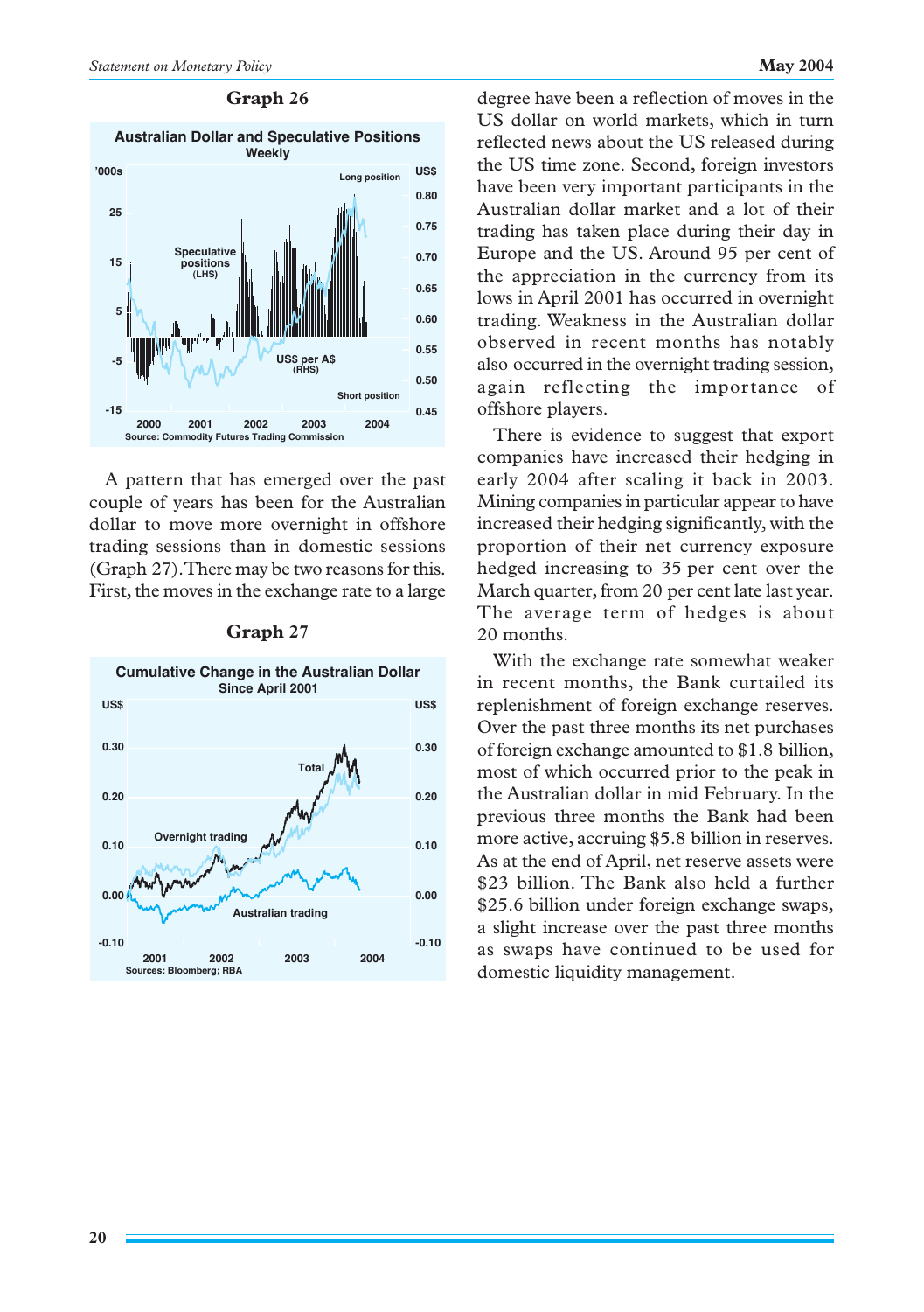### Graph 26

Australian Dollar and Speculative Positions
Weekly

'000s
US$
Long position
Speculative positions (LHS)
US$ per A$ (RHS)
Short position
25
15
5
-5
-15
0.80
0.75
0.70
0.65
0.60
0.55
0.50
0.45
2000
2001
2002
2003
2004
Source: Commodity Futures Trading Commission

A pattern that has emerged over the past couple of years has been for the Australian dollar to move more overnight in offshore trading sessions than in domestic sessions (Graph 27). There may be two reasons for this. First, the moves in the exchange rate to a large degree have been a reflection of moves in the US dollar on world markets, which in turn reflected news about the US released during the US time zone. Second, foreign investors have been very important participants in the Australian dollar market and a lot of their trading has taken place during their day in Europe and the US. Around 95 per cent of the appreciation in the currency from its lows in April 2001 has occurred in overnight trading. Weakness in the Australian dollar observed in recent months has notably also occurred in the overnight trading session, again reflecting the importance of offshore players.

### Graph 27

Cumulative Change in the Australian Dollar
Since April 2001

US$
US$
Total
Overnight trading
Australian trading
0.30
0.20
0.10
0.00
-0.10
2001
2002
2003
2004
Sources: Bloomberg; RBA

There is evidence to suggest that export companies have increased their hedging in early 2004 after scaling it back in 2003. Mining companies in particular appear to have increased their hedging significantly, with the proportion of their net currency exposure hedged increasing to 35 per cent over the March quarter, from 20 per cent late last year. The average term of hedges is about 20 months.

With the exchange rate somewhat weaker in recent months, the Bank curtailed its replenishment of foreign exchange reserves. Over the past three months its net purchases of foreign exchange amounted to $1.8 billion, most of which occurred prior to the peak in the Australian dollar in mid February. In the previous three months the Bank had been more active, accruing $5.8 billion in reserves. As at the end of April, net reserve assets were $23 billion. The Bank also held a further $25.6 billion under foreign exchange swaps, a slight increase over the past three months as swaps have continued to be used for domestic liquidity management.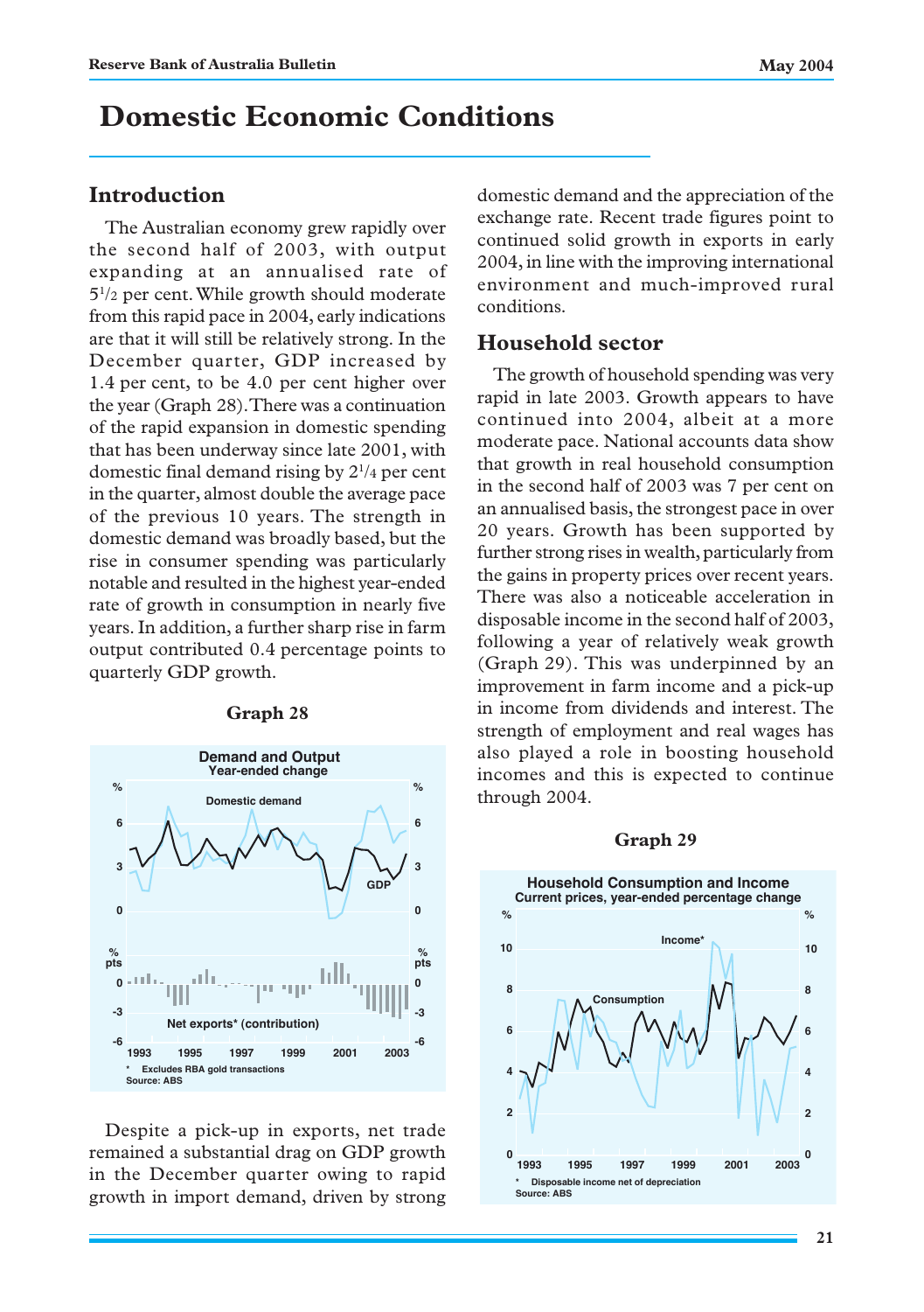# Domestic Economic Conditions

## Introduction

The Australian economy grew rapidly over the second half of 2003, with output expanding at an annualised rate of 5½ per cent. While growth should moderate from this rapid pace in 2004, early indications are that it will still be relatively strong. In the December quarter, GDP increased by 1.4 per cent, to be 4.0 per cent higher over the year (Graph 28). There was a continuation of the rapid expansion in domestic spending that has been underway since late 2001, with domestic final demand rising by 2¼ per cent in the quarter, almost double the average pace of the previous 10 years. The strength in domestic demand was broadly based, but the rise in consumer spending was particularly notable and resulted in the highest year-ended rate of growth in consumption in nearly five years. In addition, a further sharp rise in farm output contributed 0.4 percentage points to quarterly GDP growth.

**Graph 28**

Demand and Output
Year-ended change

\* Excludes RBA gold transactions
Source: ABS

Despite a pick-up in exports, net trade remained a substantial drag on GDP growth in the December quarter owing to rapid growth in import demand, driven by strong domestic demand and the appreciation of the exchange rate. Recent trade figures point to continued solid growth in exports in early 2004, in line with the improving international environment and much-improved rural conditions.

## Household sector

The growth of household spending was very rapid in late 2003. Growth appears to have continued into 2004, albeit at a more moderate pace. National accounts data show that growth in real household consumption in the second half of 2003 was 7 per cent on an annualised basis, the strongest pace in over 20 years. Growth has been supported by further strong rises in wealth, particularly from the gains in property prices over recent years. There was also a noticeable acceleration in disposable income in the second half of 2003, following a year of relatively weak growth (Graph 29). This was underpinned by an improvement in farm income and a pick-up in income from dividends and interest. The strength of employment and real wages has also played a role in boosting household incomes and this is expected to continue through 2004.

**Graph 29**

Household Consumption and Income
Current prices, year-ended percentage change

\* Disposable income net of depreciation
Source: ABS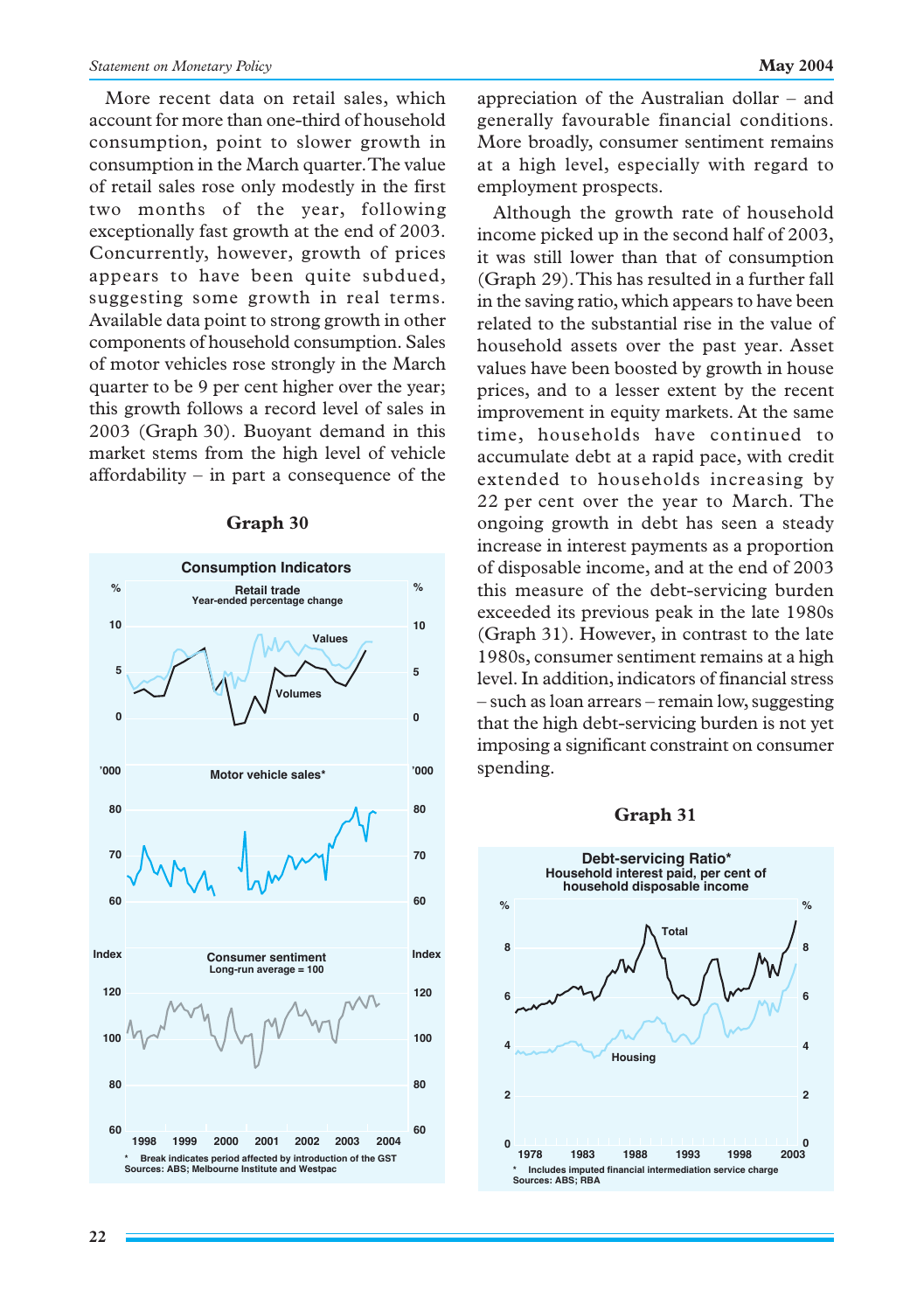More recent data on retail sales, which account for more than one-third of household consumption, point to slower growth in consumption in the March quarter. The value of retail sales rose only modestly in the first two months of the year, following exceptionally fast growth at the end of 2003. Concurrently, however, growth of prices appears to have been quite subdued, suggesting some growth in real terms. Available data point to strong growth in other components of household consumption. Sales of motor vehicles rose strongly in the March quarter to be 9 per cent higher over the year; this growth follows a record level of sales in 2003 (Graph 30). Buoyant demand in this market stems from the high level of vehicle affordability – in part a consequence of the appreciation of the Australian dollar – and generally favourable financial conditions. More broadly, consumer sentiment remains at a high level, especially with regard to employment prospects.

**Graph 30**

Consumption Indicators

Retail trade
Year-ended percentage change

%
10
5
0

Values
Volumes

Motor vehicle sales*

'000
80
70
60

Consumer sentiment
Long-run average = 100

Index
120
100
80
60

1998 1999 2000 2001 2002 2003 2004

\* Break indicates period affected by introduction of the GST
Sources: ABS; Melbourne Institute and Westpac

Although the growth rate of household income picked up in the second half of 2003, it was still lower than that of consumption (Graph 29). This has resulted in a further fall in the saving ratio, which appears to have been related to the substantial rise in the value of household assets over the past year. Asset values have been boosted by growth in house prices, and to a lesser extent by the recent improvement in equity markets. At the same time, households have continued to accumulate debt at a rapid pace, with credit extended to households increasing by 22 per cent over the year to March. The ongoing growth in debt has seen a steady increase in interest payments as a proportion of disposable income, and at the end of 2003 this measure of the debt-servicing burden exceeded its previous peak in the late 1980s (Graph 31). However, in contrast to the late 1980s, consumer sentiment remains at a high level. In addition, indicators of financial stress – such as loan arrears – remain low, suggesting that the high debt-servicing burden is not yet imposing a significant constraint on consumer spending.

**Graph 31**

Debt-servicing Ratio*
Household interest paid, per cent of household disposable income

%
8
6
4
2
0

Total
Housing

1978 1983 1988 1993 1998 2003

\* Includes imputed financial intermediation service charge
Sources: ABS; RBA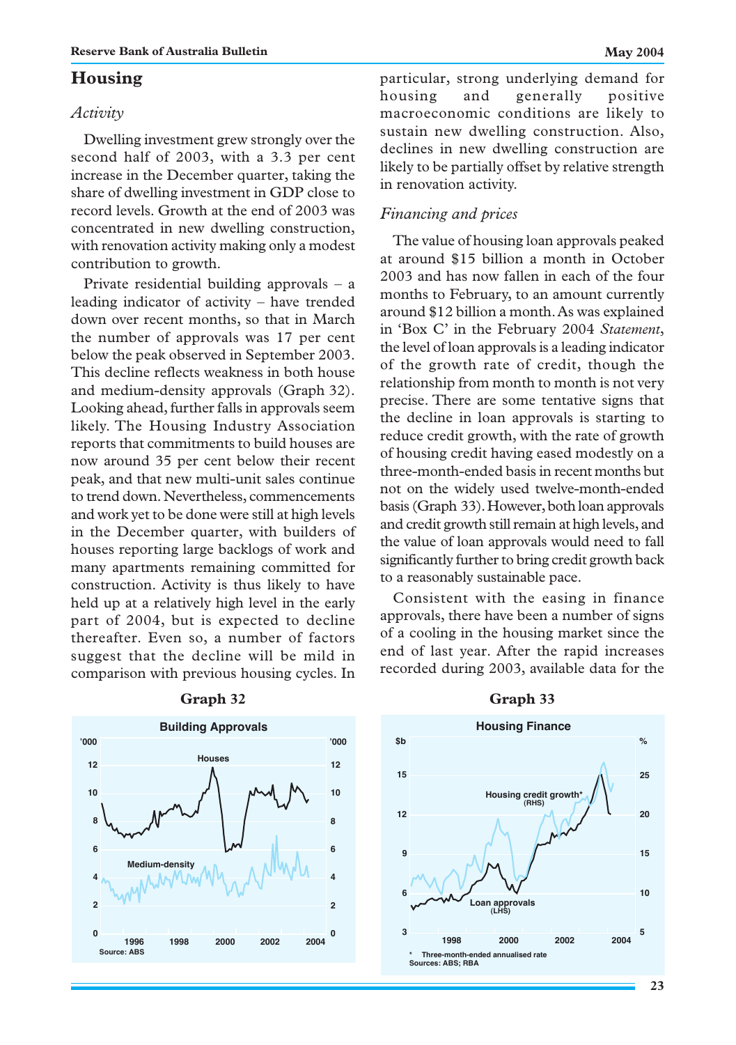## Housing

### *Activity*

Dwelling investment grew strongly over the second half of 2003, with a 3.3 per cent increase in the December quarter, taking the share of dwelling investment in GDP close to record levels. Growth at the end of 2003 was concentrated in new dwelling construction, with renovation activity making only a modest contribution to growth.

Private residential building approvals – a leading indicator of activity – have trended down over recent months, so that in March the number of approvals was 17 per cent below the peak observed in September 2003. This decline reflects weakness in both house and medium-density approvals (Graph 32). Looking ahead, further falls in approvals seem likely. The Housing Industry Association reports that commitments to build houses are now around 35 per cent below their recent peak, and that new multi-unit sales continue to trend down. Nevertheless, commencements and work yet to be done were still at high levels in the December quarter, with builders of houses reporting large backlogs of work and many apartments remaining committed for construction. Activity is thus likely to have held up at a relatively high level in the early part of 2004, but is expected to decline thereafter. Even so, a number of factors suggest that the decline will be mild in comparison with previous housing cycles. In particular, strong underlying demand for housing and generally positive macroeconomic conditions are likely to sustain new dwelling construction. Also, declines in new dwelling construction are likely to be partially offset by relative strength in renovation activity.

### *Financing and prices*

The value of housing loan approvals peaked at around $15 billion a month in October 2003 and has now fallen in each of the four months to February, to an amount currently around $12 billion a month. As was explained in 'Box C' in the February 2004 *Statement*, the level of loan approvals is a leading indicator of the growth rate of credit, though the relationship from month to month is not very precise. There are some tentative signs that the decline in loan approvals is starting to reduce credit growth, with the rate of growth of housing credit having eased modestly on a three-month-ended basis in recent months but not on the widely used twelve-month-ended basis (Graph 33). However, both loan approvals and credit growth still remain at high levels, and the value of loan approvals would need to fall significantly further to bring credit growth back to a reasonably sustainable pace.

Consistent with the easing in finance approvals, there have been a number of signs of a cooling in the housing market since the end of last year. After the rapid increases recorded during 2003, available data for the

**Graph 32**

Building Approvals

'000

Houses

Medium-density

1996 1998 2000 2002 2004

Source: ABS

**Graph 33**

Housing Finance

$b %

Housing credit growth* (RHS)

Loan approvals (LHS)

1998 2000 2002 2004

\* Three-month-ended annualised rate

Sources: ABS; RBA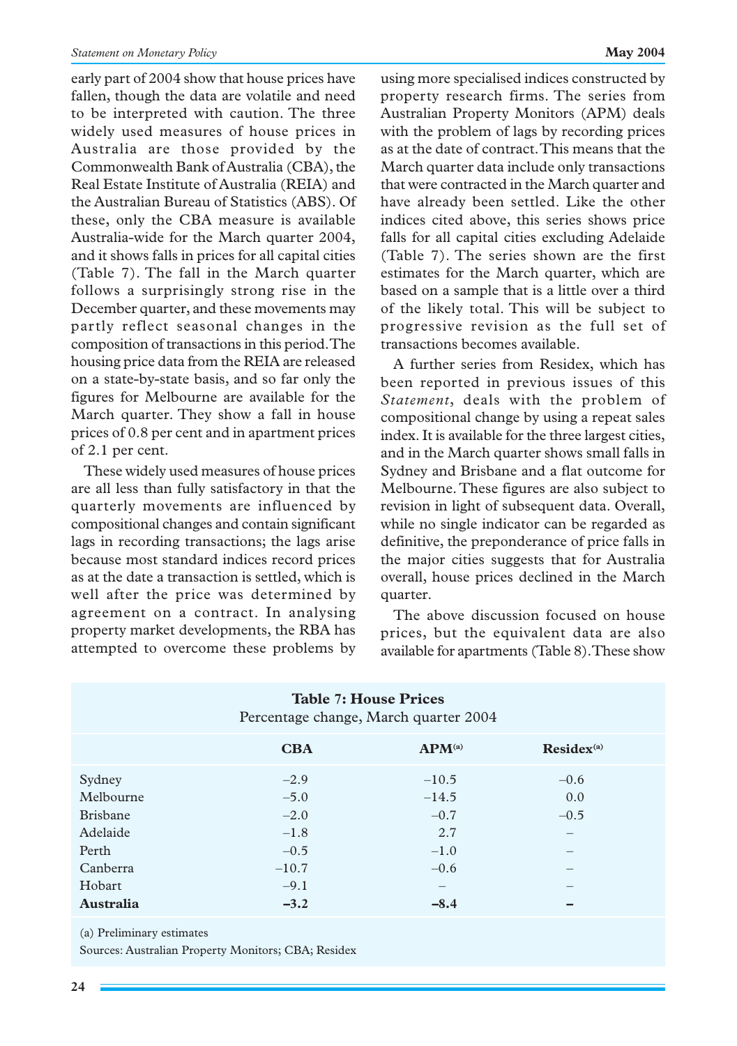early part of 2004 show that house prices have fallen, though the data are volatile and need to be interpreted with caution. The three widely used measures of house prices in Australia are those provided by the Commonwealth Bank of Australia (CBA), the Real Estate Institute of Australia (REIA) and the Australian Bureau of Statistics (ABS). Of these, only the CBA measure is available Australia-wide for the March quarter 2004, and it shows falls in prices for all capital cities (Table 7). The fall in the March quarter follows a surprisingly strong rise in the December quarter, and these movements may partly reflect seasonal changes in the composition of transactions in this period. The housing price data from the REIA are released on a state-by-state basis, and so far only the figures for Melbourne are available for the March quarter. They show a fall in house prices of 0.8 per cent and in apartment prices of 2.1 per cent.

These widely used measures of house prices are all less than fully satisfactory in that the quarterly movements are influenced by compositional changes and contain significant lags in recording transactions; the lags arise because most standard indices record prices as at the date a transaction is settled, which is well after the price was determined by agreement on a contract. In analysing property market developments, the RBA has attempted to overcome these problems by using more specialised indices constructed by property research firms. The series from Australian Property Monitors (APM) deals with the problem of lags by recording prices as at the date of contract. This means that the March quarter data include only transactions that were contracted in the March quarter and have already been settled. Like the other indices cited above, this series shows price falls for all capital cities excluding Adelaide (Table 7). The series shown are the first estimates for the March quarter, which are based on a sample that is a little over a third of the likely total. This will be subject to progressive revision as the full set of transactions becomes available.

A further series from Residex, which has been reported in previous issues of this *Statement*, deals with the problem of compositional change by using a repeat sales index. It is available for the three largest cities, and in the March quarter shows small falls in Sydney and Brisbane and a flat outcome for Melbourne. These figures are also subject to revision in light of subsequent data. Overall, while no single indicator can be regarded as definitive, the preponderance of price falls in the major cities suggests that for Australia overall, house prices declined in the March quarter.

The above discussion focused on house prices, but the equivalent data are also available for apartments (Table 8). These show

**Table 7: House Prices**
Percentage change, March quarter 2004

| | CBA | APM[(a)] | Residex[(a)] |
|---|---|---|---|
| Sydney | –2.9 | –10.5 | –0.6 |
| Melbourne | –5.0 | –14.5 | 0.0 |
| Brisbane | –2.0 | –0.7 | –0.5 |
| Adelaide | –1.8 | 2.7 | – |
| Perth | –0.5 | –1.0 | – |
| Canberra | –10.7 | –0.6 | – |
| Hobart | –9.1 | – | – |
| **Australia** | **–3.2** | **–8.4** | **–** |

(a) Preliminary estimates

Sources: Australian Property Monitors; CBA; Residex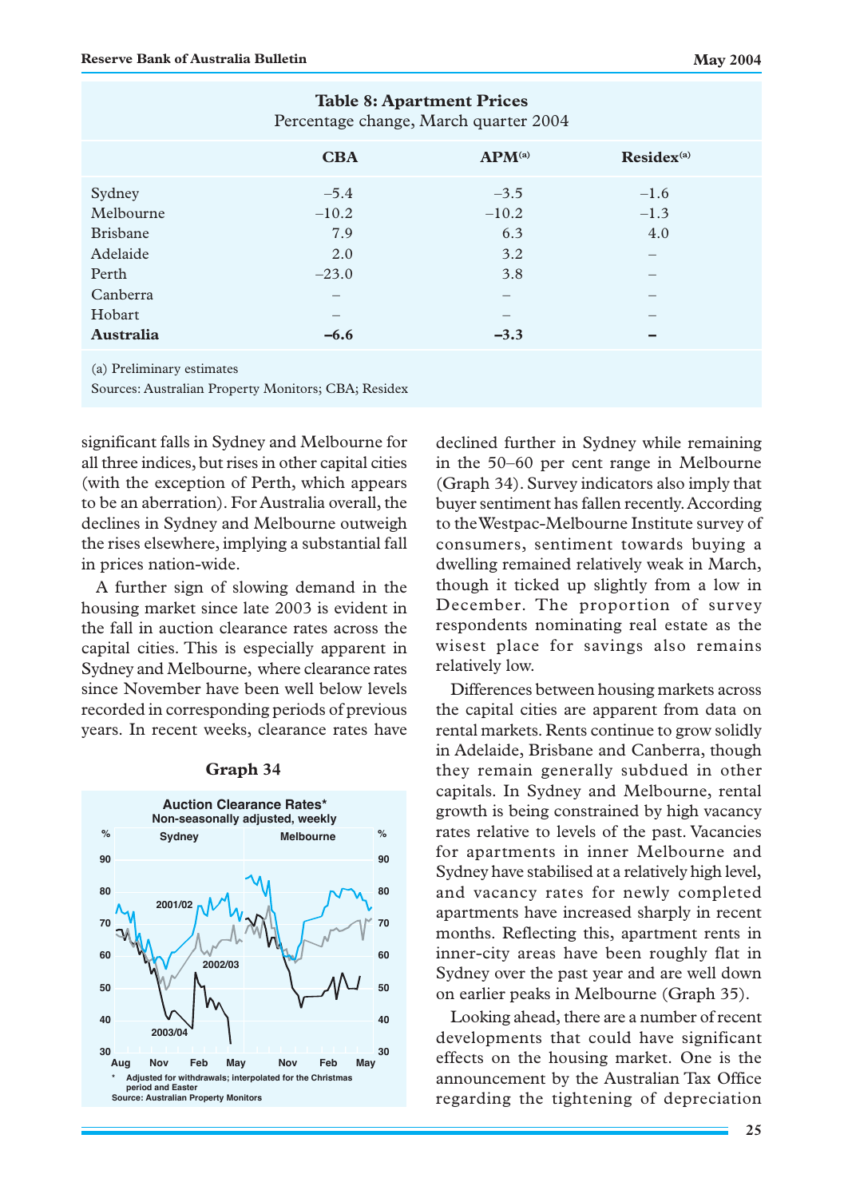**Table 8: Apartment Prices**
Percentage change, March quarter 2004

| | CBA | APM[(a)] | Residex[(a)] |
|---|---|---|---|
| Sydney | –5.4 | –3.5 | –1.6 |
| Melbourne | –10.2 | –10.2 | –1.3 |
| Brisbane | 7.9 | 6.3 | 4.0 |
| Adelaide | 2.0 | 3.2 | – |
| Perth | –23.0 | 3.8 | – |
| Canberra | – | – | – |
| Hobart | – | – | – |
| **Australia** | **–6.6** | **–3.3** | **–** |

(a) Preliminary estimates

Sources: Australian Property Monitors; CBA; Residex

significant falls in Sydney and Melbourne for all three indices, but rises in other capital cities (with the exception of Perth, which appears to be an aberration). For Australia overall, the declines in Sydney and Melbourne outweigh the rises elsewhere, implying a substantial fall in prices nation-wide.

A further sign of slowing demand in the housing market since late 2003 is evident in the fall in auction clearance rates across the capital cities. This is especially apparent in Sydney and Melbourne, where clearance rates since November have been well below levels recorded in corresponding periods of previous years. In recent weeks, clearance rates have declined further in Sydney while remaining in the 50–60 per cent range in Melbourne (Graph 34). Survey indicators also imply that buyer sentiment has fallen recently. According to the Westpac-Melbourne Institute survey of consumers, sentiment towards buying a dwelling remained relatively weak in March, though it ticked up slightly from a low in December. The proportion of survey respondents nominating real estate as the wisest place for savings also remains relatively low.

**Graph 34**

Auction Clearance Rates*
Non-seasonally adjusted, weekly

%
Sydney
Melbourne
%
90
80
70
60
50
40
30
2001/02
2002/03
2003/04
Aug
Nov
Feb
May
Nov
Feb
May

\* Adjusted for withdrawals; interpolated for the Christmas period and Easter

Source: Australian Property Monitors

Differences between housing markets across the capital cities are apparent from data on rental markets. Rents continue to grow solidly in Adelaide, Brisbane and Canberra, though they remain generally subdued in other capitals. In Sydney and Melbourne, rental growth is being constrained by high vacancy rates relative to levels of the past. Vacancies for apartments in inner Melbourne and Sydney have stabilised at a relatively high level, and vacancy rates for newly completed apartments have increased sharply in recent months. Reflecting this, apartment rents in inner-city areas have been roughly flat in Sydney over the past year and are well down on earlier peaks in Melbourne (Graph 35).

Looking ahead, there are a number of recent developments that could have significant effects on the housing market. One is the announcement by the Australian Tax Office regarding the tightening of depreciation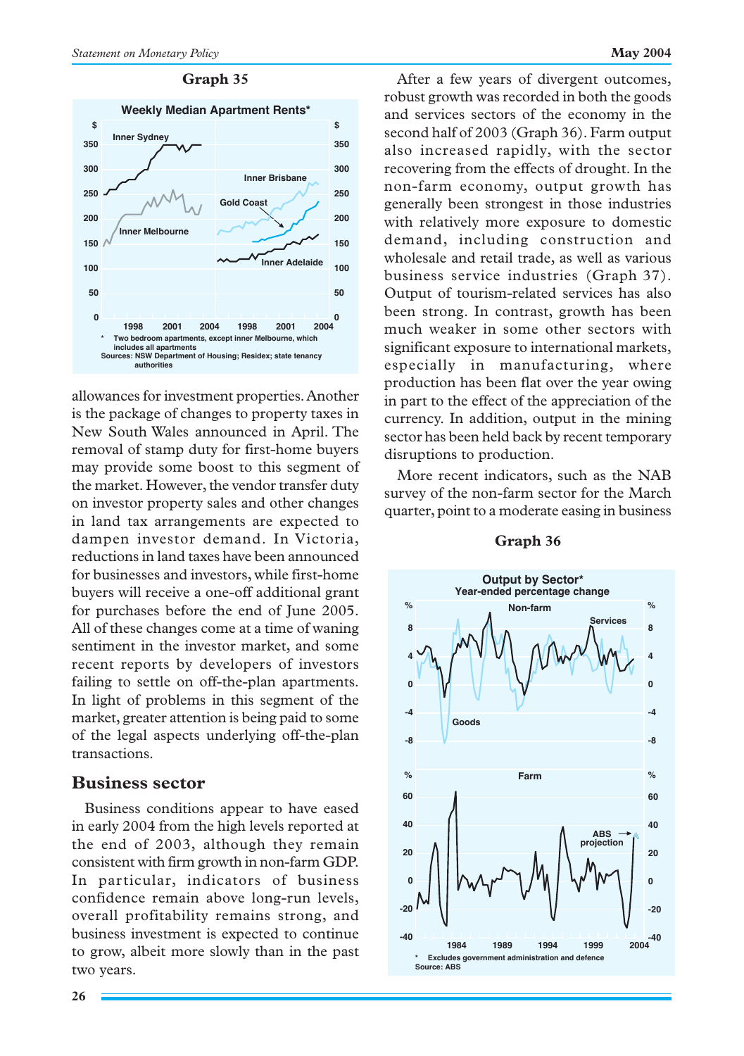**Graph 35**

Weekly Median Apartment Rents*

$
350
300
250
200
150
100
50
0

Inner Sydney
Inner Melbourne
Inner Brisbane
Gold Coast
Inner Adelaide

1998 2001 2004 1998 2001 2004

\* Two bedroom apartments, except inner Melbourne, which includes all apartments

Sources: NSW Department of Housing; Residex; state tenancy authorities

allowances for investment properties. Another is the package of changes to property taxes in New South Wales announced in April. The removal of stamp duty for first-home buyers may provide some boost to this segment of the market. However, the vendor transfer duty on investor property sales and other changes in land tax arrangements are expected to dampen investor demand. In Victoria, reductions in land taxes have been announced for businesses and investors, while first-home buyers will receive a one-off additional grant for purchases before the end of June 2005. All of these changes come at a time of waning sentiment in the investor market, and some recent reports by developers of investors failing to settle on off-the-plan apartments. In light of problems in this segment of the market, greater attention is being paid to some of the legal aspects underlying off-the-plan transactions.

## Business sector

Business conditions appear to have eased in early 2004 from the high levels reported at the end of 2003, although they remain consistent with firm growth in non-farm GDP. In particular, indicators of business confidence remain above long-run levels, overall profitability remains strong, and business investment is expected to continue to grow, albeit more slowly than in the past two years.

After a few years of divergent outcomes, robust growth was recorded in both the goods and services sectors of the economy in the second half of 2003 (Graph 36). Farm output also increased rapidly, with the sector recovering from the effects of drought. In the non-farm economy, output growth has generally been strongest in those industries with relatively more exposure to domestic demand, including construction and wholesale and retail trade, as well as various business service industries (Graph 37). Output of tourism-related services has also been strong. In contrast, growth has been much weaker in some other sectors with significant exposure to international markets, especially in manufacturing, where production has been flat over the year owing in part to the effect of the appreciation of the currency. In addition, output in the mining sector has been held back by recent temporary disruptions to production.

More recent indicators, such as the NAB survey of the non-farm sector for the March quarter, point to a moderate easing in business

**Graph 36**

Output by Sector*
Year-ended percentage change

Non-farm
%
8
4
0
-4
-8
Services
Goods

Farm
%
60
40
20
0
-20
-40
ABS projection

1984 1989 1994 1999 2004

\* Excludes government administration and defence

Source: ABS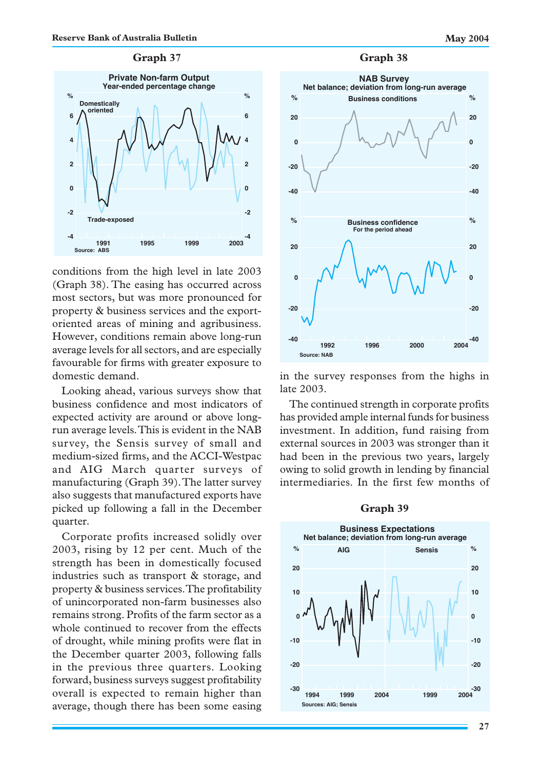**Graph 37**

Private Non-farm Output
Year-ended percentage change

%
6
4
2
0
-2
-4

Domestically oriented

Trade-exposed

1991
1995
1999
2003

Source: ABS

conditions from the high level in late 2003 (Graph 38). The easing has occurred across most sectors, but was more pronounced for property & business services and the export-oriented areas of mining and agribusiness. However, conditions remain above long-run average levels for all sectors, and are especially favourable for firms with greater exposure to domestic demand.

Looking ahead, various surveys show that business confidence and most indicators of expected activity are around or above long-run average levels. This is evident in the NAB survey, the Sensis survey of small and medium-sized firms, and the ACCI-Westpac and AIG March quarter surveys of manufacturing (Graph 39). The latter survey also suggests that manufactured exports have picked up following a fall in the December quarter.

Corporate profits increased solidly over 2003, rising by 12 per cent. Much of the strength has been in domestically focused industries such as transport & storage, and property & business services. The profitability of unincorporated non-farm businesses also remains strong. Profits of the farm sector as a whole continued to recover from the effects of drought, while mining profits were flat in the December quarter 2003, following falls in the previous three quarters. Looking forward, business surveys suggest profitability overall is expected to remain higher than average, though there has been some easing in the survey responses from the highs in late 2003.

**Graph 38**

NAB Survey
Net balance; deviation from long-run average

Business conditions

%
20
0
-20
-40

Business confidence
For the period ahead

%
20
0
-20
-40

1992
1996
2000
2004

Source: NAB

The continued strength in corporate profits has provided ample internal funds for business investment. In addition, fund raising from external sources in 2003 was stronger than it had been in the previous two years, largely owing to solid growth in lending by financial intermediaries. In the first few months of

**Graph 39**

Business Expectations
Net balance; deviation from long-run average

AIG
Sensis

%
20
10
0
-10
-20
-30

1994
1999
2004
1999
2004

Sources: AIG; Sensis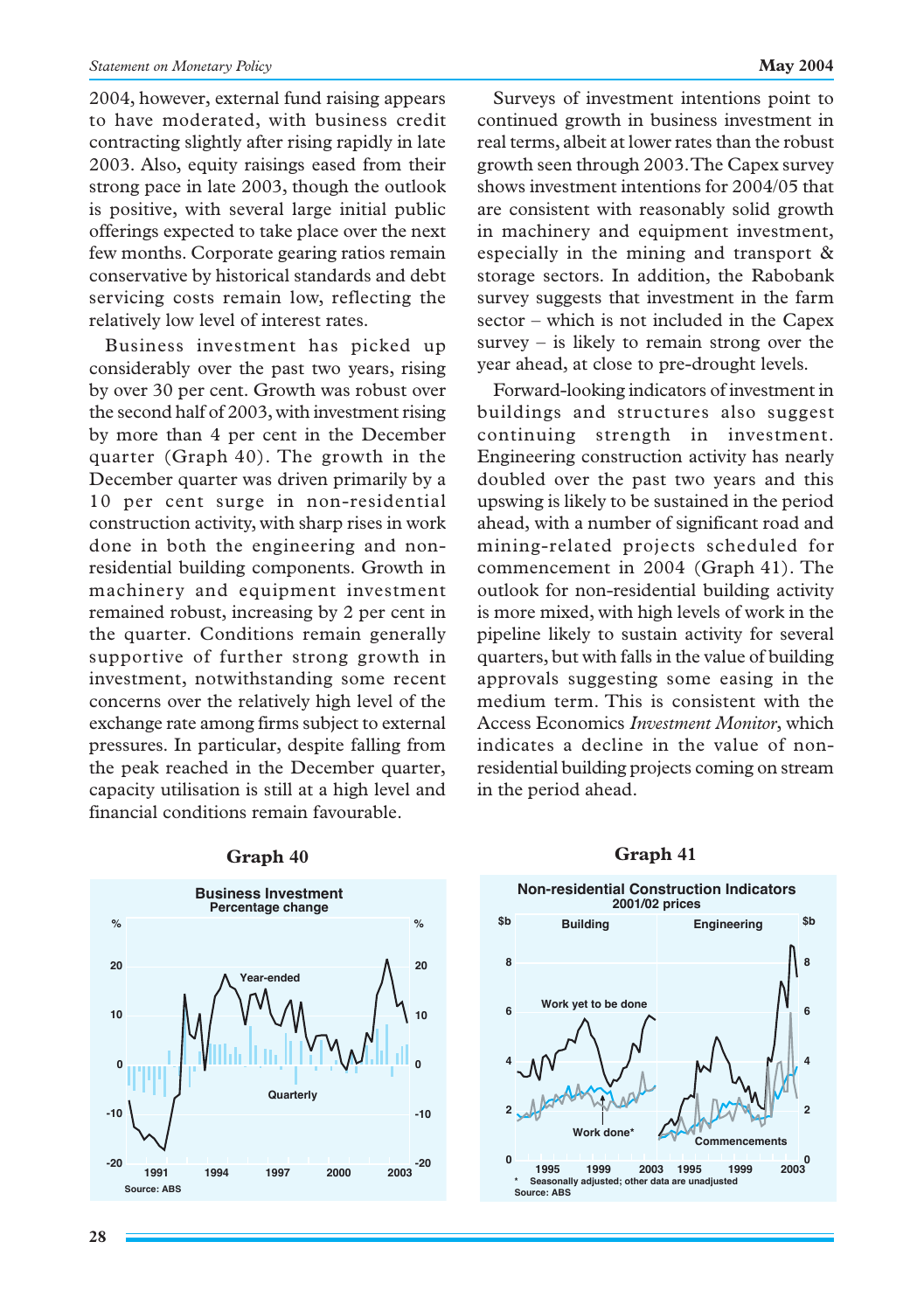2004, however, external fund raising appears to have moderated, with business credit contracting slightly after rising rapidly in late 2003. Also, equity raisings eased from their strong pace in late 2003, though the outlook is positive, with several large initial public offerings expected to take place over the next few months. Corporate gearing ratios remain conservative by historical standards and debt servicing costs remain low, reflecting the relatively low level of interest rates.

Business investment has picked up considerably over the past two years, rising by over 30 per cent. Growth was robust over the second half of 2003, with investment rising by more than 4 per cent in the December quarter (Graph 40). The growth in the December quarter was driven primarily by a 10 per cent surge in non-residential construction activity, with sharp rises in work done in both the engineering and non-residential building components. Growth in machinery and equipment investment remained robust, increasing by 2 per cent in the quarter. Conditions remain generally supportive of further strong growth in investment, notwithstanding some recent concerns over the relatively high level of the exchange rate among firms subject to external pressures. In particular, despite falling from the peak reached in the December quarter, capacity utilisation is still at a high level and financial conditions remain favourable.

Surveys of investment intentions point to continued growth in business investment in real terms, albeit at lower rates than the robust growth seen through 2003. The Capex survey shows investment intentions for 2004/05 that are consistent with reasonably solid growth in machinery and equipment investment, especially in the mining and transport & storage sectors. In addition, the Rabobank survey suggests that investment in the farm sector – which is not included in the Capex survey – is likely to remain strong over the year ahead, at close to pre-drought levels.

Forward-looking indicators of investment in buildings and structures also suggest continuing strength in investment. Engineering construction activity has nearly doubled over the past two years and this upswing is likely to be sustained in the period ahead, with a number of significant road and mining-related projects scheduled for commencement in 2004 (Graph 41). The outlook for non-residential building activity is more mixed, with high levels of work in the pipeline likely to sustain activity for several quarters, but with falls in the value of building approvals suggesting some easing in the medium term. This is consistent with the Access Economics *Investment Monitor*, which indicates a decline in the value of non-residential building projects coming on stream in the period ahead.

**Graph 40**

Business Investment
Percentage change

%
20
10
0
-10
-20
Year-ended
Quarterly
1991 1994 1997 2000 2003
Source: ABS

**Graph 41**

Non-residential Construction Indicators
2001/02 prices

$b
Building
Engineering
Work yet to be done
Work done*
Commencements
8
6
4
2
0
1995 1999 2003 1995 1999 2003
* Seasonally adjusted; other data are unadjusted
Source: ABS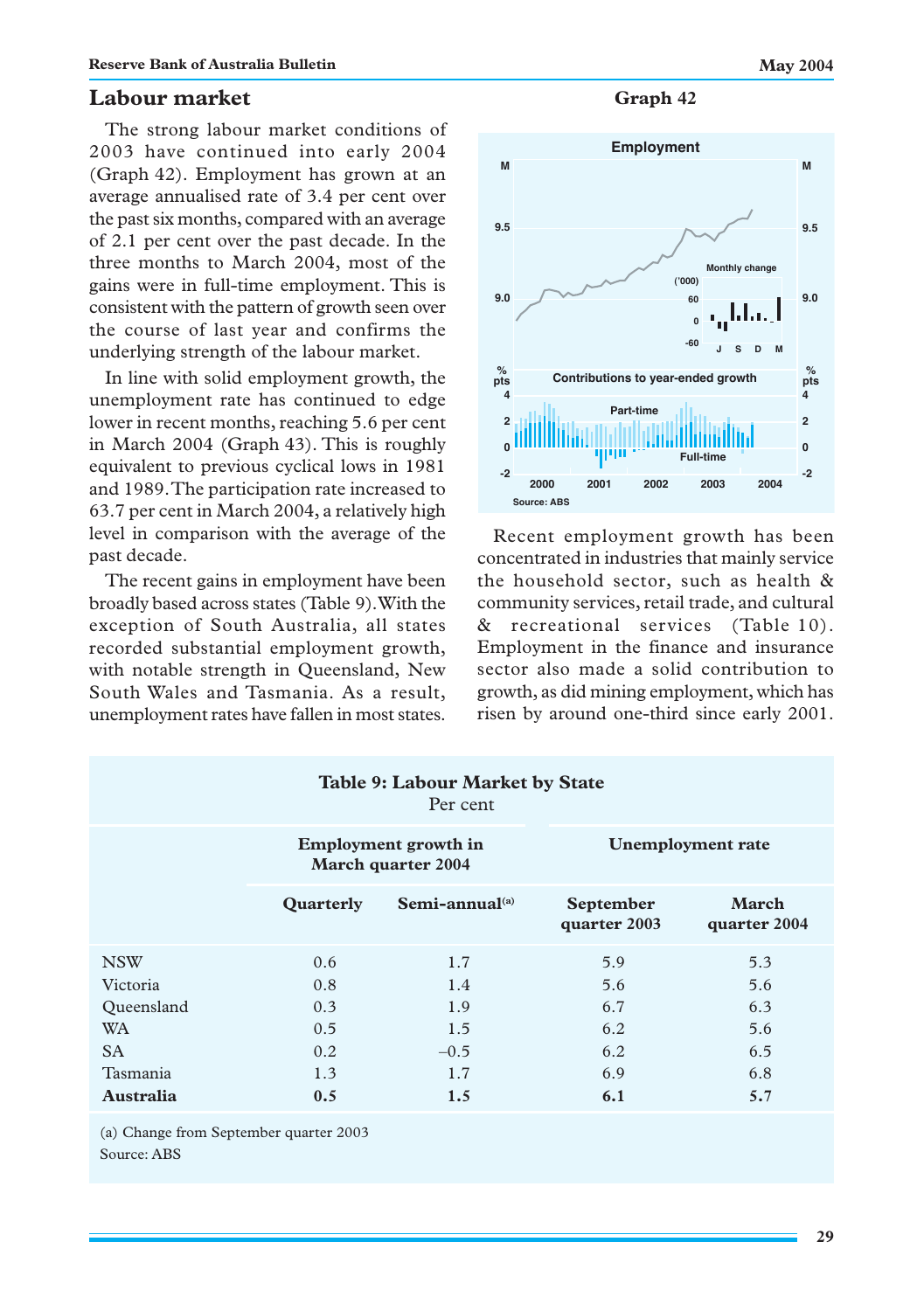## Labour market

The strong labour market conditions of 2003 have continued into early 2004 (Graph 42). Employment has grown at an average annualised rate of 3.4 per cent over the past six months, compared with an average of 2.1 per cent over the past decade. In the three months to March 2004, most of the gains were in full-time employment. This is consistent with the pattern of growth seen over the course of last year and confirms the underlying strength of the labour market.

In line with solid employment growth, the unemployment rate has continued to edge lower in recent months, reaching 5.6 per cent in March 2004 (Graph 43). This is roughly equivalent to previous cyclical lows in 1981 and 1989. The participation rate increased to 63.7 per cent in March 2004, a relatively high level in comparison with the average of the past decade.

The recent gains in employment have been broadly based across states (Table 9). With the exception of South Australia, all states recorded substantial employment growth, with notable strength in Queensland, New South Wales and Tasmania. As a result, unemployment rates have fallen in most states.

**Graph 42**

Employment

M
9.5
9.0
Monthly change
('000)
60
0
-60
J S D M

% pts
Contributions to year-ended growth
4
2
0
-2
Part-time
Full-time
2000 2001 2002 2003 2004
Source: ABS

Recent employment growth has been concentrated in industries that mainly service the household sector, such as health & community services, retail trade, and cultural & recreational services (Table 10). Employment in the finance and insurance sector also made a solid contribution to growth, as did mining employment, which has risen by around one-third since early 2001.

**Table 9: Labour Market by State**
Per cent

| | Employment growth in March quarter 2004 | | Unemployment rate | |
|---|---|---|---|---|
| | Quarterly | Semi-annual[(a)] | September quarter 2003 | March quarter 2004 |
| NSW | 0.6 | 1.7 | 5.9 | 5.3 |
| Victoria | 0.8 | 1.4 | 5.6 | 5.6 |
| Queensland | 0.3 | 1.9 | 6.7 | 6.3 |
| WA | 0.5 | 1.5 | 6.2 | 5.6 |
| SA | 0.2 | –0.5 | 6.2 | 6.5 |
| Tasmania | 1.3 | 1.7 | 6.9 | 6.8 |
| **Australia** | **0.5** | **1.5** | **6.1** | **5.7** |

(a) Change from September quarter 2003
Source: ABS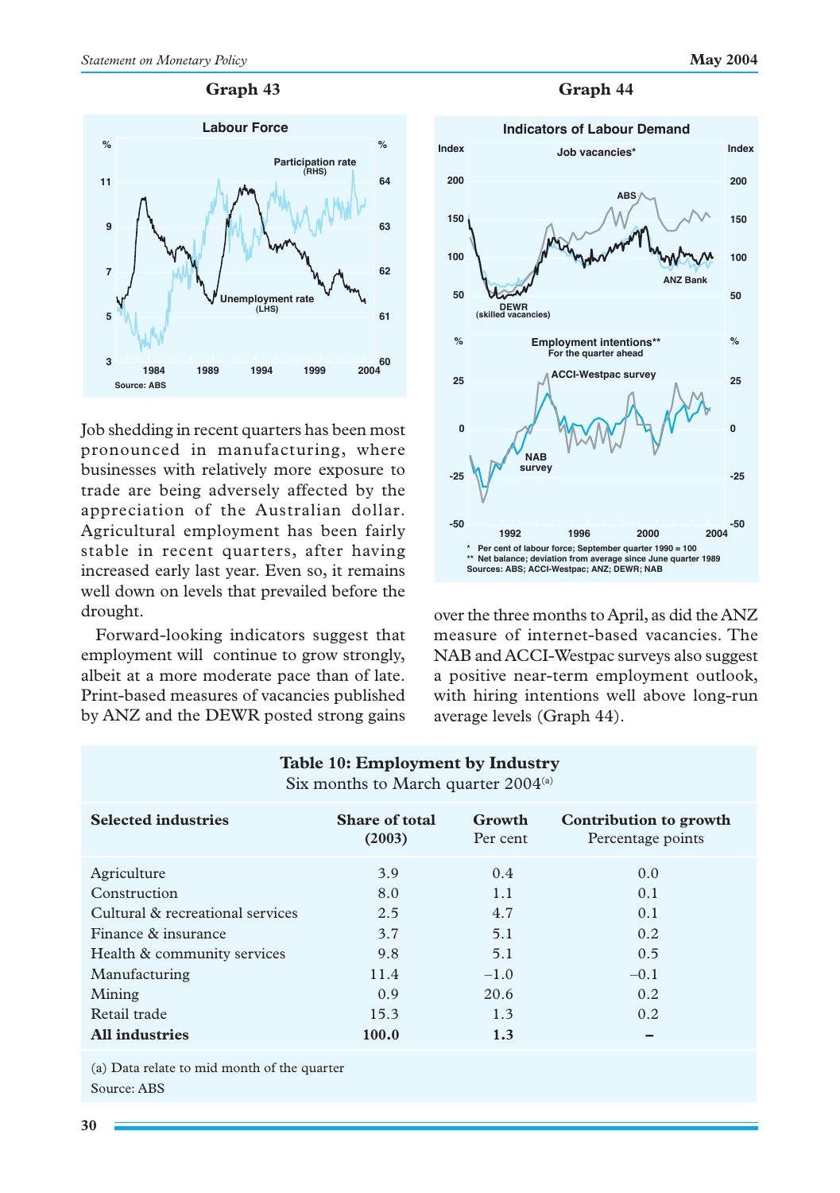## Graph 43

Labour Force

%

%

Participation rate
(RHS)

11

64

9

63

7

62

Unemployment rate
(LHS)

5

61

3

60

1984

1989

1994

1999

2004

Source: ABS

## Graph 44

Indicators of Labour Demand

Index

Job vacancies*

Index

200

200

ABS

150

150

100

100

ANZ Bank

50

50

DEWR
(skilled vacancies)

%

Employment intentions**
For the quarter ahead

%

25

ACCI-Westpac survey

25

0

0

NAB
survey

-25

-25

-50

1992

1996

2000

2004

-50

\* Per cent of labour force; September quarter 1990 = 100

\*\* Net balance; deviation from average since June quarter 1989

Sources: ABS; ACCI-Westpac; ANZ; DEWR; NAB

Job shedding in recent quarters has been most pronounced in manufacturing, where businesses with relatively more exposure to trade are being adversely affected by the appreciation of the Australian dollar. Agricultural employment has been fairly stable in recent quarters, after having increased early last year. Even so, it remains well down on levels that prevailed before the drought.

Forward-looking indicators suggest that employment will continue to grow strongly, albeit at a more moderate pace than of late. Print-based measures of vacancies published by ANZ and the DEWR posted strong gains over the three months to April, as did the ANZ measure of internet-based vacancies. The NAB and ACCI-Westpac surveys also suggest a positive near-term employment outlook, with hiring intentions well above long-run average levels (Graph 44).

**Table 10: Employment by Industry**
Six months to March quarter 2004[(a)]

| Selected industries | Share of total (2003) | Growth Per cent | Contribution to growth Percentage points |
|---|---|---|---|
| Agriculture | 3.9 | 0.4 | 0.0 |
| Construction | 8.0 | 1.1 | 0.1 |
| Cultural & recreational services | 2.5 | 4.7 | 0.1 |
| Finance & insurance | 3.7 | 5.1 | 0.2 |
| Health & community services | 9.8 | 5.1 | 0.5 |
| Manufacturing | 11.4 | –1.0 | –0.1 |
| Mining | 0.9 | 20.6 | 0.2 |
| Retail trade | 15.3 | 1.3 | 0.2 |
| **All industries** | **100.0** | **1.3** | **–** |

(a) Data relate to mid month of the quarter

Source: ABS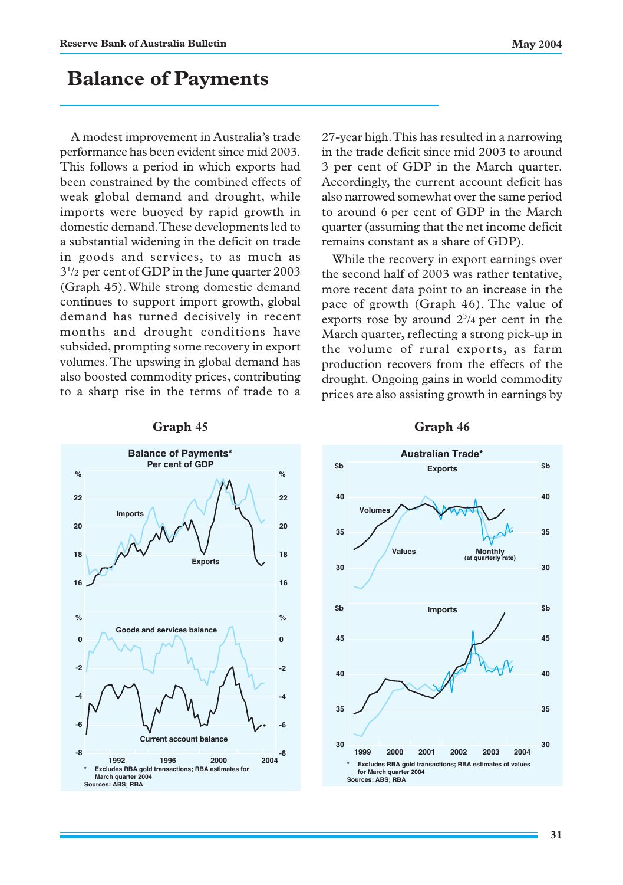# Balance of Payments

A modest improvement in Australia's trade performance has been evident since mid 2003. This follows a period in which exports had been constrained by the combined effects of weak global demand and drought, while imports were buoyed by rapid growth in domestic demand. These developments led to a substantial widening in the deficit on trade in goods and services, to as much as $3^1/_2$ per cent of GDP in the June quarter 2003 (Graph 45). While strong domestic demand continues to support import growth, global demand has turned decisively in recent months and drought conditions have subsided, prompting some recovery in export volumes. The upswing in global demand has also boosted commodity prices, contributing to a sharp rise in the terms of trade to a 27-year high. This has resulted in a narrowing in the trade deficit since mid 2003 to around 3 per cent of GDP in the March quarter. Accordingly, the current account deficit has also narrowed somewhat over the same period to around 6 per cent of GDP in the March quarter (assuming that the net income deficit remains constant as a share of GDP).

While the recovery in export earnings over the second half of 2003 was rather tentative, more recent data point to an increase in the pace of growth (Graph 46). The value of exports rose by around $2^3/_4$ per cent in the March quarter, reflecting a strong pick-up in the volume of rural exports, as farm production recovers from the effects of the drought. Ongoing gains in world commodity prices are also assisting growth in earnings by

**Graph 45**

Balance of Payments*
Per cent of GDP

%
22
20
18
16
Imports
Exports

%
0
-2
-4
-6
-8
Goods and services balance
Current account balance

1992 1996 2000 2004

\* Excludes RBA gold transactions; RBA estimates for March quarter 2004
Sources: ABS; RBA

**Graph 46**

Australian Trade*

$b
Exports
40
35
30
Volumes
Values
Monthly (at quarterly rate)

$b
Imports
45
40
35
30

1999 2000 2001 2002 2003 2004

\* Excludes RBA gold transactions; RBA estimates of values for March quarter 2004
Sources: ABS; RBA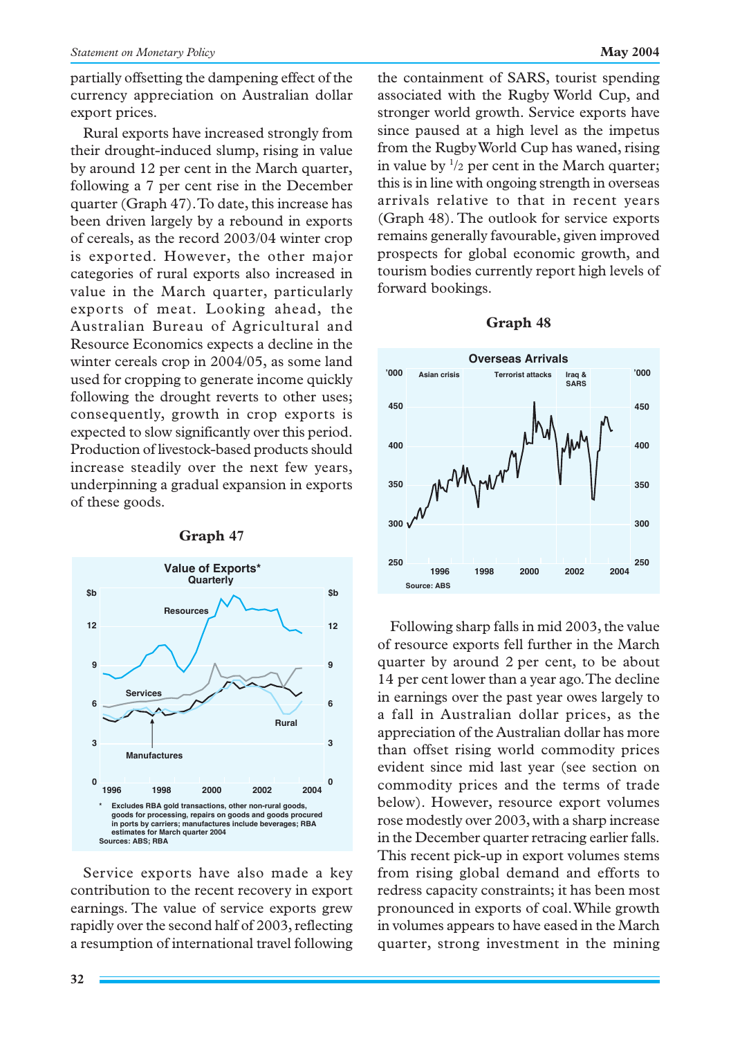partially offsetting the dampening effect of the currency appreciation on Australian dollar export prices.

Rural exports have increased strongly from their drought-induced slump, rising in value by around 12 per cent in the March quarter, following a 7 per cent rise in the December quarter (Graph 47). To date, this increase has been driven largely by a rebound in exports of cereals, as the record 2003/04 winter crop is exported. However, the other major categories of rural exports also increased in value in the March quarter, particularly exports of meat. Looking ahead, the Australian Bureau of Agricultural and Resource Economics expects a decline in the winter cereals crop in 2004/05, as some land used for cropping to generate income quickly following the drought reverts to other uses; consequently, growth in crop exports is expected to slow significantly over this period. Production of livestock-based products should increase steadily over the next few years, underpinning a gradual expansion in exports of these goods.

**Graph 47**

Value of Exports*
Quarterly

$b
Resources
Services
Rural
Manufactures
0, 3, 6, 9, 12
1996, 1998, 2000, 2002, 2004

\* Excludes RBA gold transactions, other non-rural goods, goods for processing, repairs on goods and goods procured in ports by carriers; manufactures include beverages; RBA estimates for March quarter 2004

Sources: ABS; RBA

Service exports have also made a key contribution to the recent recovery in export earnings. The value of service exports grew rapidly over the second half of 2003, reflecting a resumption of international travel following the containment of SARS, tourist spending associated with the Rugby World Cup, and stronger world growth. Service exports have since paused at a high level as the impetus from the Rugby World Cup has waned, rising in value by 1/2 per cent in the March quarter; this is in line with ongoing strength in overseas arrivals relative to that in recent years (Graph 48). The outlook for service exports remains generally favourable, given improved prospects for global economic growth, and tourism bodies currently report high levels of forward bookings.

**Graph 48**

Overseas Arrivals

'000
Asian crisis
Terrorist attacks
Iraq & SARS
250, 300, 350, 400, 450
1996, 1998, 2000, 2002, 2004

Source: ABS

Following sharp falls in mid 2003, the value of resource exports fell further in the March quarter by around 2 per cent, to be about 14 per cent lower than a year ago. The decline in earnings over the past year owes largely to a fall in Australian dollar prices, as the appreciation of the Australian dollar has more than offset rising world commodity prices evident since mid last year (see section on commodity prices and the terms of trade below). However, resource export volumes rose modestly over 2003, with a sharp increase in the December quarter retracing earlier falls. This recent pick-up in export volumes stems from rising global demand and efforts to redress capacity constraints; it has been most pronounced in exports of coal. While growth in volumes appears to have eased in the March quarter, strong investment in the mining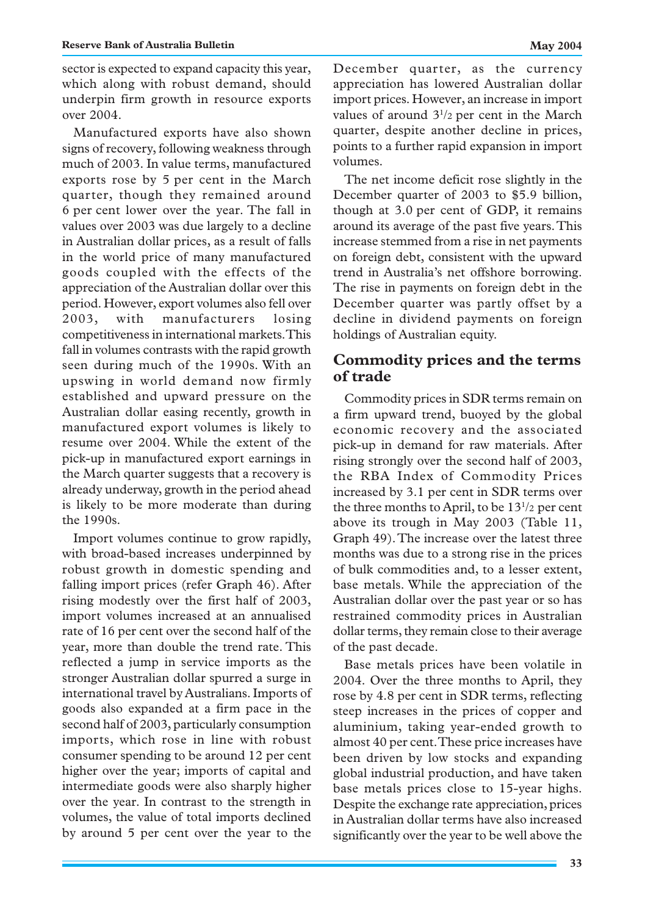sector is expected to expand capacity this year, which along with robust demand, should underpin firm growth in resource exports over 2004.

Manufactured exports have also shown signs of recovery, following weakness through much of 2003. In value terms, manufactured exports rose by 5 per cent in the March quarter, though they remained around 6 per cent lower over the year. The fall in values over 2003 was due largely to a decline in Australian dollar prices, as a result of falls in the world price of many manufactured goods coupled with the effects of the appreciation of the Australian dollar over this period. However, export volumes also fell over 2003, with manufacturers losing competitiveness in international markets. This fall in volumes contrasts with the rapid growth seen during much of the 1990s. With an upswing in world demand now firmly established and upward pressure on the Australian dollar easing recently, growth in manufactured export volumes is likely to resume over 2004. While the extent of the pick-up in manufactured export earnings in the March quarter suggests that a recovery is already underway, growth in the period ahead is likely to be more moderate than during the 1990s.

Import volumes continue to grow rapidly, with broad-based increases underpinned by robust growth in domestic spending and falling import prices (refer Graph 46). After rising modestly over the first half of 2003, import volumes increased at an annualised rate of 16 per cent over the second half of the year, more than double the trend rate. This reflected a jump in service imports as the stronger Australian dollar spurred a surge in international travel by Australians. Imports of goods also expanded at a firm pace in the second half of 2003, particularly consumption imports, which rose in line with robust consumer spending to be around 12 per cent higher over the year; imports of capital and intermediate goods were also sharply higher over the year. In contrast to the strength in volumes, the value of total imports declined by around 5 per cent over the year to the December quarter, as the currency appreciation has lowered Australian dollar import prices. However, an increase in import values of around 3½ per cent in the March quarter, despite another decline in prices, points to a further rapid expansion in import volumes.

The net income deficit rose slightly in the December quarter of 2003 to $5.9 billion, though at 3.0 per cent of GDP, it remains around its average of the past five years. This increase stemmed from a rise in net payments on foreign debt, consistent with the upward trend in Australia's net offshore borrowing. The rise in payments on foreign debt in the December quarter was partly offset by a decline in dividend payments on foreign holdings of Australian equity.

## Commodity prices and the terms of trade

Commodity prices in SDR terms remain on a firm upward trend, buoyed by the global economic recovery and the associated pick-up in demand for raw materials. After rising strongly over the second half of 2003, the RBA Index of Commodity Prices increased by 3.1 per cent in SDR terms over the three months to April, to be 13½ per cent above its trough in May 2003 (Table 11, Graph 49). The increase over the latest three months was due to a strong rise in the prices of bulk commodities and, to a lesser extent, base metals. While the appreciation of the Australian dollar over the past year or so has restrained commodity prices in Australian dollar terms, they remain close to their average of the past decade.

Base metals prices have been volatile in 2004. Over the three months to April, they rose by 4.8 per cent in SDR terms, reflecting steep increases in the prices of copper and aluminium, taking year-ended growth to almost 40 per cent. These price increases have been driven by low stocks and expanding global industrial production, and have taken base metals prices close to 15-year highs. Despite the exchange rate appreciation, prices in Australian dollar terms have also increased significantly over the year to be well above the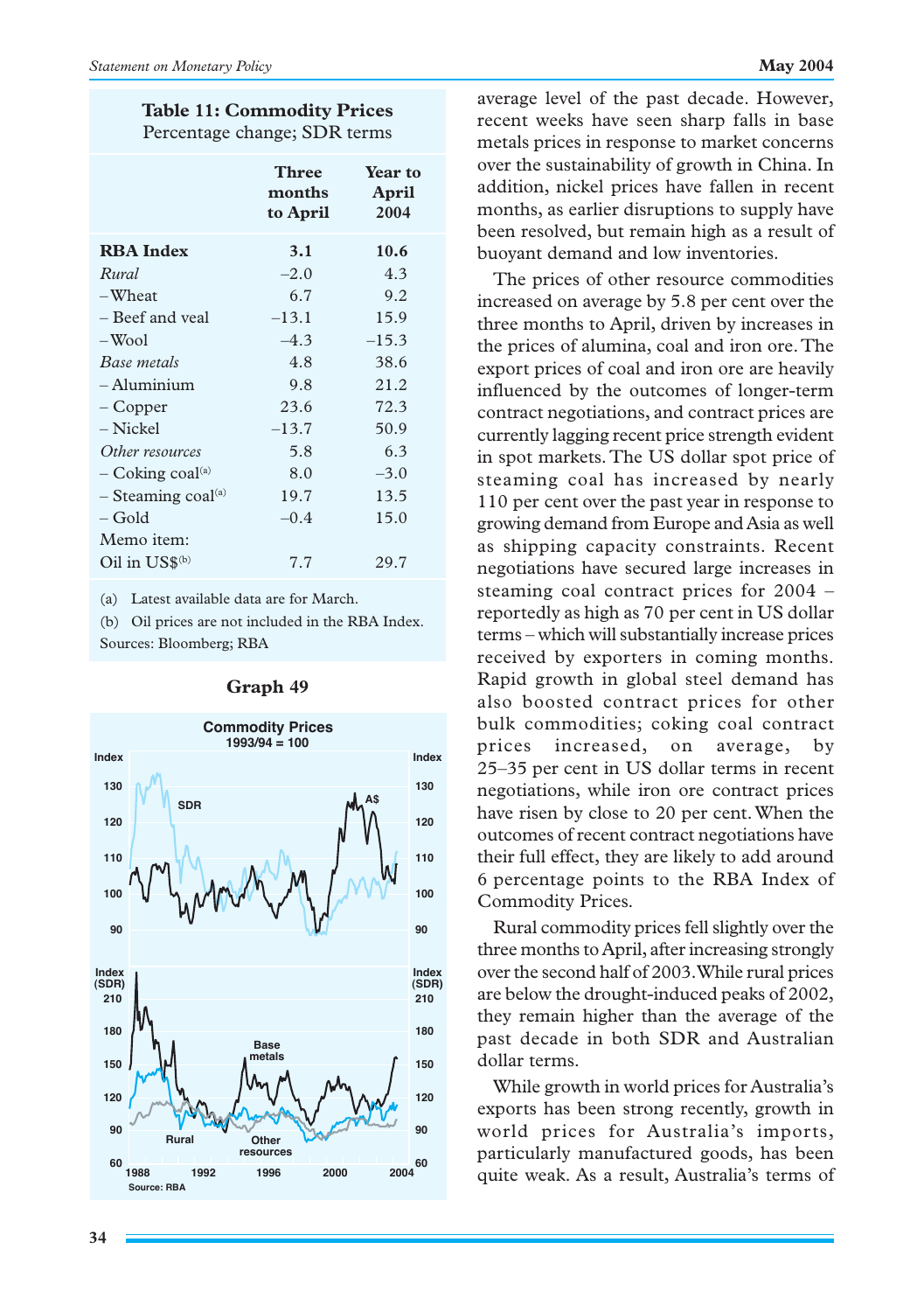**Table 11: Commodity Prices**
Percentage change; SDR terms

| | Three months to April | Year to April 2004 |
|---|---|---|
| **RBA Index** | **3.1** | **10.6** |
| *Rural* | –2.0 | 4.3 |
| – Wheat | 6.7 | 9.2 |
| – Beef and veal | –13.1 | 15.9 |
| – Wool | –4.3 | –15.3 |
| *Base metals* | 4.8 | 38.6 |
| – Aluminium | 9.8 | 21.2 |
| – Copper | 23.6 | 72.3 |
| – Nickel | –13.7 | 50.9 |
| *Other resources* | 5.8 | 6.3 |
| – Coking coal[(a)] | 8.0 | –3.0 |
| – Steaming coal[(a)] | 19.7 | 13.5 |
| – Gold | –0.4 | 15.0 |
| Memo item: | | |
| Oil in US$[(b)] | 7.7 | 29.7 |

(a) Latest available data are for March.
(b) Oil prices are not included in the RBA Index.
Sources: Bloomberg; RBA

**Graph 49**

Commodity Prices
1993/94 = 100

Index
130
120
110
100
90
SDR
A$

Index (SDR)
210
180
150
120
90
60
Base metals
Rural
Other resources
1988 1992 1996 2000 2004
Source: RBA

average level of the past decade. However, recent weeks have seen sharp falls in base metals prices in response to market concerns over the sustainability of growth in China. In addition, nickel prices have fallen in recent months, as earlier disruptions to supply have been resolved, but remain high as a result of buoyant demand and low inventories.

The prices of other resource commodities increased on average by 5.8 per cent over the three months to April, driven by increases in the prices of alumina, coal and iron ore. The export prices of coal and iron ore are heavily influenced by the outcomes of longer-term contract negotiations, and contract prices are currently lagging recent price strength evident in spot markets. The US dollar spot price of steaming coal has increased by nearly 110 per cent over the past year in response to growing demand from Europe and Asia as well as shipping capacity constraints. Recent negotiations have secured large increases in steaming coal contract prices for 2004 – reportedly as high as 70 per cent in US dollar terms – which will substantially increase prices received by exporters in coming months. Rapid growth in global steel demand has also boosted contract prices for other bulk commodities; coking coal contract prices increased, on average, by 25–35 per cent in US dollar terms in recent negotiations, while iron ore contract prices have risen by close to 20 per cent. When the outcomes of recent contract negotiations have their full effect, they are likely to add around 6 percentage points to the RBA Index of Commodity Prices.

Rural commodity prices fell slightly over the three months to April, after increasing strongly over the second half of 2003. While rural prices are below the drought-induced peaks of 2002, they remain higher than the average of the past decade in both SDR and Australian dollar terms.

While growth in world prices for Australia's exports has been strong recently, growth in world prices for Australia's imports, particularly manufactured goods, has been quite weak. As a result, Australia's terms of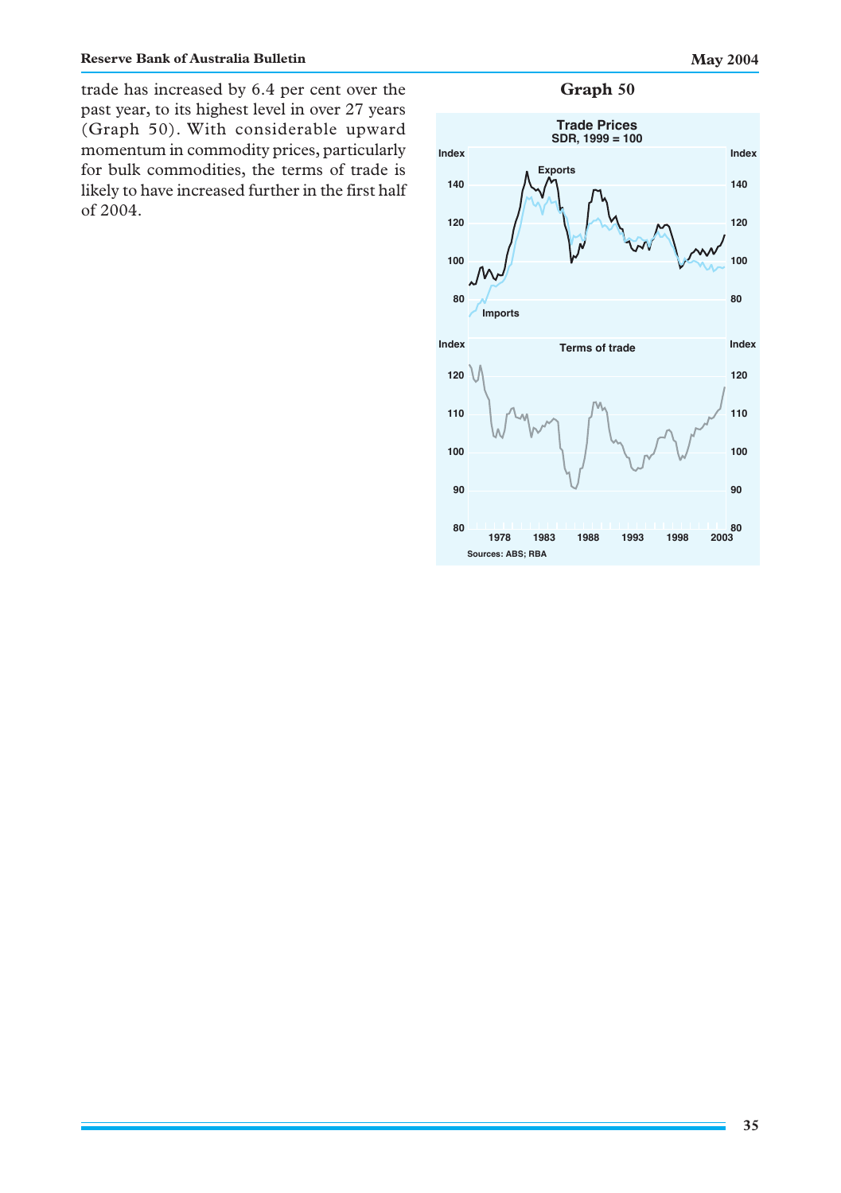trade has increased by 6.4 per cent over the past year, to its highest level in over 27 years (Graph 50). With considerable upward momentum in commodity prices, particularly for bulk commodities, the terms of trade is likely to have increased further in the first half of 2004.

**Graph 50**

Trade Prices
SDR, 1999 = 100

Index
140
120
100
80
Exports
Imports

Index
Terms of trade
120
110
100
90
80

1978 1983 1988 1993 1998 2003

Sources: ABS; RBA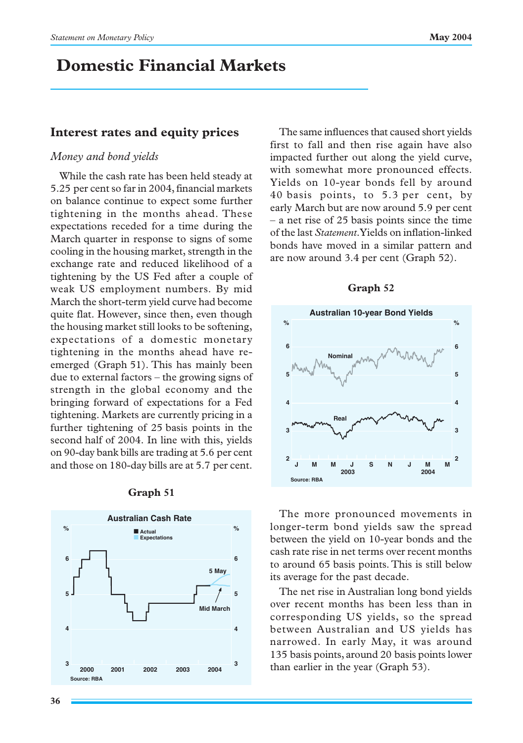# Domestic Financial Markets

## Interest rates and equity prices

### *Money and bond yields*

While the cash rate has been held steady at 5.25 per cent so far in 2004, financial markets on balance continue to expect some further tightening in the months ahead. These expectations receded for a time during the March quarter in response to signs of some cooling in the housing market, strength in the exchange rate and reduced likelihood of a tightening by the US Fed after a couple of weak US employment numbers. By mid March the short-term yield curve had become quite flat. However, since then, even though the housing market still looks to be softening, expectations of a domestic monetary tightening in the months ahead have re-emerged (Graph 51). This has mainly been due to external factors – the growing signs of strength in the global economy and the bringing forward of expectations for a Fed tightening. Markets are currently pricing in a further tightening of 25 basis points in the second half of 2004. In line with this, yields on 90-day bank bills are trading at 5.6 per cent and those on 180-day bills are at 5.7 per cent.

**Graph 51**

Australian Cash Rate

%
Actual
Expectations
6
5 May
5
Mid March
4
3
2000 2001 2002 2003 2004
Source: RBA

The same influences that caused short yields first to fall and then rise again have also impacted further out along the yield curve, with somewhat more pronounced effects. Yields on 10-year bonds fell by around 40 basis points, to 5.3 per cent, by early March but are now around 5.9 per cent – a net rise of 25 basis points since the time of the last *Statement*. Yields on inflation-linked bonds have moved in a similar pattern and are now around 3.4 per cent (Graph 52).

**Graph 52**

Australian 10-year Bond Yields

%
6
Nominal
5
4
Real
3
2
J M M J S N J M M
2003 2004
Source: RBA

The more pronounced movements in longer-term bond yields saw the spread between the yield on 10-year bonds and the cash rate rise in net terms over recent months to around 65 basis points. This is still below its average for the past decade.

The net rise in Australian long bond yields over recent months has been less than in corresponding US yields, so the spread between Australian and US yields has narrowed. In early May, it was around 135 basis points, around 20 basis points lower than earlier in the year (Graph 53).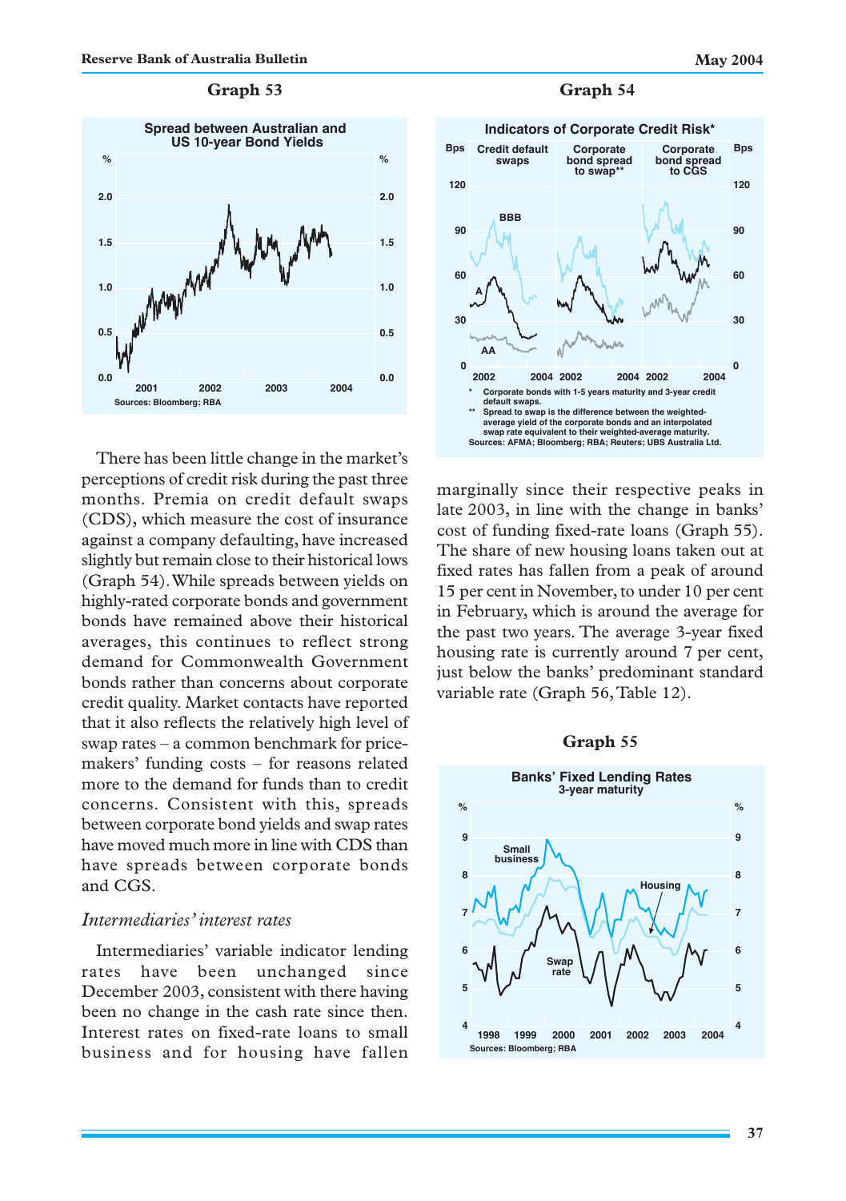**Graph 53**

Spread between Australian and US 10-year Bond Yields

%
2.0
1.5
1.0
0.5
0.0
2001
2002
2003
2004
Sources: Bloomberg; RBA

There has been little change in the market's perceptions of credit risk during the past three months. Premia on credit default swaps (CDS), which measure the cost of insurance against a company defaulting, have increased slightly but remain close to their historical lows (Graph 54). While spreads between yields on highly-rated corporate bonds and government bonds have remained above their historical averages, this continues to reflect strong demand for Commonwealth Government bonds rather than concerns about corporate credit quality. Market contacts have reported that it also reflects the relatively high level of swap rates – a common benchmark for price-makers' funding costs – for reasons related more to the demand for funds than to credit concerns. Consistent with this, spreads between corporate bond yields and swap rates have moved much more in line with CDS than have spreads between corporate bonds and CGS.

### *Intermediaries' interest rates*

Intermediaries' variable indicator lending rates have been unchanged since December 2003, consistent with there having been no change in the cash rate since then. Interest rates on fixed-rate loans to small business and for housing have fallen marginally since their respective peaks in late 2003, in line with the change in banks' cost of funding fixed-rate loans (Graph 55). The share of new housing loans taken out at fixed rates has fallen from a peak of around 15 per cent in November, to under 10 per cent in February, which is around the average for the past two years. The average 3-year fixed housing rate is currently around 7 per cent, just below the banks' predominant standard variable rate (Graph 56, Table 12).

**Graph 54**

Indicators of Corporate Credit Risk*

Bps
Credit default swaps
Corporate bond spread to swap**
Corporate bond spread to CGS
120
90
60
30
0
BBB
A
AA
2002
2004
2002
2004
2002
2004

\* Corporate bonds with 1-5 years maturity and 3-year credit default swaps.
\** Spread to swap is the difference between the weighted-average yield of the corporate bonds and an interpolated swap rate equivalent to their weighted-average maturity.
Sources: AFMA; Bloomberg; RBA; Reuters; UBS Australia Ltd.

**Graph 55**

Banks' Fixed Lending Rates
3-year maturity

%
9
8
7
6
5
4
Small business
Housing
Swap rate
1998
1999
2000
2001
2002
2003
2004
Sources: Bloomberg; RBA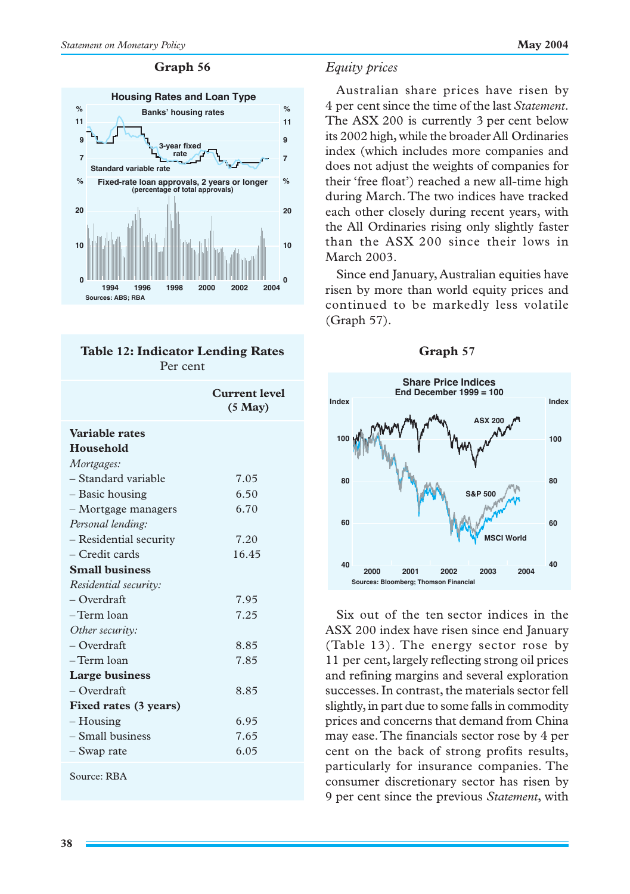**Graph 56**

**Housing Rates and Loan Type**

Banks' housing rates

3-year fixed rate

Standard variable rate

Fixed-rate loan approvals, 2 years or longer (percentage of total approvals)

Sources: ABS; RBA

**Table 12: Indicator Lending Rates**
Per cent

| | Current level (5 May) |
|---|---|
| **Variable rates** | |
| **Household** | |
| *Mortgages:* | |
| – Standard variable | 7.05 |
| – Basic housing | 6.50 |
| – Mortgage managers | 6.70 |
| *Personal lending:* | |
| – Residential security | 7.20 |
| – Credit cards | 16.45 |
| **Small business** | |
| *Residential security:* | |
| – Overdraft | 7.95 |
| – Term loan | 7.25 |
| *Other security:* | |
| – Overdraft | 8.85 |
| – Term loan | 7.85 |
| **Large business** | |
| – Overdraft | 8.85 |
| **Fixed rates (3 years)** | |
| – Housing | 6.95 |
| – Small business | 7.65 |
| – Swap rate | 6.05 |

Source: RBA

### *Equity prices*

Australian share prices have risen by 4 per cent since the time of the last *Statement*. The ASX 200 is currently 3 per cent below its 2002 high, while the broader All Ordinaries index (which includes more companies and does not adjust the weights of companies for their 'free float') reached a new all-time high during March. The two indices have tracked each other closely during recent years, with the All Ordinaries rising only slightly faster than the ASX 200 since their lows in March 2003.

Since end January, Australian equities have risen by more than world equity prices and continued to be markedly less volatile (Graph 57).

**Graph 57**

**Share Price Indices**
End December 1999 = 100

ASX 200

S&P 500

MSCI World

Sources: Bloomberg; Thomson Financial

Six out of the ten sector indices in the ASX 200 index have risen since end January (Table 13). The energy sector rose by 11 per cent, largely reflecting strong oil prices and refining margins and several exploration successes. In contrast, the materials sector fell slightly, in part due to some falls in commodity prices and concerns that demand from China may ease. The financials sector rose by 4 per cent on the back of strong profits results, particularly for insurance companies. The consumer discretionary sector has risen by 9 per cent since the previous *Statement*, with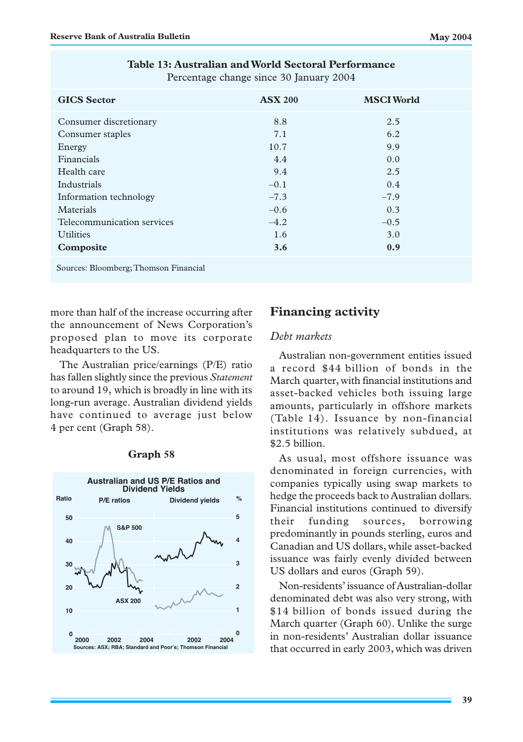**Table 13: Australian and World Sectoral Performance**
Percentage change since 30 January 2004

| GICS Sector | ASX 200 | MSCI World |
|---|---|---|
| Consumer discretionary | 8.8 | 2.5 |
| Consumer staples | 7.1 | 6.2 |
| Energy | 10.7 | 9.9 |
| Financials | 4.4 | 0.0 |
| Health care | 9.4 | 2.5 |
| Industrials | –0.1 | 0.4 |
| Information technology | –7.3 | –7.9 |
| Materials | –0.6 | 0.3 |
| Telecommunication services | –4.2 | –0.5 |
| Utilities | 1.6 | 3.0 |
| **Composite** | **3.6** | **0.9** |

Sources: Bloomberg; Thomson Financial

more than half of the increase occurring after the announcement of News Corporation's proposed plan to move its corporate headquarters to the US.

The Australian price/earnings (P/E) ratio has fallen slightly since the previous *Statement* to around 19, which is broadly in line with its long-run average. Australian dividend yields have continued to average just below 4 per cent (Graph 58).

**Graph 58**

Australian and US P/E Ratios and Dividend Yields

Sources: ASX; RBA; Standard and Poor's; Thomson Financial

## Financing activity

### *Debt markets*

Australian non-government entities issued a record $44 billion of bonds in the March quarter, with financial institutions and asset-backed vehicles both issuing large amounts, particularly in offshore markets (Table 14). Issuance by non-financial institutions was relatively subdued, at $2.5 billion.

As usual, most offshore issuance was denominated in foreign currencies, with companies typically using swap markets to hedge the proceeds back to Australian dollars. Financial institutions continued to diversify their funding sources, borrowing predominantly in pounds sterling, euros and Canadian and US dollars, while asset-backed issuance was fairly evenly divided between US dollars and euros (Graph 59).

Non-residents' issuance of Australian-dollar denominated debt was also very strong, with $14 billion of bonds issued during the March quarter (Graph 60). Unlike the surge in non-residents' Australian dollar issuance that occurred in early 2003, which was driven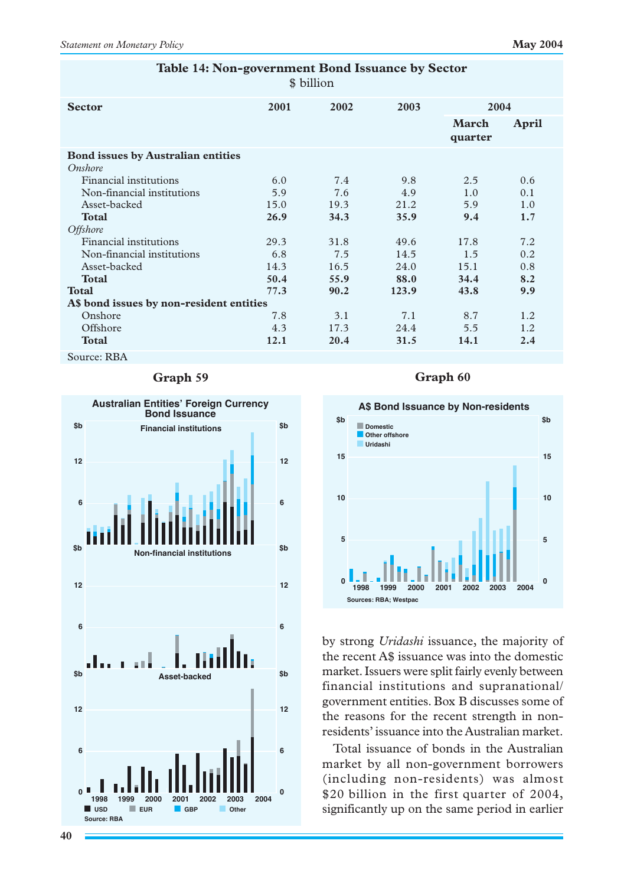## Table 14: Non-government Bond Issuance by Sector

$ billion

| Sector | 2001 | 2002 | 2003 | 2004 March quarter | 2004 April |
|---|---|---|---|---|---|
| **Bond issues by Australian entities** | | | | | |
| *Onshore* | | | | | |
| Financial institutions | 6.0 | 7.4 | 9.8 | 2.5 | 0.6 |
| Non-financial institutions | 5.9 | 7.6 | 4.9 | 1.0 | 0.1 |
| Asset-backed | 15.0 | 19.3 | 21.2 | 5.9 | 1.0 |
| **Total** | **26.9** | **34.3** | **35.9** | **9.4** | **1.7** |
| *Offshore* | | | | | |
| Financial institutions | 29.3 | 31.8 | 49.6 | 17.8 | 7.2 |
| Non-financial institutions | 6.8 | 7.5 | 14.5 | 1.5 | 0.2 |
| Asset-backed | 14.3 | 16.5 | 24.0 | 15.1 | 0.8 |
| **Total** | **50.4** | **55.9** | **88.0** | **34.4** | **8.2** |
| **Total** | **77.3** | **90.2** | **123.9** | **43.8** | **9.9** |
| **A$ bond issues by non-resident entities** | | | | | |
| Onshore | 7.8 | 3.1 | 7.1 | 8.7 | 1.2 |
| Offshore | 4.3 | 17.3 | 24.4 | 5.5 | 1.2 |
| **Total** | **12.1** | **20.4** | **31.5** | **14.1** | **2.4** |

Source: RBA

### Graph 59

Australian Entities' Foreign Currency Bond Issuance

Financial institutions

Non-financial institutions

Asset-backed

$b 0 6 12

1998 1999 2000 2001 2002 2003 2004

USD EUR GBP Other

Source: RBA

### Graph 60

A$ Bond Issuance by Non-residents

$b 0 5 10 15

Domestic
Other offshore
Uridashi

1998 1999 2000 2001 2002 2003 2004

Sources: RBA; Westpac

by strong *Uridashi* issuance, the majority of the recent A$ issuance was into the domestic market. Issuers were split fairly evenly between financial institutions and supranational/government entities. Box B discusses some of the reasons for the recent strength in non-residents' issuance into the Australian market.

Total issuance of bonds in the Australian market by all non-government borrowers (including non-residents) was almost $20 billion in the first quarter of 2004, significantly up on the same period in earlier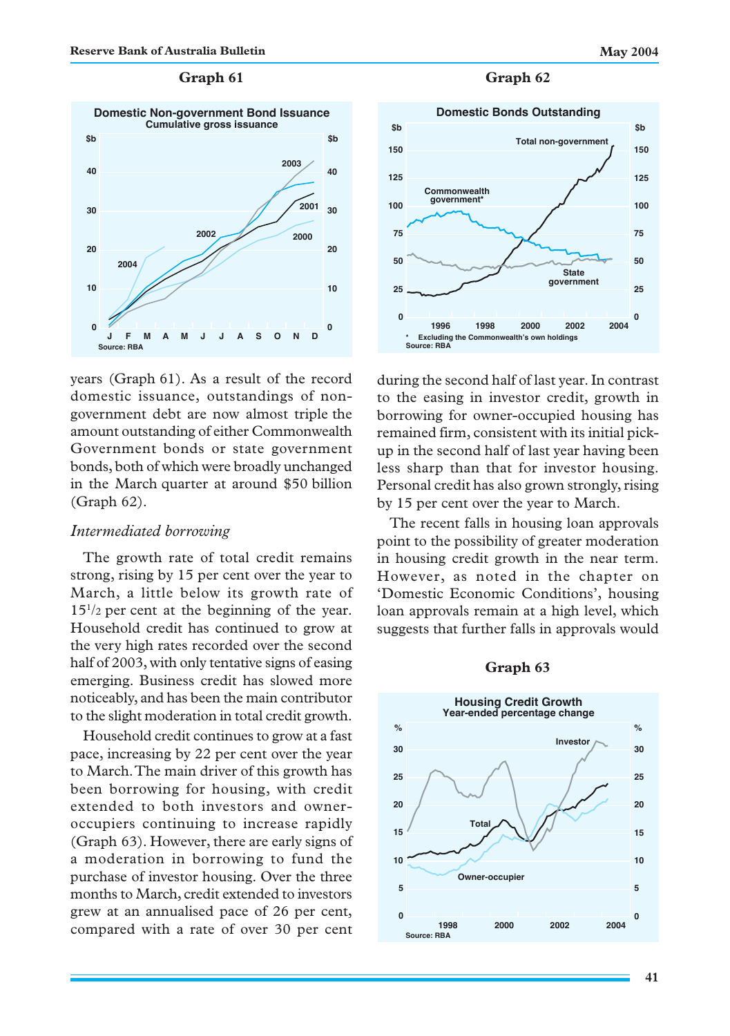**Graph 61**

Domestic Non-government Bond Issuance
Cumulative gross issuance

$b
40
30
20
10
0
J F M A M J J A S O N D
2003
2001
2002
2000
2004
Source: RBA

**Graph 62**

Domestic Bonds Outstanding

$b
150
125
100
75
50
25
0
1996 1998 2000 2002 2004
Total non-government
Commonwealth government*
State government
\* Excluding the Commonwealth's own holdings
Source: RBA

years (Graph 61). As a result of the record domestic issuance, outstandings of non-government debt are now almost triple the amount outstanding of either Commonwealth Government bonds or state government bonds, both of which were broadly unchanged in the March quarter at around $50 billion (Graph 62).

### *Intermediated borrowing*

The growth rate of total credit remains strong, rising by 15 per cent over the year to March, a little below its growth rate of 15½ per cent at the beginning of the year. Household credit has continued to grow at the very high rates recorded over the second half of 2003, with only tentative signs of easing emerging. Business credit has slowed more noticeably, and has been the main contributor to the slight moderation in total credit growth.

Household credit continues to grow at a fast pace, increasing by 22 per cent over the year to March. The main driver of this growth has been borrowing for housing, with credit extended to both investors and owner-occupiers continuing to increase rapidly (Graph 63). However, there are early signs of a moderation in borrowing to fund the purchase of investor housing. Over the three months to March, credit extended to investors grew at an annualised pace of 26 per cent, compared with a rate of over 30 per cent during the second half of last year. In contrast to the easing in investor credit, growth in borrowing for owner-occupied housing has remained firm, consistent with its initial pick-up in the second half of last year having been less sharp than that for investor housing. Personal credit has also grown strongly, rising by 15 per cent over the year to March.

The recent falls in housing loan approvals point to the possibility of greater moderation in housing credit growth in the near term. However, as noted in the chapter on 'Domestic Economic Conditions', housing loan approvals remain at a high level, which suggests that further falls in approvals would

**Graph 63**

Housing Credit Growth
Year-ended percentage change

%
30
25
20
15
10
5
0
1998 2000 2002 2004
Investor
Total
Owner-occupier
Source: RBA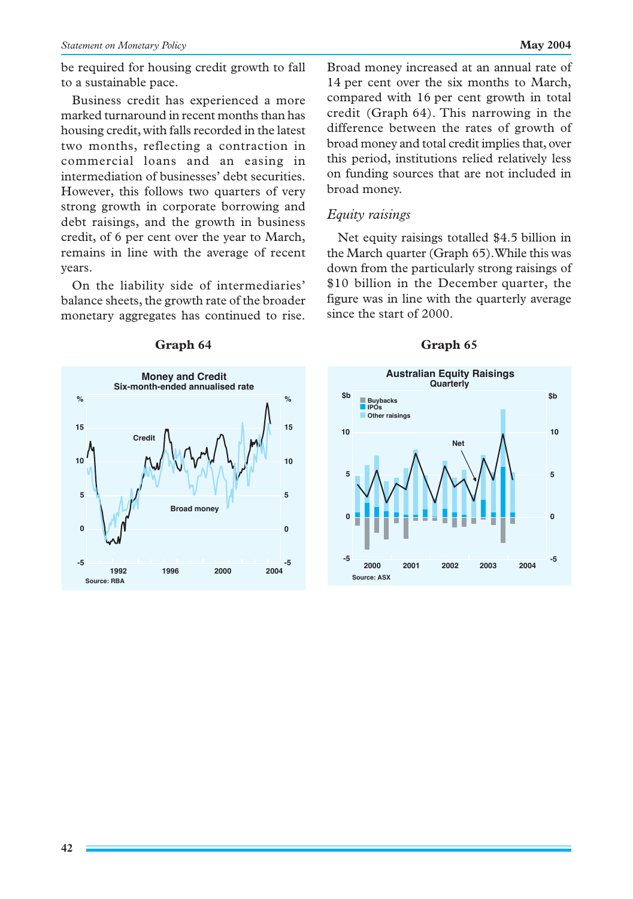be required for housing credit growth to fall to a sustainable pace.

Business credit has experienced a more marked turnaround in recent months than has housing credit, with falls recorded in the latest two months, reflecting a contraction in commercial loans and an easing in intermediation of businesses' debt securities. However, this follows two quarters of very strong growth in corporate borrowing and debt raisings, and the growth in business credit, of 6 per cent over the year to March, remains in line with the average of recent years.

On the liability side of intermediaries' balance sheets, the growth rate of the broader monetary aggregates has continued to rise. Broad money increased at an annual rate of 14 per cent over the six months to March, compared with 16 per cent growth in total credit (Graph 64). This narrowing in the difference between the rates of growth of broad money and total credit implies that, over this period, institutions relied relatively less on funding sources that are not included in broad money.

### Equity raisings

Net equity raisings totalled $4.5 billion in the March quarter (Graph 65). While this was down from the particularly strong raisings of $10 billion in the December quarter, the figure was in line with the quarterly average since the start of 2000.

**Graph 64**

Money and Credit
Six-month-ended annualised rate
%
15
10
5
0
-5
Credit
Broad money
1992
1996
2000
2004
Source: RBA

**Graph 65**

Australian Equity Raisings
Quarterly
$b
Buybacks
IPOs
Other raisings
Net
10
5
0
-5
2000
2001
2002
2003
2004
Source: ASX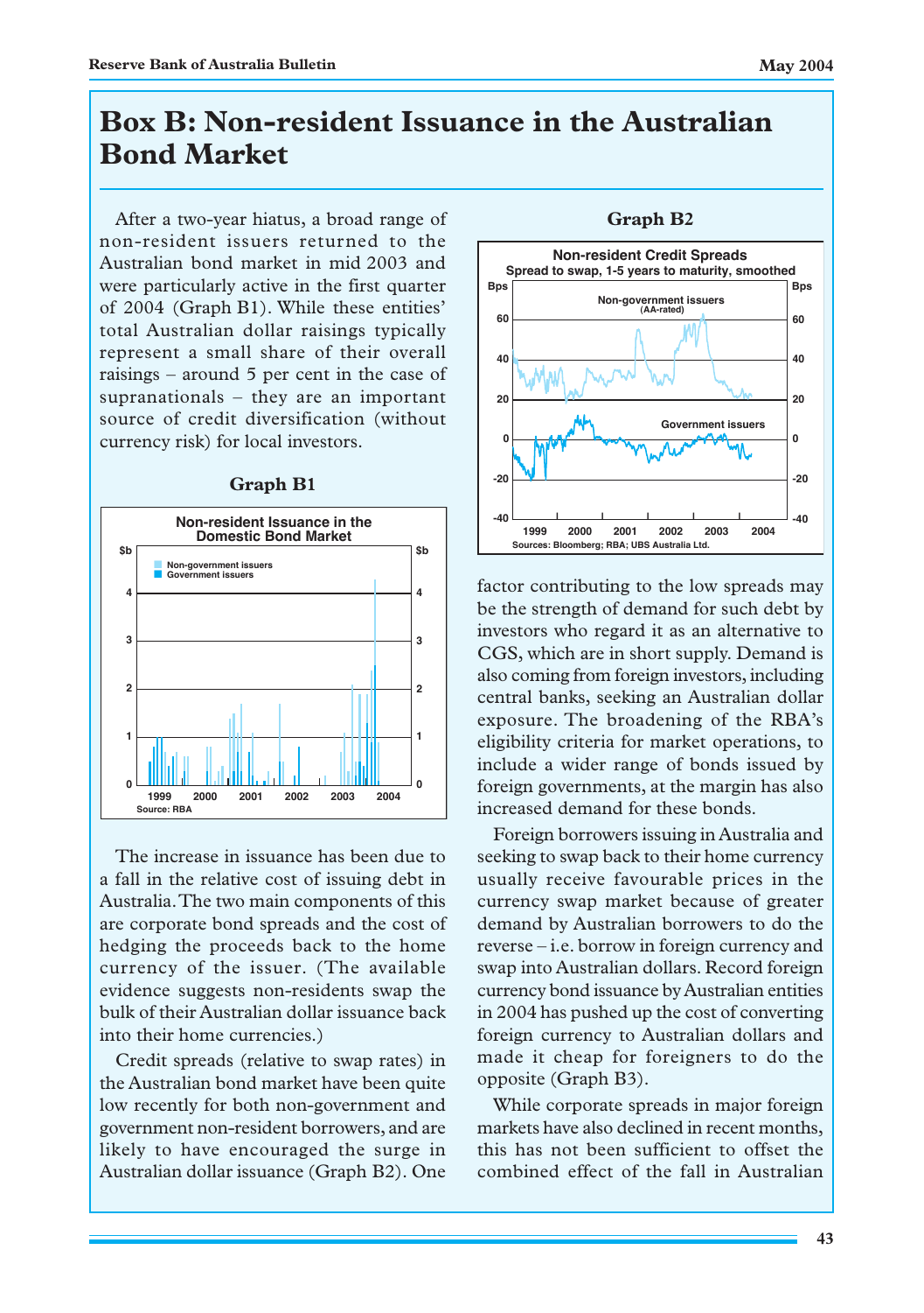# Box B: Non-resident Issuance in the Australian Bond Market

After a two-year hiatus, a broad range of non-resident issuers returned to the Australian bond market in mid 2003 and were particularly active in the first quarter of 2004 (Graph B1). While these entities' total Australian dollar raisings typically represent a small share of their overall raisings – around 5 per cent in the case of supranationals – they are an important source of credit diversification (without currency risk) for local investors.

**Graph B1**

Non-resident Issuance in the Domestic Bond Market

$b

Non-government issuers
Government issuers

4
3
2
1
0

1999 2000 2001 2002 2003 2004

Source: RBA

The increase in issuance has been due to a fall in the relative cost of issuing debt in Australia. The two main components of this are corporate bond spreads and the cost of hedging the proceeds back to the home currency of the issuer. (The available evidence suggests non-residents swap the bulk of their Australian dollar issuance back into their home currencies.)

Credit spreads (relative to swap rates) in the Australian bond market have been quite low recently for both non-government and government non-resident borrowers, and are likely to have encouraged the surge in Australian dollar issuance (Graph B2). One factor contributing to the low spreads may be the strength of demand for such debt by investors who regard it as an alternative to CGS, which are in short supply. Demand is also coming from foreign investors, including central banks, seeking an Australian dollar exposure. The broadening of the RBA's eligibility criteria for market operations, to include a wider range of bonds issued by foreign governments, at the margin has also increased demand for these bonds.

**Graph B2**

Non-resident Credit Spreads

Spread to swap, 1-5 years to maturity, smoothed

Bps

Non-government issuers (AA-rated)

Government issuers

60
40
20
0
-20
-40

1999 2000 2001 2002 2003 2004

Sources: Bloomberg; RBA; UBS Australia Ltd.

Foreign borrowers issuing in Australia and seeking to swap back to their home currency usually receive favourable prices in the currency swap market because of greater demand by Australian borrowers to do the reverse – i.e. borrow in foreign currency and swap into Australian dollars. Record foreign currency bond issuance by Australian entities in 2004 has pushed up the cost of converting foreign currency to Australian dollars and made it cheap for foreigners to do the opposite (Graph B3).

While corporate spreads in major foreign markets have also declined in recent months, this has not been sufficient to offset the combined effect of the fall in Australian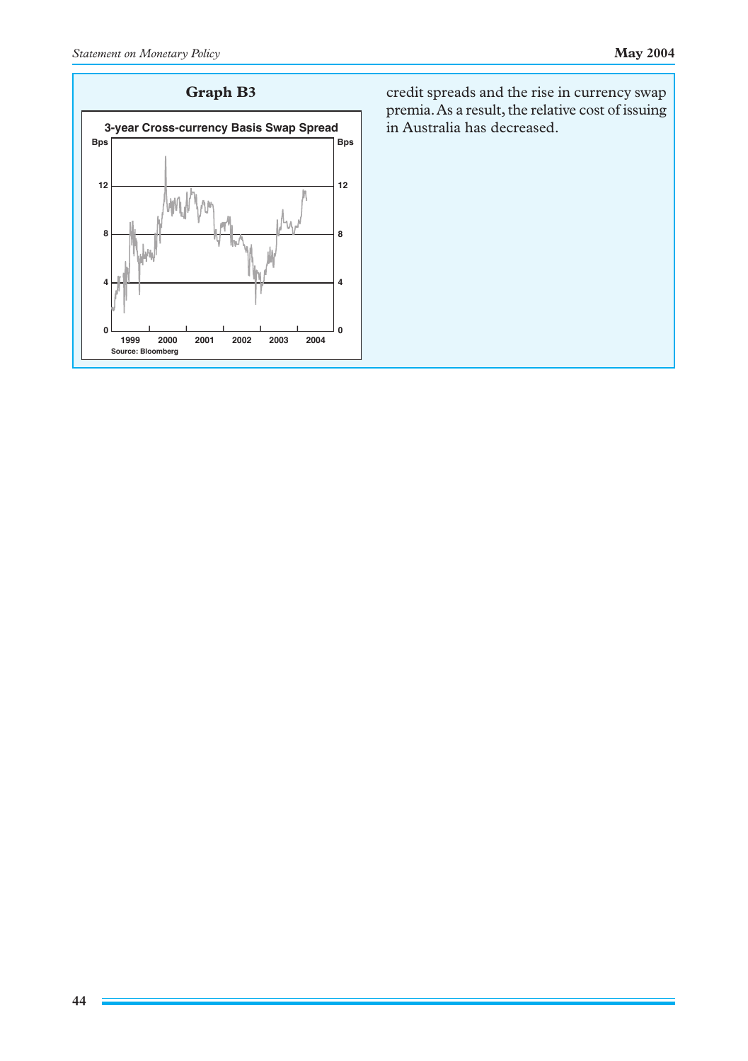**Graph B3**

3-year Cross-currency Basis Swap Spread

Bps

12

8

4

0

1999 2000 2001 2002 2003 2004

Source: Bloomberg

credit spreads and the rise in currency swap premia. As a result, the relative cost of issuing in Australia has decreased.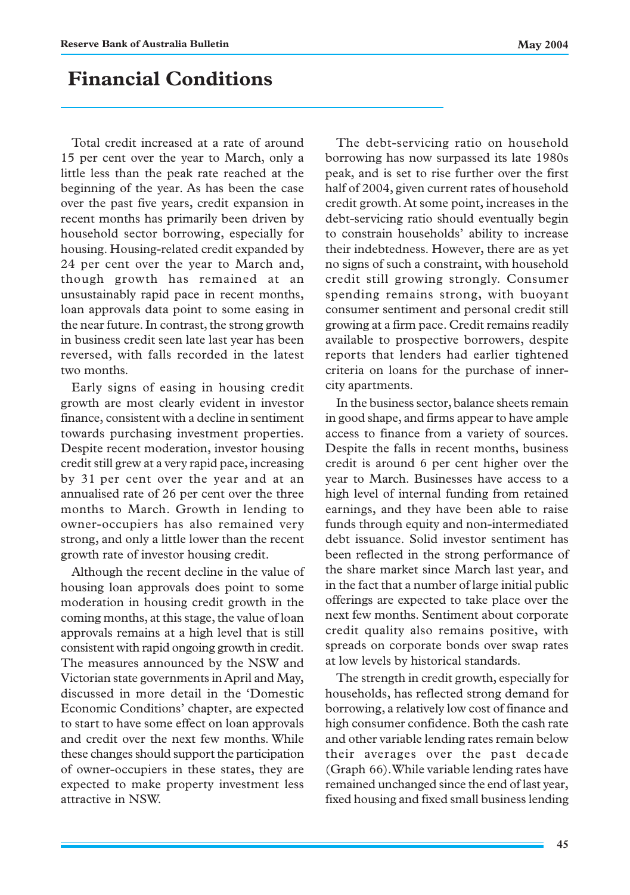# Financial Conditions

Total credit increased at a rate of around 15 per cent over the year to March, only a little less than the peak rate reached at the beginning of the year. As has been the case over the past five years, credit expansion in recent months has primarily been driven by household sector borrowing, especially for housing. Housing-related credit expanded by 24 per cent over the year to March and, though growth has remained at an unsustainably rapid pace in recent months, loan approvals data point to some easing in the near future. In contrast, the strong growth in business credit seen late last year has been reversed, with falls recorded in the latest two months.

Early signs of easing in housing credit growth are most clearly evident in investor finance, consistent with a decline in sentiment towards purchasing investment properties. Despite recent moderation, investor housing credit still grew at a very rapid pace, increasing by 31 per cent over the year and at an annualised rate of 26 per cent over the three months to March. Growth in lending to owner-occupiers has also remained very strong, and only a little lower than the recent growth rate of investor housing credit.

Although the recent decline in the value of housing loan approvals does point to some moderation in housing credit growth in the coming months, at this stage, the value of loan approvals remains at a high level that is still consistent with rapid ongoing growth in credit. The measures announced by the NSW and Victorian state governments in April and May, discussed in more detail in the 'Domestic Economic Conditions' chapter, are expected to start to have some effect on loan approvals and credit over the next few months. While these changes should support the participation of owner-occupiers in these states, they are expected to make property investment less attractive in NSW.

The debt-servicing ratio on household borrowing has now surpassed its late 1980s peak, and is set to rise further over the first half of 2004, given current rates of household credit growth. At some point, increases in the debt-servicing ratio should eventually begin to constrain households' ability to increase their indebtedness. However, there are as yet no signs of such a constraint, with household credit still growing strongly. Consumer spending remains strong, with buoyant consumer sentiment and personal credit still growing at a firm pace. Credit remains readily available to prospective borrowers, despite reports that lenders had earlier tightened criteria on loans for the purchase of inner-city apartments.

In the business sector, balance sheets remain in good shape, and firms appear to have ample access to finance from a variety of sources. Despite the falls in recent months, business credit is around 6 per cent higher over the year to March. Businesses have access to a high level of internal funding from retained earnings, and they have been able to raise funds through equity and non-intermediated debt issuance. Solid investor sentiment has been reflected in the strong performance of the share market since March last year, and in the fact that a number of large initial public offerings are expected to take place over the next few months. Sentiment about corporate credit quality also remains positive, with spreads on corporate bonds over swap rates at low levels by historical standards.

The strength in credit growth, especially for households, has reflected strong demand for borrowing, a relatively low cost of finance and high consumer confidence. Both the cash rate and other variable lending rates remain below their averages over the past decade (Graph 66). While variable lending rates have remained unchanged since the end of last year, fixed housing and fixed small business lending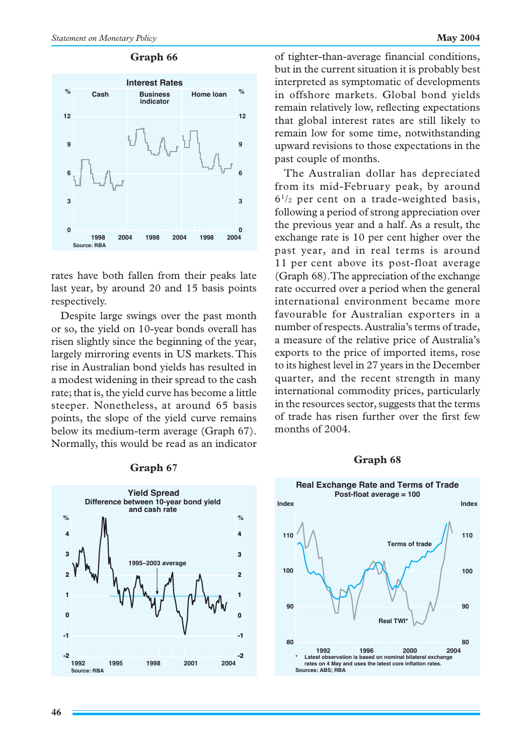**Graph 66**

Interest Rates

%

Cash

Business indicator

Home loan

%

12

9

6

3

0

1998 2004 1998 2004 1998 2004

Source: RBA

rates have both fallen from their peaks late last year, by around 20 and 15 basis points respectively.

Despite large swings over the past month or so, the yield on 10-year bonds overall has risen slightly since the beginning of the year, largely mirroring events in US markets. This rise in Australian bond yields has resulted in a modest widening in their spread to the cash rate; that is, the yield curve has become a little steeper. Nonetheless, at around 65 basis points, the slope of the yield curve remains below its medium-term average (Graph 67). Normally, this would be read as an indicator of tighter-than-average financial conditions, but in the current situation it is probably best interpreted as symptomatic of developments in offshore markets. Global bond yields remain relatively low, reflecting expectations that global interest rates are still likely to remain low for some time, notwithstanding upward revisions to those expectations in the past couple of months.

The Australian dollar has depreciated from its mid-February peak, by around 6½ per cent on a trade-weighted basis, following a period of strong appreciation over the previous year and a half. As a result, the exchange rate is 10 per cent higher over the past year, and in real terms is around 11 per cent above its post-float average (Graph 68). The appreciation of the exchange rate occurred over a period when the general international environment became more favourable for Australian exporters in a number of respects. Australia's terms of trade, a measure of the relative price of Australia's exports to the price of imported items, rose to its highest level in 27 years in the December quarter, and the recent strength in many international commodity prices, particularly in the resources sector, suggests that the terms of trade has risen further over the first few months of 2004.

**Graph 67**

Yield Spread

Difference between 10-year bond yield and cash rate

%

4

3

2

1

0

-1

-2

1995–2003 average

1992 1995 1998 2001 2004

Source: RBA

**Graph 68**

Real Exchange Rate and Terms of Trade

Post-float average = 100

Index

110

100

90

80

Terms of trade

Real TWI*

1992 1996 2000 2004

\* Latest observation is based on nominal bilateral exchange rates on 4 May and uses the latest core inflation rates.

Sources: ABS; RBA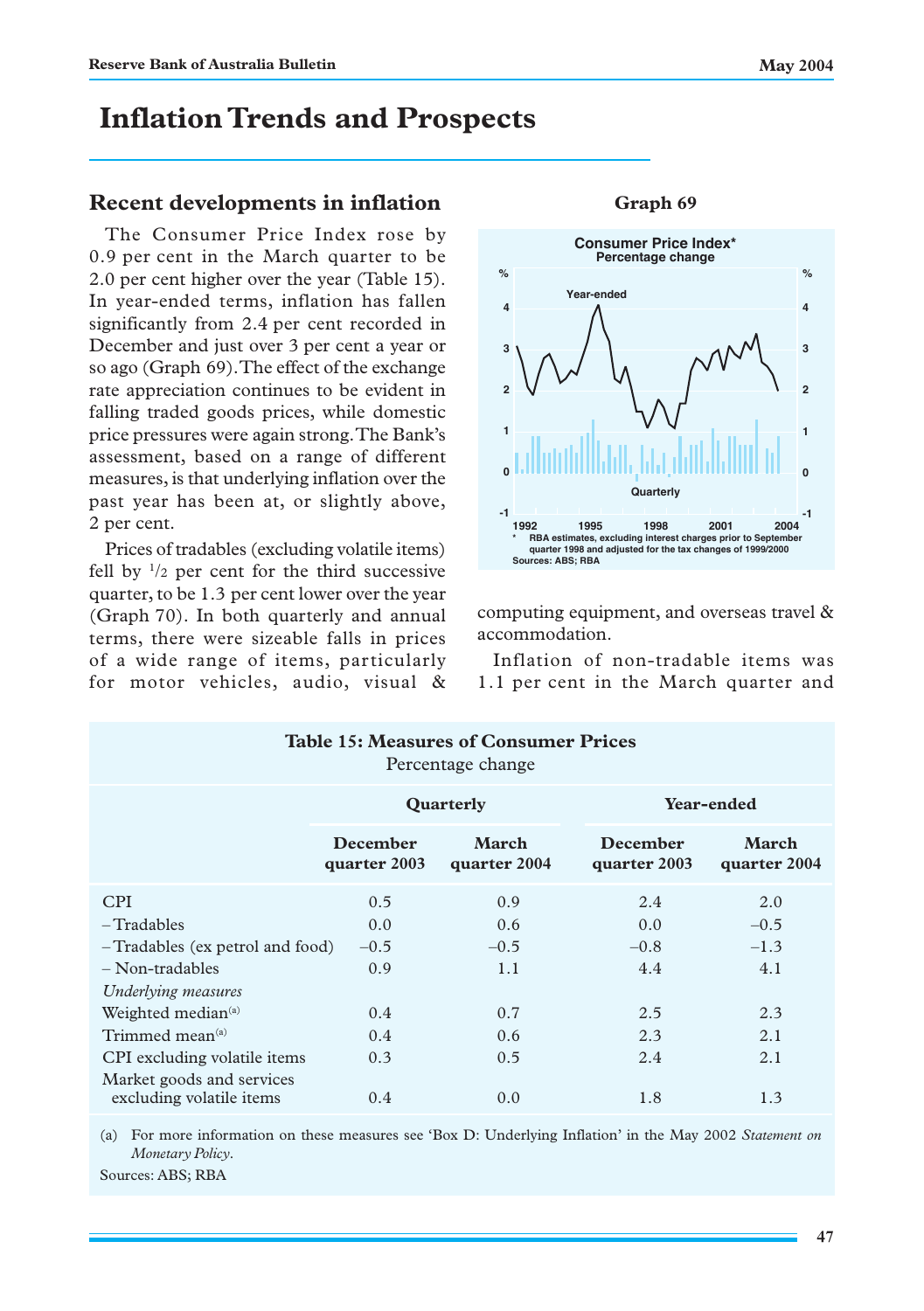# Inflation Trends and Prospects

## Recent developments in inflation

The Consumer Price Index rose by 0.9 per cent in the March quarter to be 2.0 per cent higher over the year (Table 15). In year-ended terms, inflation has fallen significantly from 2.4 per cent recorded in December and just over 3 per cent a year or so ago (Graph 69). The effect of the exchange rate appreciation continues to be evident in falling traded goods prices, while domestic price pressures were again strong. The Bank's assessment, based on a range of different measures, is that underlying inflation over the past year has been at, or slightly above, 2 per cent.

Prices of tradables (excluding volatile items) fell by ½ per cent for the third successive quarter, to be 1.3 per cent lower over the year (Graph 70). In both quarterly and annual terms, there were sizeable falls in prices of a wide range of items, particularly for motor vehicles, audio, visual & computing equipment, and overseas travel & accommodation.

Inflation of non-tradable items was 1.1 per cent in the March quarter and

**Graph 69**

Consumer Price Index*
Percentage change

%
4
3
2
1
0
-1
Year-ended
Quarterly
1992 1995 1998 2001 2004

\* RBA estimates, excluding interest charges prior to September quarter 1998 and adjusted for the tax changes of 1999/2000

Sources: ABS; RBA

**Table 15: Measures of Consumer Prices**
Percentage change

| | Quarterly | | Year-ended | |
|---|---|---|---|---|
| | December quarter 2003 | March quarter 2004 | December quarter 2003 | March quarter 2004 |
| CPI | 0.5 | 0.9 | 2.4 | 2.0 |
| – Tradables | 0.0 | 0.6 | 0.0 | –0.5 |
| – Tradables (ex petrol and food) | –0.5 | –0.5 | –0.8 | –1.3 |
| – Non-tradables | 0.9 | 1.1 | 4.4 | 4.1 |
| *Underlying measures* | | | | |
| Weighted median[(a)] | 0.4 | 0.7 | 2.5 | 2.3 |
| Trimmed mean[(a)] | 0.4 | 0.6 | 2.3 | 2.1 |
| CPI excluding volatile items | 0.3 | 0.5 | 2.4 | 2.1 |
| Market goods and services excluding volatile items | 0.4 | 0.0 | 1.8 | 1.3 |

(a) For more information on these measures see 'Box D: Underlying Inflation' in the May 2002 *Statement on Monetary Policy*.

Sources: ABS; RBA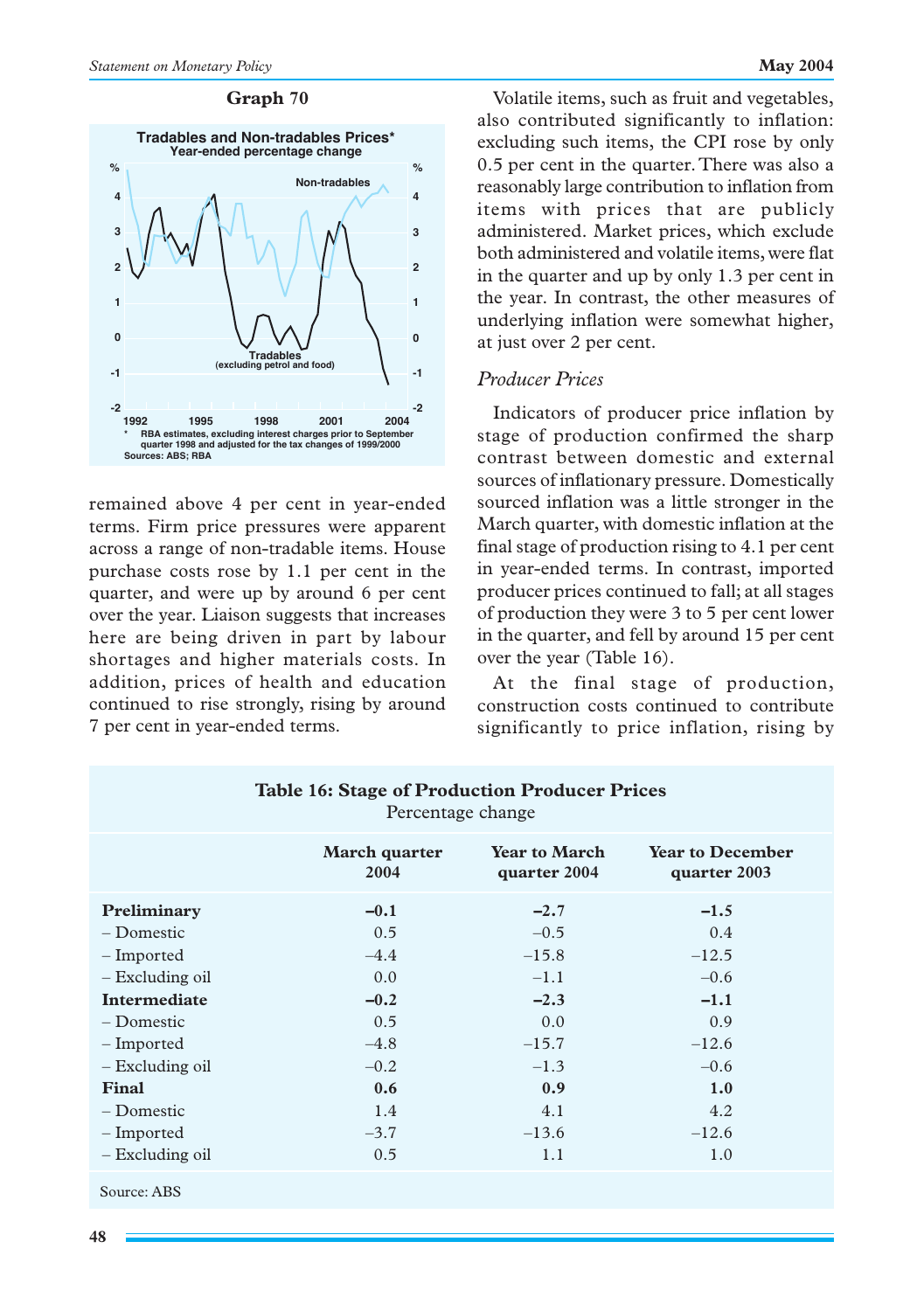**Graph 70**

Tradables and Non-tradables Prices*
Year-ended percentage change

%
4
3
2
1
0
-1
-2

Non-tradables

Tradables
(excluding petrol and food)

1992 1995 1998 2001 2004

\* RBA estimates, excluding interest charges prior to September quarter 1998 and adjusted for the tax changes of 1999/2000

Sources: ABS; RBA

remained above 4 per cent in year-ended terms. Firm price pressures were apparent across a range of non-tradable items. House purchase costs rose by 1.1 per cent in the quarter, and were up by around 6 per cent over the year. Liaison suggests that increases here are being driven in part by labour shortages and higher materials costs. In addition, prices of health and education continued to rise strongly, rising by around 7 per cent in year-ended terms.

Volatile items, such as fruit and vegetables, also contributed significantly to inflation: excluding such items, the CPI rose by only 0.5 per cent in the quarter. There was also a reasonably large contribution to inflation from items with prices that are publicly administered. Market prices, which exclude both administered and volatile items, were flat in the quarter and up by only 1.3 per cent in the year. In contrast, the other measures of underlying inflation were somewhat higher, at just over 2 per cent.

*Producer Prices*

Indicators of producer price inflation by stage of production confirmed the sharp contrast between domestic and external sources of inflationary pressure. Domestically sourced inflation was a little stronger in the March quarter, with domestic inflation at the final stage of production rising to 4.1 per cent in year-ended terms. In contrast, imported producer prices continued to fall; at all stages of production they were 3 to 5 per cent lower in the quarter, and fell by around 15 per cent over the year (Table 16).

At the final stage of production, construction costs continued to contribute significantly to price inflation, rising by

**Table 16: Stage of Production Producer Prices**
Percentage change

| | March quarter 2004 | Year to March quarter 2004 | Year to December quarter 2003 |
|---|---|---|---|
| **Preliminary** | **–0.1** | **–2.7** | **–1.5** |
| – Domestic | 0.5 | –0.5 | 0.4 |
| – Imported | –4.4 | –15.8 | –12.5 |
| – Excluding oil | 0.0 | –1.1 | –0.6 |
| **Intermediate** | **–0.2** | **–2.3** | **–1.1** |
| – Domestic | 0.5 | 0.0 | 0.9 |
| – Imported | –4.8 | –15.7 | –12.6 |
| – Excluding oil | –0.2 | –1.3 | –0.6 |
| **Final** | **0.6** | **0.9** | **1.0** |
| – Domestic | 1.4 | 4.1 | 4.2 |
| – Imported | –3.7 | –13.6 | –12.6 |
| – Excluding oil | 0.5 | 1.1 | 1.0 |

Source: ABS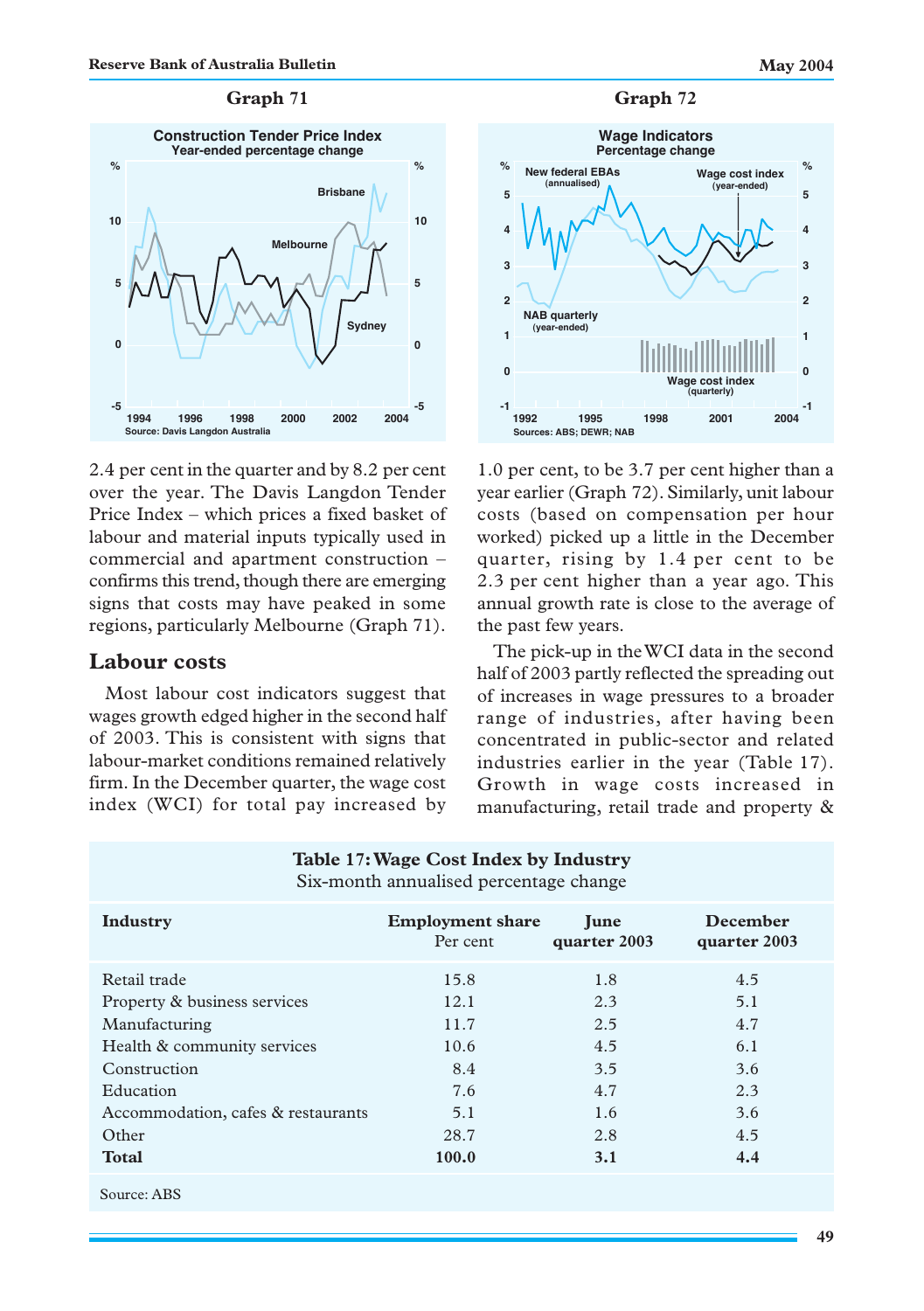Graph 71

Construction Tender Price Index
Year-ended percentage change

%
10
5
0
-5

Brisbane
Melbourne
Sydney

1994 1996 1998 2000 2002 2004

Source: Davis Langdon Australia

Graph 72

Wage Indicators
Percentage change

%
5
4
3
2
1
0
-1

New federal EBAs (annualised)
Wage cost index (year-ended)
NAB quarterly (year-ended)
Wage cost index (quarterly)

1992 1995 1998 2001 2004

Sources: ABS; DEWR; NAB

2.4 per cent in the quarter and by 8.2 per cent over the year. The Davis Langdon Tender Price Index – which prices a fixed basket of labour and material inputs typically used in commercial and apartment construction – confirms this trend, though there are emerging signs that costs may have peaked in some regions, particularly Melbourne (Graph 71).

## Labour costs

Most labour cost indicators suggest that wages growth edged higher in the second half of 2003. This is consistent with signs that labour-market conditions remained relatively firm. In the December quarter, the wage cost index (WCI) for total pay increased by 1.0 per cent, to be 3.7 per cent higher than a year earlier (Graph 72). Similarly, unit labour costs (based on compensation per hour worked) picked up a little in the December quarter, rising by 1.4 per cent to be 2.3 per cent higher than a year ago. This annual growth rate is close to the average of the past few years.

The pick-up in the WCI data in the second half of 2003 partly reflected the spreading out of increases in wage pressures to a broader range of industries, after having been concentrated in public-sector and related industries earlier in the year (Table 17). Growth in wage costs increased in manufacturing, retail trade and property &

**Table 17: Wage Cost Index by Industry**
Six-month annualised percentage change

| Industry | Employment share<br>Per cent | June quarter 2003 | December quarter 2003 |
|---|---|---|---|
| Retail trade | 15.8 | 1.8 | 4.5 |
| Property & business services | 12.1 | 2.3 | 5.1 |
| Manufacturing | 11.7 | 2.5 | 4.7 |
| Health & community services | 10.6 | 4.5 | 6.1 |
| Construction | 8.4 | 3.5 | 3.6 |
| Education | 7.6 | 4.7 | 2.3 |
| Accommodation, cafes & restaurants | 5.1 | 1.6 | 3.6 |
| Other | 28.7 | 2.8 | 4.5 |
| **Total** | **100.0** | **3.1** | **4.4** |

Source: ABS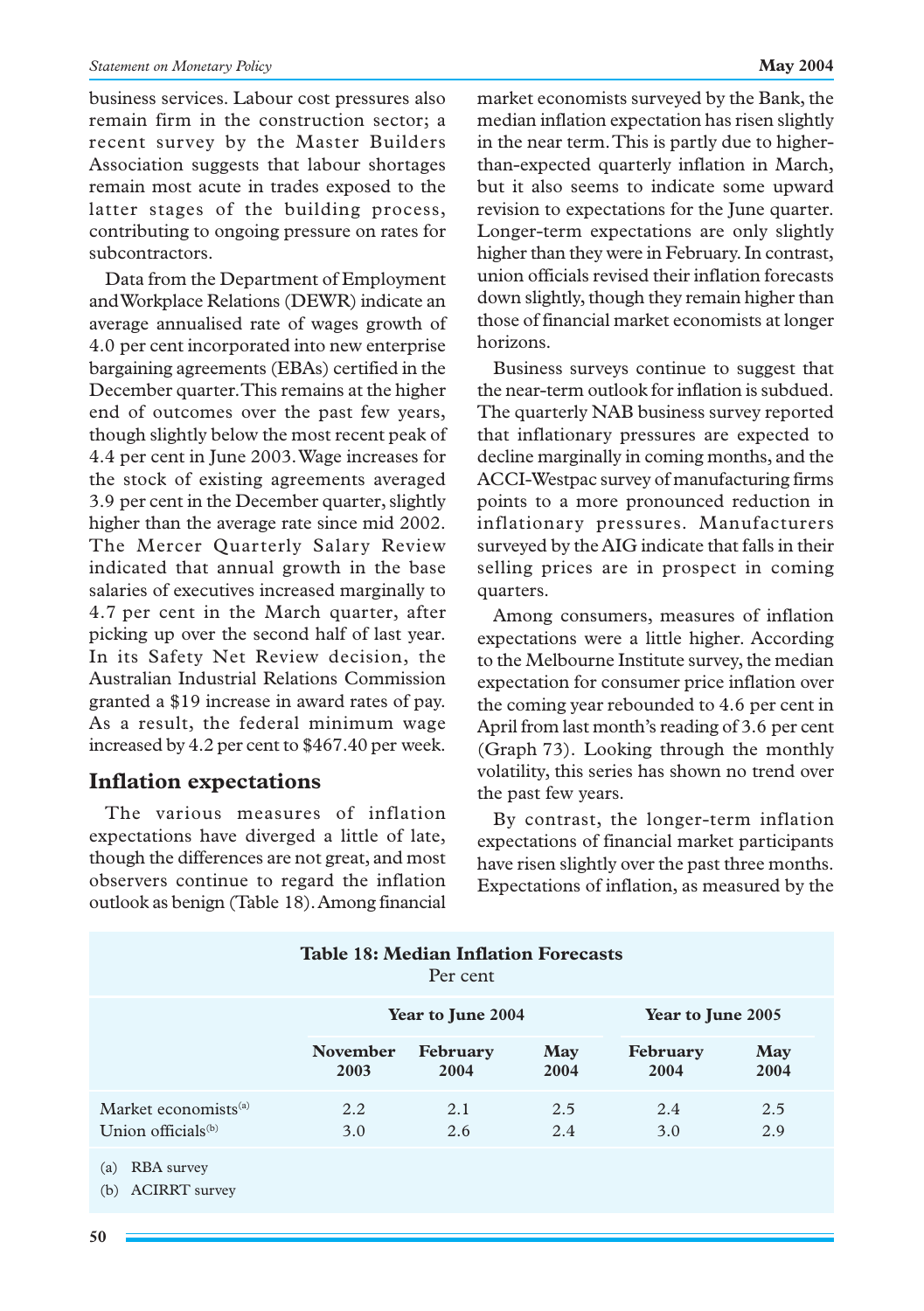business services. Labour cost pressures also remain firm in the construction sector; a recent survey by the Master Builders Association suggests that labour shortages remain most acute in trades exposed to the latter stages of the building process, contributing to ongoing pressure on rates for subcontractors.

Data from the Department of Employment and Workplace Relations (DEWR) indicate an average annualised rate of wages growth of 4.0 per cent incorporated into new enterprise bargaining agreements (EBAs) certified in the December quarter. This remains at the higher end of outcomes over the past few years, though slightly below the most recent peak of 4.4 per cent in June 2003. Wage increases for the stock of existing agreements averaged 3.9 per cent in the December quarter, slightly higher than the average rate since mid 2002. The Mercer Quarterly Salary Review indicated that annual growth in the base salaries of executives increased marginally to 4.7 per cent in the March quarter, after picking up over the second half of last year. In its Safety Net Review decision, the Australian Industrial Relations Commission granted a $19 increase in award rates of pay. As a result, the federal minimum wage increased by 4.2 per cent to $467.40 per week.

## Inflation expectations

The various measures of inflation expectations have diverged a little of late, though the differences are not great, and most observers continue to regard the inflation outlook as benign (Table 18). Among financial market economists surveyed by the Bank, the median inflation expectation has risen slightly in the near term. This is partly due to higher-than-expected quarterly inflation in March, but it also seems to indicate some upward revision to expectations for the June quarter. Longer-term expectations are only slightly higher than they were in February. In contrast, union officials revised their inflation forecasts down slightly, though they remain higher than those of financial market economists at longer horizons.

Business surveys continue to suggest that the near-term outlook for inflation is subdued. The quarterly NAB business survey reported that inflationary pressures are expected to decline marginally in coming months, and the ACCI-Westpac survey of manufacturing firms points to a more pronounced reduction in inflationary pressures. Manufacturers surveyed by the AIG indicate that falls in their selling prices are in prospect in coming quarters.

Among consumers, measures of inflation expectations were a little higher. According to the Melbourne Institute survey, the median expectation for consumer price inflation over the coming year rebounded to 4.6 per cent in April from last month's reading of 3.6 per cent (Graph 73). Looking through the monthly volatility, this series has shown no trend over the past few years.

By contrast, the longer-term inflation expectations of financial market participants have risen slightly over the past three months. Expectations of inflation, as measured by the

**Table 18: Median Inflation Forecasts**
Per cent

| | Year to June 2004 | | | Year to June 2005 | |
|---|---|---|---|---|---|
| | November 2003 | February 2004 | May 2004 | February 2004 | May 2004 |
| Market economists[(a)] | 2.2 | 2.1 | 2.5 | 2.4 | 2.5 |
| Union officials[(b)] | 3.0 | 2.6 | 2.4 | 3.0 | 2.9 |

(a) RBA survey
(b) ACIRRT survey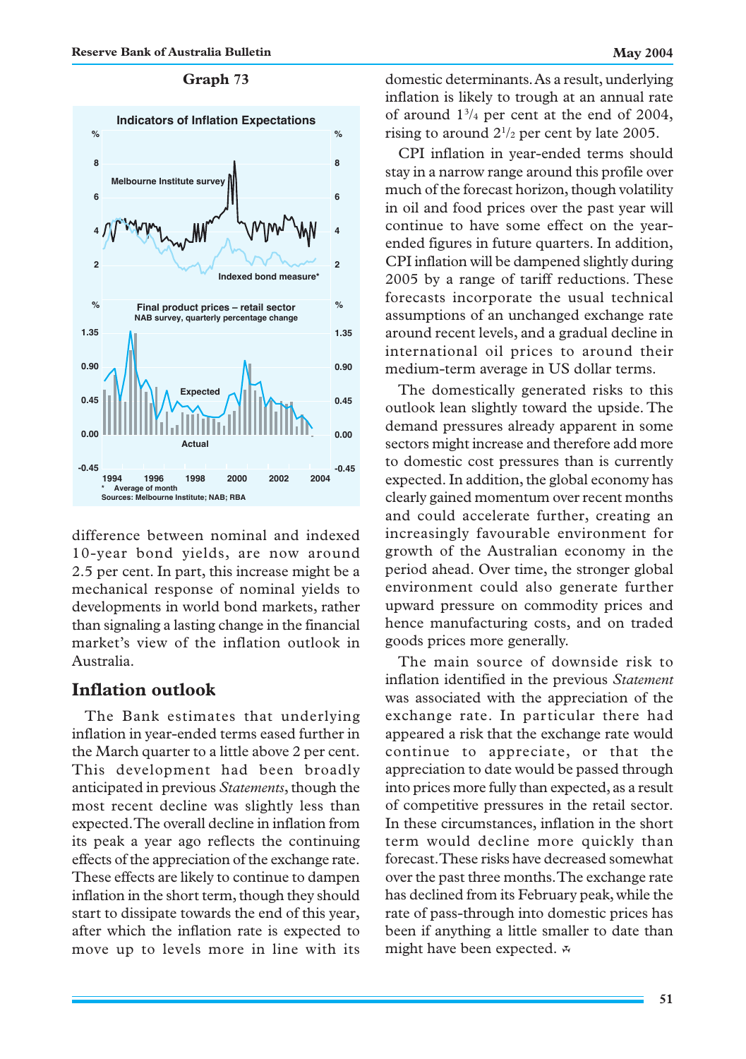**Graph 73**

Indicators of Inflation Expectations

%

8

6

4

2

Melbourne Institute survey

Indexed bond measure*

Final product prices – retail sector

NAB survey, quarterly percentage change

1.35

0.90

0.45

0.00

-0.45

Expected

Actual

1994 1996 1998 2000 2002 2004

\* Average of month

Sources: Melbourne Institute; NAB; RBA

difference between nominal and indexed 10-year bond yields, are now around 2.5 per cent. In part, this increase might be a mechanical response of nominal yields to developments in world bond markets, rather than signaling a lasting change in the financial market's view of the inflation outlook in Australia.

## Inflation outlook

The Bank estimates that underlying inflation in year-ended terms eased further in the March quarter to a little above 2 per cent. This development had been broadly anticipated in previous *Statements*, though the most recent decline was slightly less than expected. The overall decline in inflation from its peak a year ago reflects the continuing effects of the appreciation of the exchange rate. These effects are likely to continue to dampen inflation in the short term, though they should start to dissipate towards the end of this year, after which the inflation rate is expected to move up to levels more in line with its domestic determinants. As a result, underlying inflation is likely to trough at an annual rate of around $1^{3}/_{4}$ per cent at the end of 2004, rising to around $2^{1}/_{2}$ per cent by late 2005.

CPI inflation in year-ended terms should stay in a narrow range around this profile over much of the forecast horizon, though volatility in oil and food prices over the past year will continue to have some effect on the year-ended figures in future quarters. In addition, CPI inflation will be dampened slightly during 2005 by a range of tariff reductions. These forecasts incorporate the usual technical assumptions of an unchanged exchange rate around recent levels, and a gradual decline in international oil prices to around their medium-term average in US dollar terms.

The domestically generated risks to this outlook lean slightly toward the upside. The demand pressures already apparent in some sectors might increase and therefore add more to domestic cost pressures than is currently expected. In addition, the global economy has clearly gained momentum over recent months and could accelerate further, creating an increasingly favourable environment for growth of the Australian economy in the period ahead. Over time, the stronger global environment could also generate further upward pressure on commodity prices and hence manufacturing costs, and on traded goods prices more generally.

The main source of downside risk to inflation identified in the previous *Statement* was associated with the appreciation of the exchange rate. In particular there had appeared a risk that the exchange rate would continue to appreciate, or that the appreciation to date would be passed through into prices more fully than expected, as a result of competitive pressures in the retail sector. In these circumstances, inflation in the short term would decline more quickly than forecast. These risks have decreased somewhat over the past three months. The exchange rate has declined from its February peak, while the rate of pass-through into domestic prices has been if anything a little smaller to date than might have been expected.